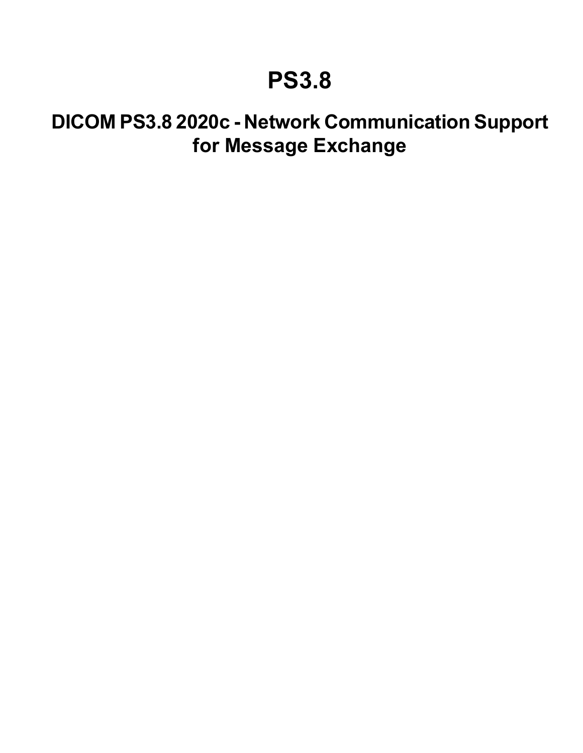# PS3.8

## DICOM PS3.8 2020c - Network Communication Support for Message Exchange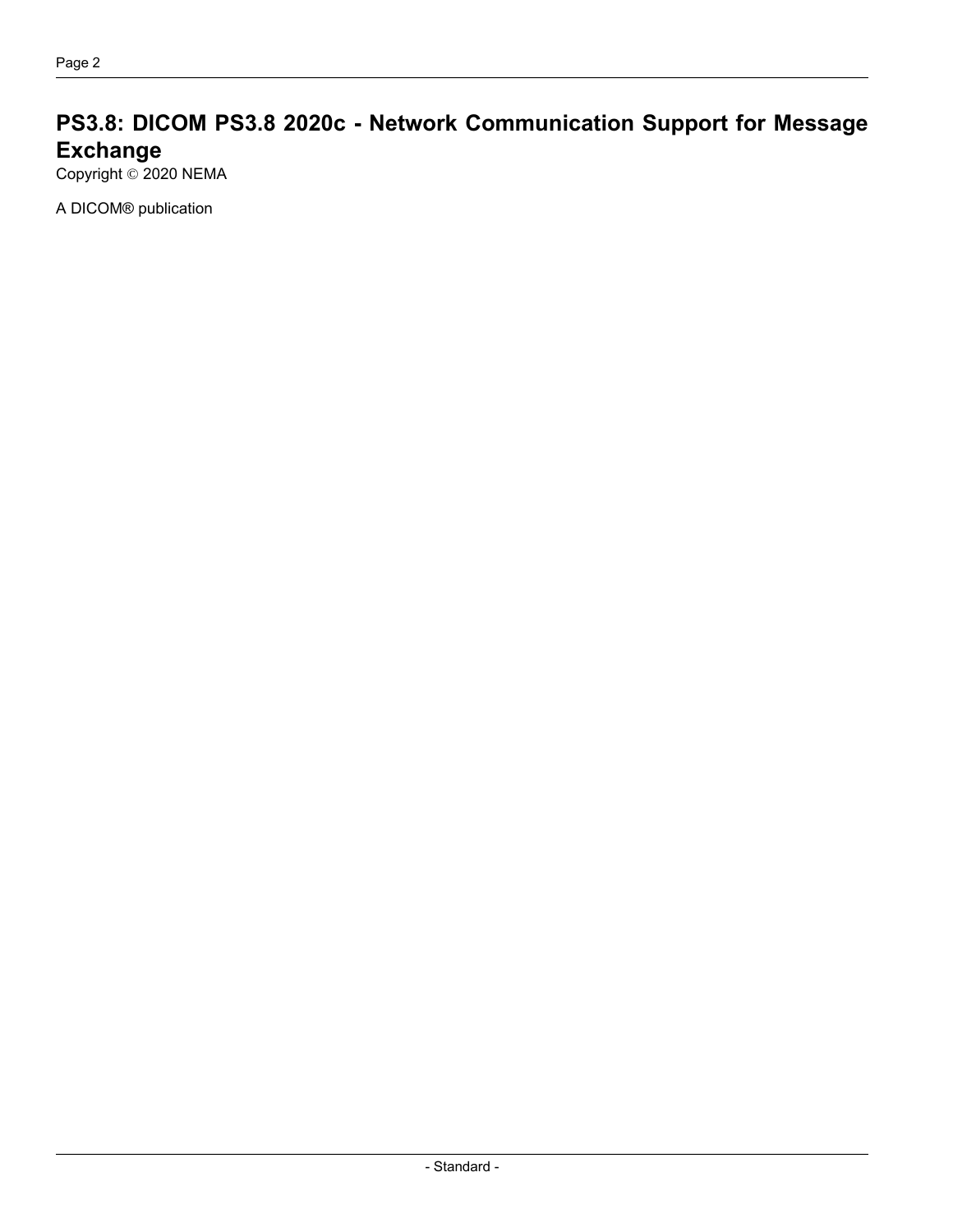# PS3.8: DICOM PS3.8 2020c - Network Communication Support for Message Exchange

Copyright © 2020 NEMA

A DICOM® publication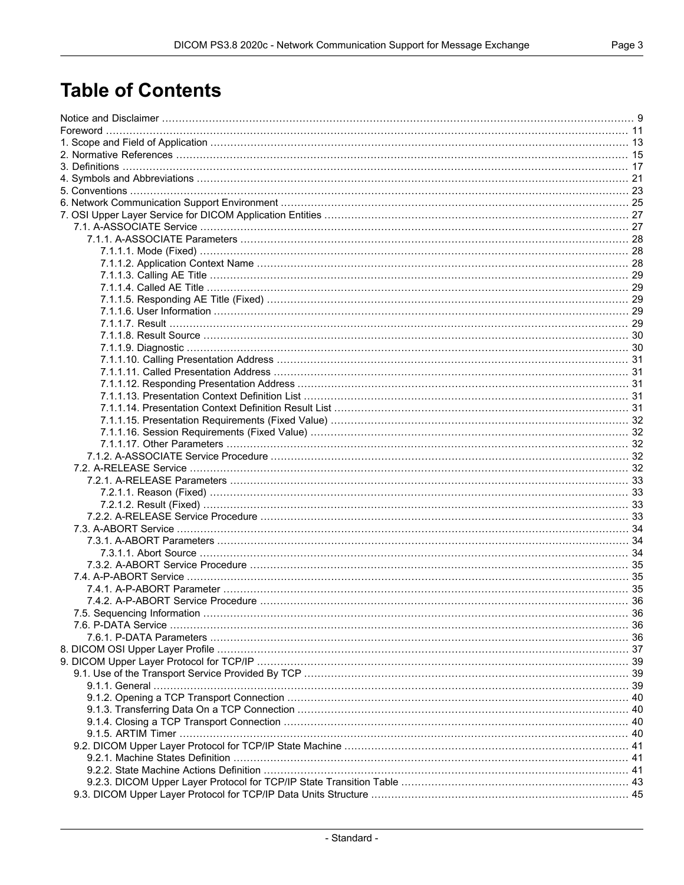# Table of Contents

Notice and Disclaimer ........ 9
Foreword ........ 11
1. Scope and Field of Application ........ 13
2. Normative References ........ 15
3. Definitions ........ 17
4. Symbols and Abbreviations ........ 21
5. Conventions ........ 23
6. Network Communication Support Environment ........ 25
7. OSI Upper Layer Service for DICOM Application Entities ........ 27
   7.1. A-ASSOCIATE Service ........ 27
      7.1.1. A-ASSOCIATE Parameters ........ 28
         7.1.1.1. Mode (Fixed) ........ 28
         7.1.1.2. Application Context Name ........ 28
         7.1.1.3. Calling AE Title ........ 29
         7.1.1.4. Called AE Title ........ 29
         7.1.1.5. Responding AE Title (Fixed) ........ 29
         7.1.1.6. User Information ........ 29
         7.1.1.7. Result ........ 29
         7.1.1.8. Result Source ........ 30
         7.1.1.9. Diagnostic ........ 30
         7.1.1.10. Calling Presentation Address ........ 31
         7.1.1.11. Called Presentation Address ........ 31
         7.1.1.12. Responding Presentation Address ........ 31
         7.1.1.13. Presentation Context Definition List ........ 31
         7.1.1.14. Presentation Context Definition Result List ........ 31
         7.1.1.15. Presentation Requirements (Fixed Value) ........ 32
         7.1.1.16. Session Requirements (Fixed Value) ........ 32
         7.1.1.17. Other Parameters ........ 32
      7.1.2. A-ASSOCIATE Service Procedure ........ 32
   7.2. A-RELEASE Service ........ 32
      7.2.1. A-RELEASE Parameters ........ 33
         7.2.1.1. Reason (Fixed) ........ 33
         7.2.1.2. Result (Fixed) ........ 33
      7.2.2. A-RELEASE Service Procedure ........ 33
   7.3. A-ABORT Service ........ 34
      7.3.1. A-ABORT Parameters ........ 34
         7.3.1.1. Abort Source ........ 34
      7.3.2. A-ABORT Service Procedure ........ 35
   7.4. A-P-ABORT Service ........ 35
      7.4.1. A-P-ABORT Parameter ........ 35
      7.4.2. A-P-ABORT Service Procedure ........ 36
   7.5. Sequencing Information ........ 36
   7.6. P-DATA Service ........ 36
      7.6.1. P-DATA Parameters ........ 36
8. DICOM OSI Upper Layer Profile ........ 37
9. DICOM Upper Layer Protocol for TCP/IP ........ 39
   9.1. Use of the Transport Service Provided By TCP ........ 39
      9.1.1. General ........ 39
      9.1.2. Opening a TCP Transport Connection ........ 40
      9.1.3. Transferring Data On a TCP Connection ........ 40
      9.1.4. Closing a TCP Transport Connection ........ 40
      9.1.5. ARTIM Timer ........ 40
   9.2. DICOM Upper Layer Protocol for TCP/IP State Machine ........ 41
      9.2.1. Machine States Definition ........ 41
      9.2.2. State Machine Actions Definition ........ 41
      9.2.3. DICOM Upper Layer Protocol for TCP/IP State Transition Table ........ 43
   9.3. DICOM Upper Layer Protocol for TCP/IP Data Units Structure ........ 45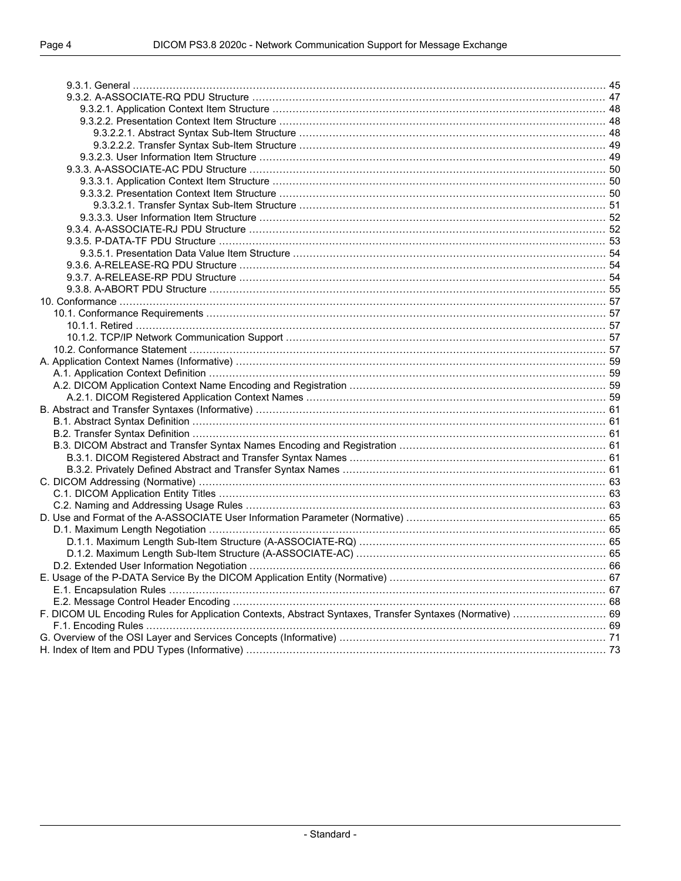- 9.3.1. General ... 45
- 9.3.2. A-ASSOCIATE-RQ PDU Structure ... 47
  - 9.3.2.1. Application Context Item Structure ... 48
  - 9.3.2.2. Presentation Context Item Structure ... 48
    - 9.3.2.2.1. Abstract Syntax Sub-Item Structure ... 48
    - 9.3.2.2.2. Transfer Syntax Sub-Item Structure ... 49
  - 9.3.2.3. User Information Item Structure ... 49
- 9.3.3. A-ASSOCIATE-AC PDU Structure ... 50
  - 9.3.3.1. Application Context Item Structure ... 50
  - 9.3.3.2. Presentation Context Item Structure ... 50
    - 9.3.3.2.1. Transfer Syntax Sub-Item Structure ... 51
  - 9.3.3.3. User Information Item Structure ... 52
- 9.3.4. A-ASSOCIATE-RJ PDU Structure ... 52
- 9.3.5. P-DATA-TF PDU Structure ... 53
  - 9.3.5.1. Presentation Data Value Item Structure ... 54
- 9.3.6. A-RELEASE-RQ PDU Structure ... 54
- 9.3.7. A-RELEASE-RP PDU Structure ... 54
- 9.3.8. A-ABORT PDU Structure ... 55

10. Conformance ... 57
- 10.1. Conformance Requirements ... 57
  - 10.1.1. Retired ... 57
  - 10.1.2. TCP/IP Network Communication Support ... 57
- 10.2. Conformance Statement ... 57

A. Application Context Names (Informative) ... 59
- A.1. Application Context Definition ... 59
- A.2. DICOM Application Context Name Encoding and Registration ... 59
  - A.2.1. DICOM Registered Application Context Names ... 59

B. Abstract and Transfer Syntaxes (Informative) ... 61
- B.1. Abstract Syntax Definition ... 61
- B.2. Transfer Syntax Definition ... 61
- B.3. DICOM Abstract and Transfer Syntax Names Encoding and Registration ... 61
  - B.3.1. DICOM Registered Abstract and Transfer Syntax Names ... 61
  - B.3.2. Privately Defined Abstract and Transfer Syntax Names ... 61

C. DICOM Addressing (Normative) ... 63
- C.1. DICOM Application Entity Titles ... 63
- C.2. Naming and Addressing Usage Rules ... 63

D. Use and Format of the A-ASSOCIATE User Information Parameter (Normative) ... 65
- D.1. Maximum Length Negotiation ... 65
  - D.1.1. Maximum Length Sub-Item Structure (A-ASSOCIATE-RQ) ... 65
  - D.1.2. Maximum Length Sub-Item Structure (A-ASSOCIATE-AC) ... 65
- D.2. Extended User Information Negotiation ... 66

E. Usage of the P-DATA Service By the DICOM Application Entity (Normative) ... 67
- E.1. Encapsulation Rules ... 67
- E.2. Message Control Header Encoding ... 68

F. DICOM UL Encoding Rules for Application Contexts, Abstract Syntaxes, Transfer Syntaxes (Normative) ... 69
- F.1. Encoding Rules ... 69

G. Overview of the OSI Layer and Services Concepts (Informative) ... 71

H. Index of Item and PDU Types (Informative) ... 73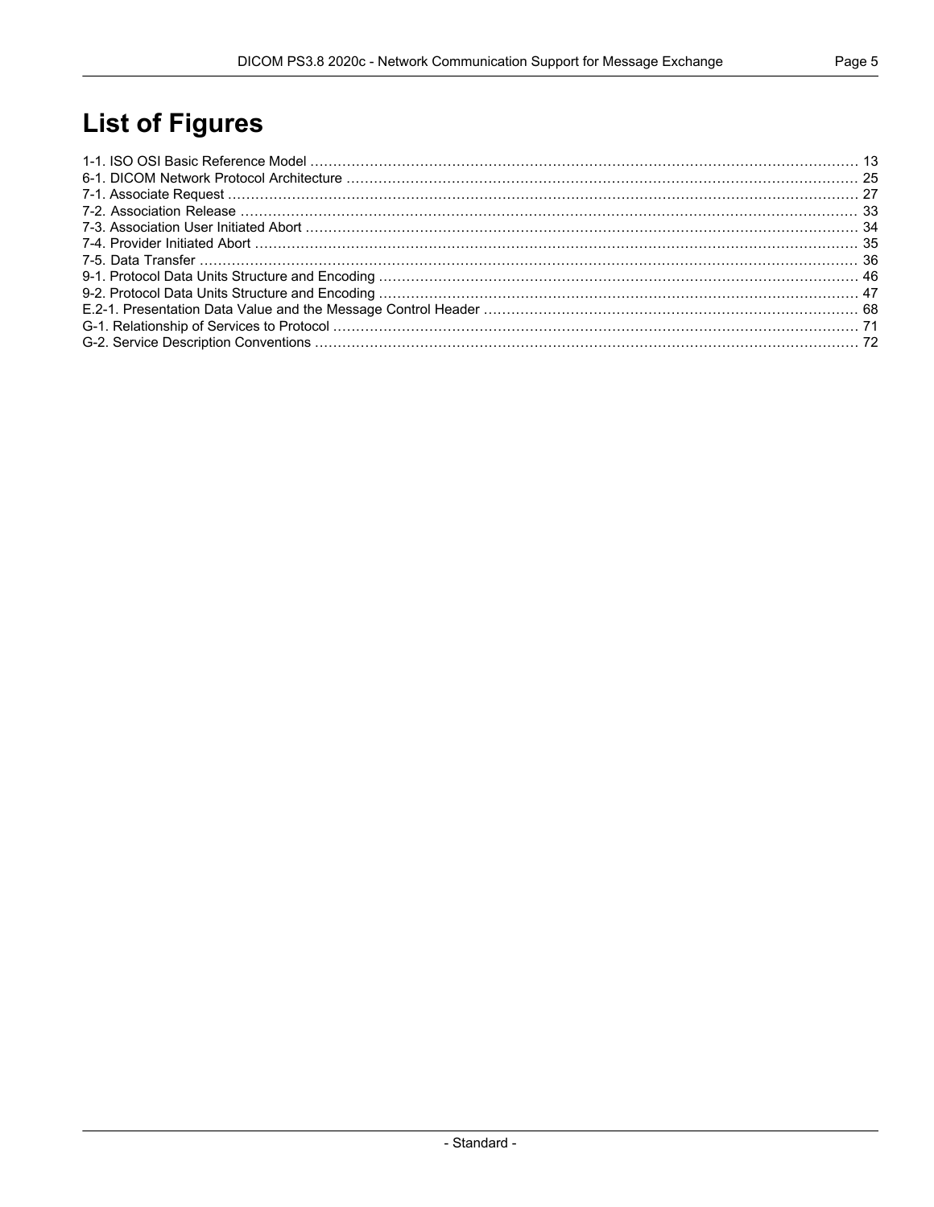# List of Figures

1-1. ISO OSI Basic Reference Model ........................................................................................................................ 13
6-1. DICOM Network Protocol Architecture ................................................................................................................ 25
7-1. Associate Request ........................................................................................................................................... 27
7-2. Association Release ........................................................................................................................................ 33
7-3. Association User Initiated Abort ......................................................................................................................... 34
7-4. Provider Initiated Abort ..................................................................................................................................... 35
7-5. Data Transfer ................................................................................................................................................. 36
9-1. Protocol Data Units Structure and Encoding .......................................................................................................... 46
9-2. Protocol Data Units Structure and Encoding .......................................................................................................... 47
E.2-1. Presentation Data Value and the Message Control Header .................................................................................. 68
G-1. Relationship of Services to Protocol ................................................................................................................... 71
G-2. Service Description Conventions ....................................................................................................................... 72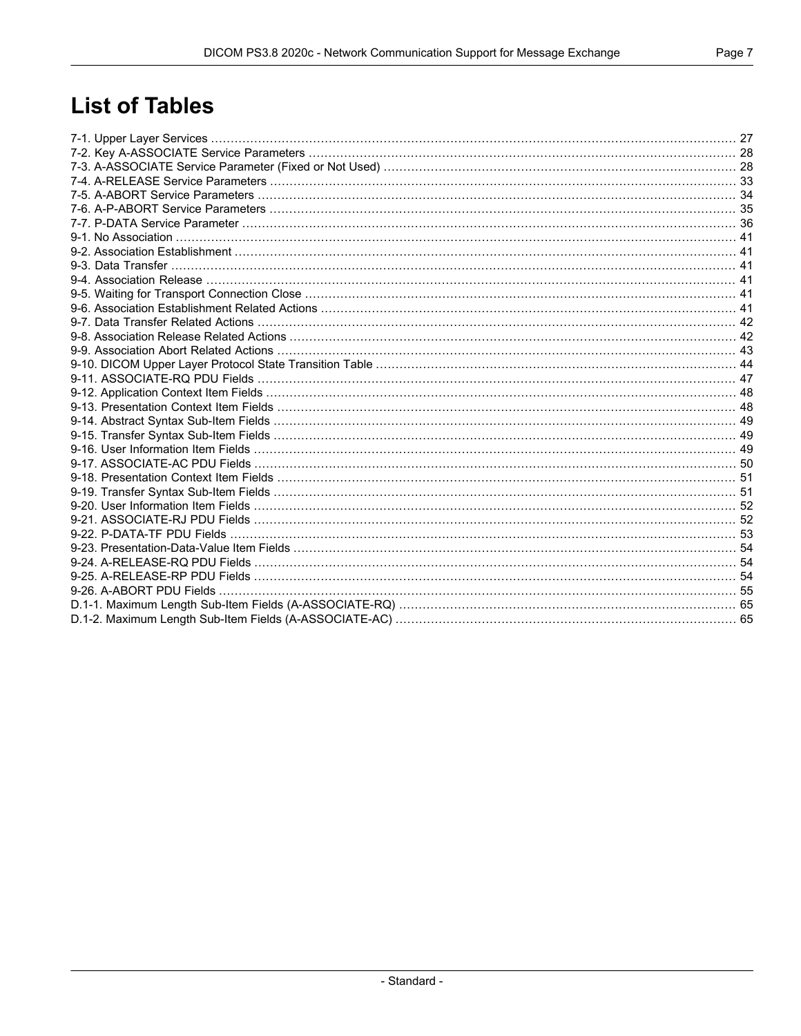# List of Tables

7-1. Upper Layer Services ........................................ 27
7-2. Key A-ASSOCIATE Service Parameters ........................................ 28
7-3. A-ASSOCIATE Service Parameter (Fixed or Not Used) ........................................ 28
7-4. A-RELEASE Service Parameters ........................................ 33
7-5. A-ABORT Service Parameters ........................................ 34
7-6. A-P-ABORT Service Parameters ........................................ 35
7-7. P-DATA Service Parameter ........................................ 36
9-1. No Association ........................................ 41
9-2. Association Establishment ........................................ 41
9-3. Data Transfer ........................................ 41
9-4. Association Release ........................................ 41
9-5. Waiting for Transport Connection Close ........................................ 41
9-6. Association Establishment Related Actions ........................................ 41
9-7. Data Transfer Related Actions ........................................ 42
9-8. Association Release Related Actions ........................................ 42
9-9. Association Abort Related Actions ........................................ 43
9-10. DICOM Upper Layer Protocol State Transition Table ........................................ 44
9-11. ASSOCIATE-RQ PDU Fields ........................................ 47
9-12. Application Context Item Fields ........................................ 48
9-13. Presentation Context Item Fields ........................................ 48
9-14. Abstract Syntax Sub-Item Fields ........................................ 49
9-15. Transfer Syntax Sub-Item Fields ........................................ 49
9-16. User Information Item Fields ........................................ 49
9-17. ASSOCIATE-AC PDU Fields ........................................ 50
9-18. Presentation Context Item Fields ........................................ 51
9-19. Transfer Syntax Sub-Item Fields ........................................ 51
9-20. User Information Item Fields ........................................ 52
9-21. ASSOCIATE-RJ PDU Fields ........................................ 52
9-22. P-DATA-TF PDU Fields ........................................ 53
9-23. Presentation-Data-Value Item Fields ........................................ 54
9-24. A-RELEASE-RQ PDU Fields ........................................ 54
9-25. A-RELEASE-RP PDU Fields ........................................ 54
9-26. A-ABORT PDU Fields ........................................ 55
D.1-1. Maximum Length Sub-Item Fields (A-ASSOCIATE-RQ) ........................................ 65
D.1-2. Maximum Length Sub-Item Fields (A-ASSOCIATE-AC) ........................................ 65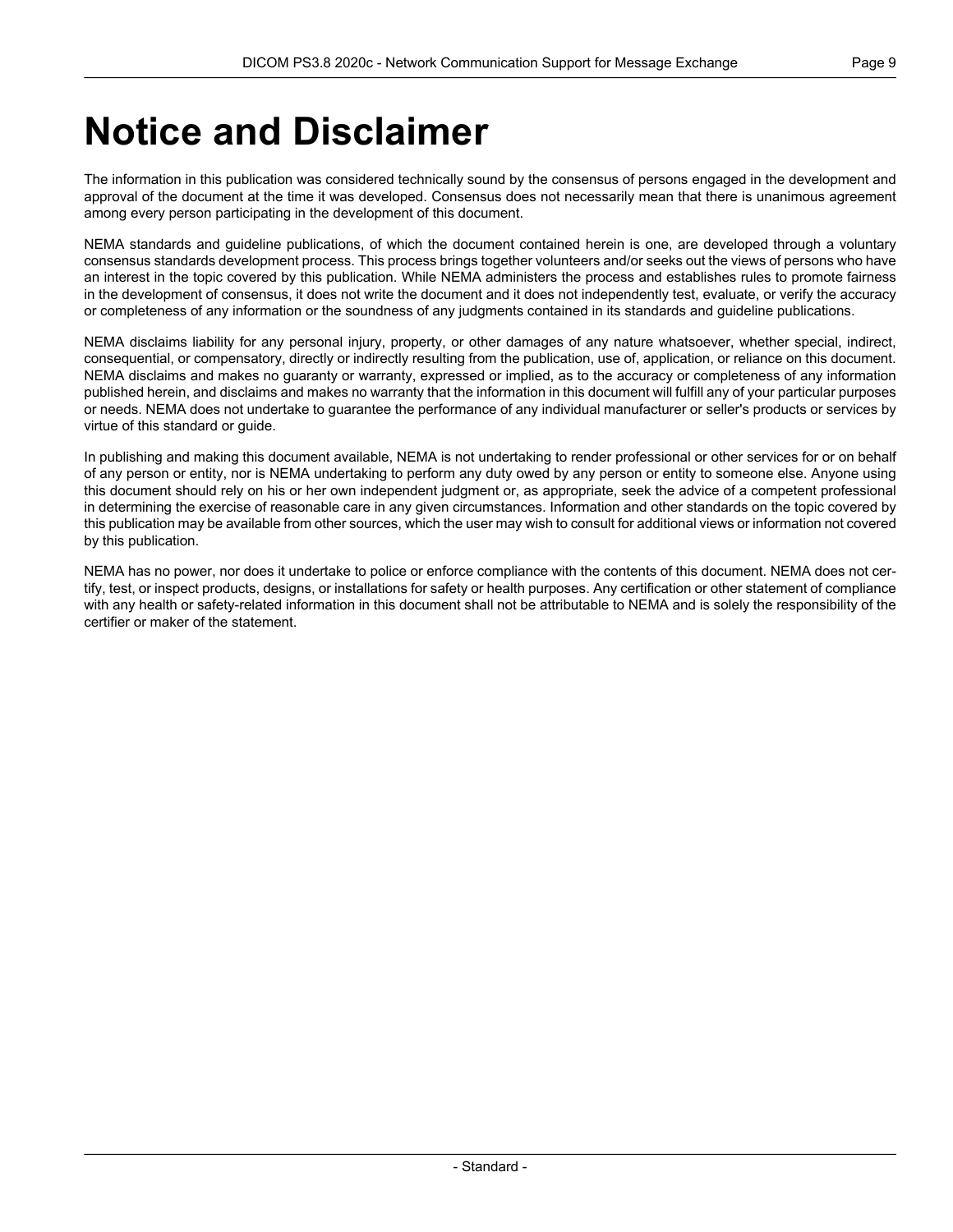# Notice and Disclaimer

The information in this publication was considered technically sound by the consensus of persons engaged in the development and approval of the document at the time it was developed. Consensus does not necessarily mean that there is unanimous agreement among every person participating in the development of this document.

NEMA standards and guideline publications, of which the document contained herein is one, are developed through a voluntary consensus standards development process. This process brings together volunteers and/or seeks out the views of persons who have an interest in the topic covered by this publication. While NEMA administers the process and establishes rules to promote fairness in the development of consensus, it does not write the document and it does not independently test, evaluate, or verify the accuracy or completeness of any information or the soundness of any judgments contained in its standards and guideline publications.

NEMA disclaims liability for any personal injury, property, or other damages of any nature whatsoever, whether special, indirect, consequential, or compensatory, directly or indirectly resulting from the publication, use of, application, or reliance on this document. NEMA disclaims and makes no guaranty or warranty, expressed or implied, as to the accuracy or completeness of any information published herein, and disclaims and makes no warranty that the information in this document will fulfill any of your particular purposes or needs. NEMA does not undertake to guarantee the performance of any individual manufacturer or seller's products or services by virtue of this standard or guide.

In publishing and making this document available, NEMA is not undertaking to render professional or other services for or on behalf of any person or entity, nor is NEMA undertaking to perform any duty owed by any person or entity to someone else. Anyone using this document should rely on his or her own independent judgment or, as appropriate, seek the advice of a competent professional in determining the exercise of reasonable care in any given circumstances. Information and other standards on the topic covered by this publication may be available from other sources, which the user may wish to consult for additional views or information not covered by this publication.

NEMA has no power, nor does it undertake to police or enforce compliance with the contents of this document. NEMA does not certify, test, or inspect products, designs, or installations for safety or health purposes. Any certification or other statement of compliance with any health or safety-related information in this document shall not be attributable to NEMA and is solely the responsibility of the certifier or maker of the statement.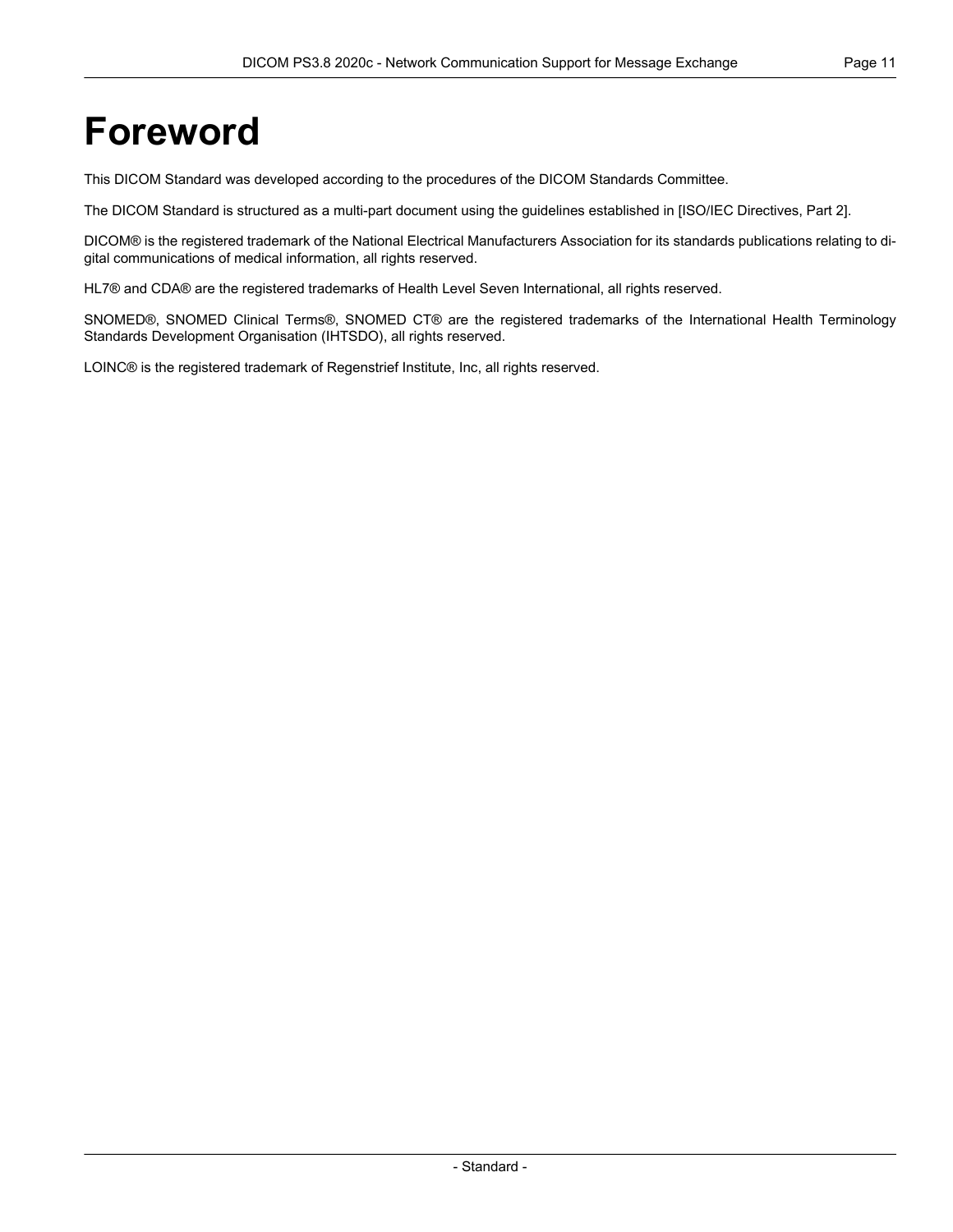# Foreword

This DICOM Standard was developed according to the procedures of the DICOM Standards Committee.

The DICOM Standard is structured as a multi-part document using the guidelines established in [ISO/IEC Directives, Part 2].

DICOM® is the registered trademark of the National Electrical Manufacturers Association for its standards publications relating to digital communications of medical information, all rights reserved.

HL7® and CDA® are the registered trademarks of Health Level Seven International, all rights reserved.

SNOMED®, SNOMED Clinical Terms®, SNOMED CT® are the registered trademarks of the International Health Terminology Standards Development Organisation (IHTSDO), all rights reserved.

LOINC® is the registered trademark of Regenstrief Institute, Inc, all rights reserved.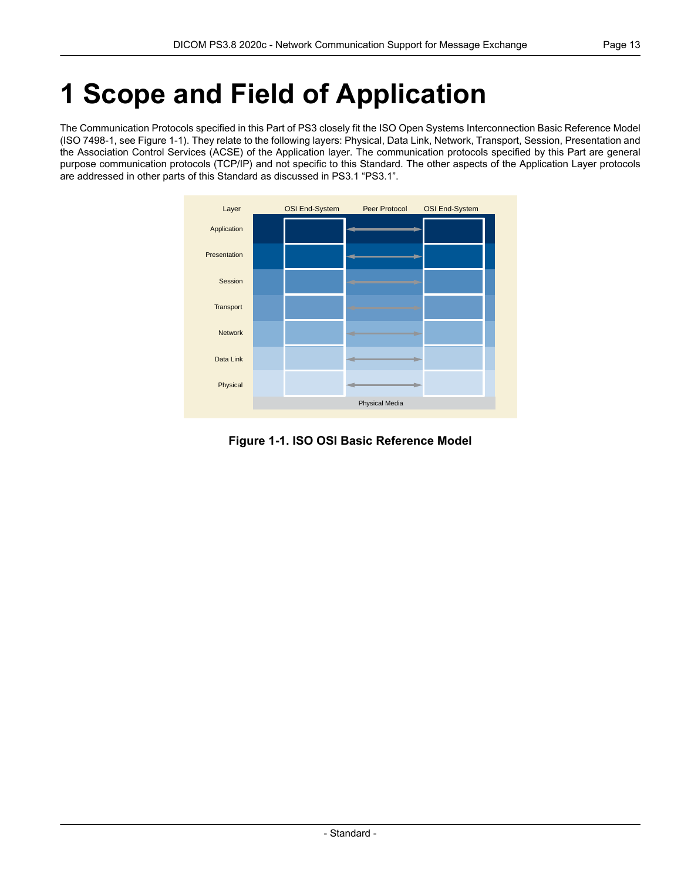# 1 Scope and Field of Application

The Communication Protocols specified in this Part of PS3 closely fit the ISO Open Systems Interconnection Basic Reference Model (ISO 7498-1, see Figure 1-1). They relate to the following layers: Physical, Data Link, Network, Transport, Session, Presentation and the Association Control Services (ACSE) of the Application layer. The communication protocols specified by this Part are general purpose communication protocols (TCP/IP) and not specific to this Standard. The other aspects of the Application Layer protocols are addressed in other parts of this Standard as discussed in PS3.1 "PS3.1".

| Layer | OSI End-System | Peer Protocol | OSI End-System |
|---|---|---|---|
| Application | | ↔ | |
| Presentation | | ↔ | |
| Session | | ↔ | |
| Transport | | ↔ | |
| Network | | ↔ | |
| Data Link | | ↔ | |
| Physical | | ↔ | |
| | Physical Media | | |

**Figure 1-1. ISO OSI Basic Reference Model**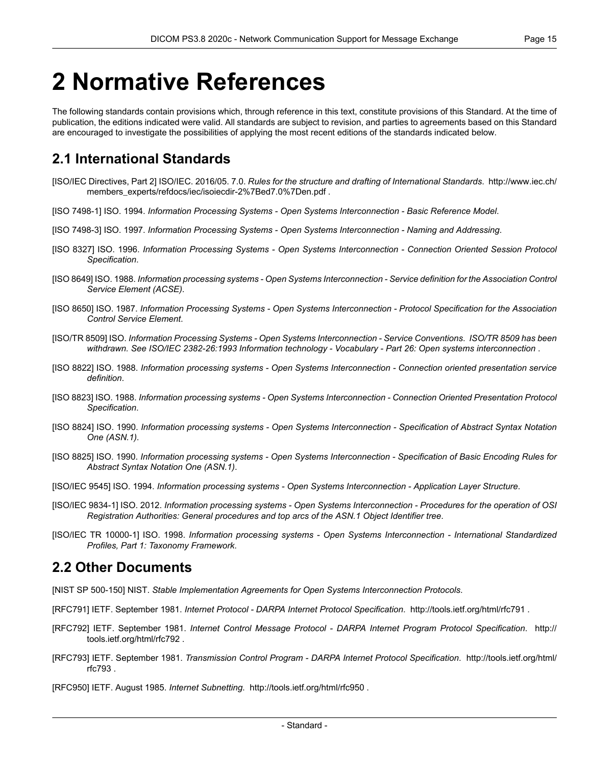# 2 Normative References

The following standards contain provisions which, through reference in this text, constitute provisions of this Standard. At the time of publication, the editions indicated were valid. All standards are subject to revision, and parties to agreements based on this Standard are encouraged to investigate the possibilities of applying the most recent editions of the standards indicated below.

## 2.1 International Standards

[ISO/IEC Directives, Part 2] ISO/IEC. 2016/05. 7.0. *Rules for the structure and drafting of International Standards*. http://www.iec.ch/members_experts/refdocs/iec/isoiecdir-2%7Bed7.0%7Den.pdf .

[ISO 7498-1] ISO. 1994. *Information Processing Systems - Open Systems Interconnection - Basic Reference Model*.

[ISO 7498-3] ISO. 1997. *Information Processing Systems - Open Systems Interconnection - Naming and Addressing*.

[ISO 8327] ISO. 1996. *Information Processing Systems - Open Systems Interconnection - Connection Oriented Session Protocol Specification*.

[ISO 8649] ISO. 1988. *Information processing systems - Open Systems Interconnection - Service definition for the Association Control Service Element (ACSE)*.

[ISO 8650] ISO. 1987. *Information Processing Systems - Open Systems Interconnection - Protocol Specification for the Association Control Service Element*.

[ISO/TR 8509] ISO. *Information Processing Systems - Open Systems Interconnection - Service Conventions. ISO/TR 8509 has been withdrawn. See ISO/IEC 2382-26:1993 Information technology - Vocabulary - Part 26: Open systems interconnection* .

[ISO 8822] ISO. 1988. *Information processing systems - Open Systems Interconnection - Connection oriented presentation service definition*.

[ISO 8823] ISO. 1988. *Information processing systems - Open Systems Interconnection - Connection Oriented Presentation Protocol Specification*.

[ISO 8824] ISO. 1990. *Information processing systems - Open Systems Interconnection - Specification of Abstract Syntax Notation One (ASN.1)*.

[ISO 8825] ISO. 1990. *Information processing systems - Open Systems Interconnection - Specification of Basic Encoding Rules for Abstract Syntax Notation One (ASN.1)*.

[ISO/IEC 9545] ISO. 1994. *Information processing systems - Open Systems Interconnection - Application Layer Structure*.

[ISO/IEC 9834-1] ISO. 2012. *Information processing systems - Open Systems Interconnection - Procedures for the operation of OSI Registration Authorities: General procedures and top arcs of the ASN.1 Object Identifier tree*.

[ISO/IEC TR 10000-1] ISO. 1998. *Information processing systems - Open Systems Interconnection - International Standardized Profiles, Part 1: Taxonomy Framework*.

## 2.2 Other Documents

[NIST SP 500-150] NIST. *Stable Implementation Agreements for Open Systems Interconnection Protocols*.

[RFC791] IETF. September 1981. *Internet Protocol - DARPA Internet Protocol Specification*. http://tools.ietf.org/html/rfc791 .

[RFC792] IETF. September 1981. *Internet Control Message Protocol - DARPA Internet Program Protocol Specification*. http://tools.ietf.org/html/rfc792 .

[RFC793] IETF. September 1981. *Transmission Control Program - DARPA Internet Protocol Specification*. http://tools.ietf.org/html/rfc793 .

[RFC950] IETF. August 1985. *Internet Subnetting*. http://tools.ietf.org/html/rfc950 .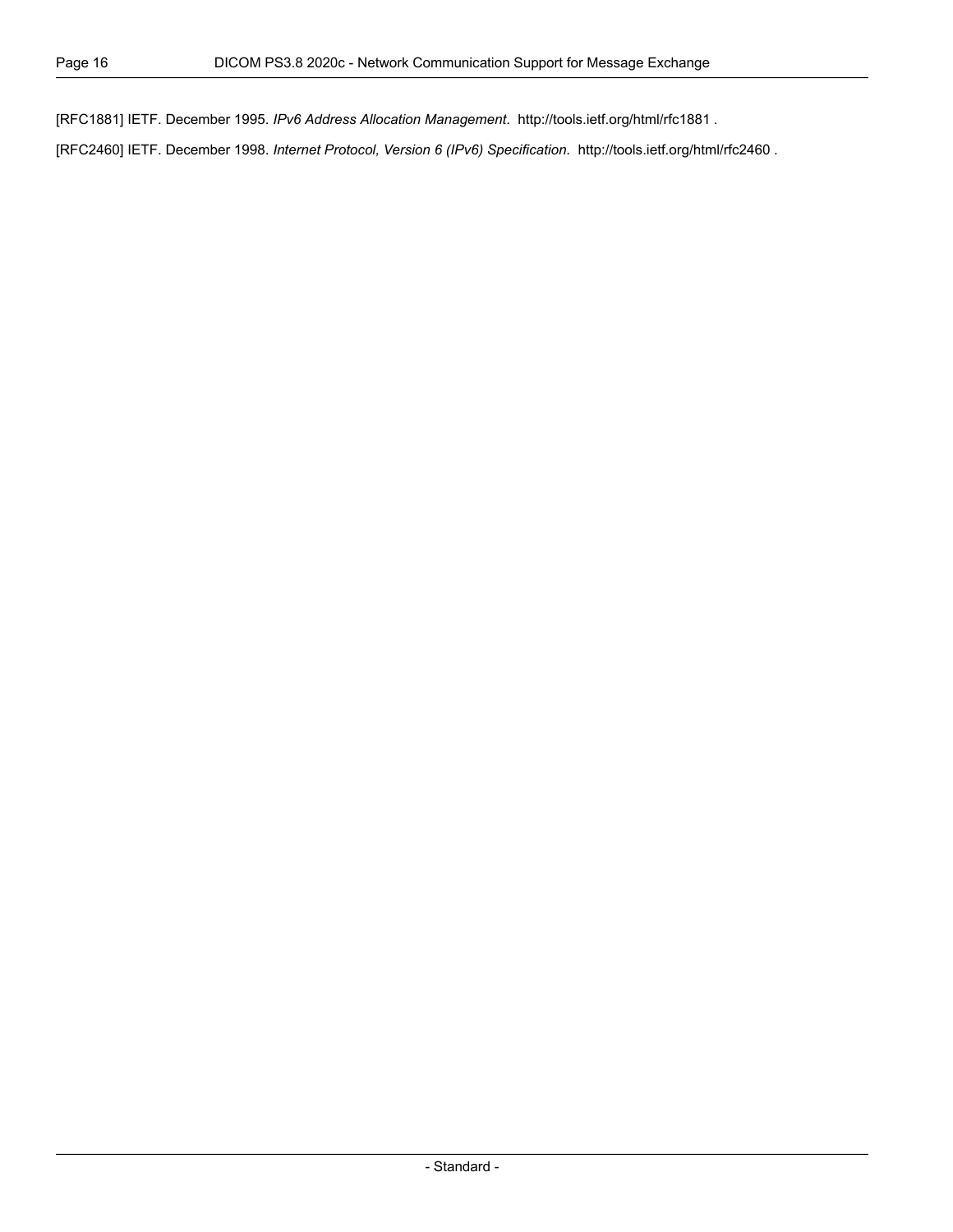[RFC1881] IETF. December 1995. *IPv6 Address Allocation Management*. http://tools.ietf.org/html/rfc1881 .

[RFC2460] IETF. December 1998. *Internet Protocol, Version 6 (IPv6) Specification*. http://tools.ietf.org/html/rfc2460 .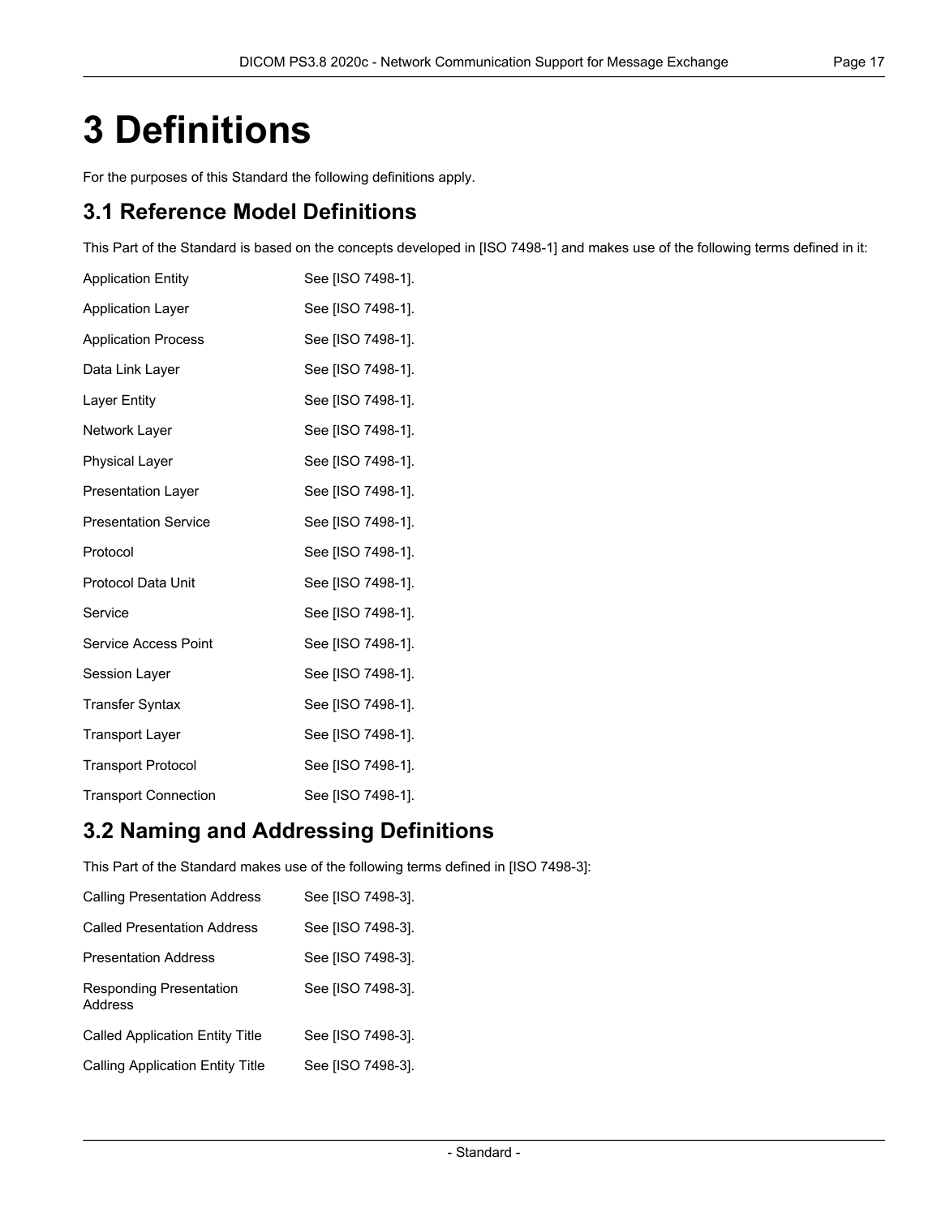# 3 Definitions

For the purposes of this Standard the following definitions apply.

## 3.1 Reference Model Definitions

This Part of the Standard is based on the concepts developed in [ISO 7498-1] and makes use of the following terms defined in it:

| | |
|---|---|
| Application Entity | See [ISO 7498-1]. |
| Application Layer | See [ISO 7498-1]. |
| Application Process | See [ISO 7498-1]. |
| Data Link Layer | See [ISO 7498-1]. |
| Layer Entity | See [ISO 7498-1]. |
| Network Layer | See [ISO 7498-1]. |
| Physical Layer | See [ISO 7498-1]. |
| Presentation Layer | See [ISO 7498-1]. |
| Presentation Service | See [ISO 7498-1]. |
| Protocol | See [ISO 7498-1]. |
| Protocol Data Unit | See [ISO 7498-1]. |
| Service | See [ISO 7498-1]. |
| Service Access Point | See [ISO 7498-1]. |
| Session Layer | See [ISO 7498-1]. |
| Transfer Syntax | See [ISO 7498-1]. |
| Transport Layer | See [ISO 7498-1]. |
| Transport Protocol | See [ISO 7498-1]. |
| Transport Connection | See [ISO 7498-1]. |

## 3.2 Naming and Addressing Definitions

This Part of the Standard makes use of the following terms defined in [ISO 7498-3]:

| | |
|---|---|
| Calling Presentation Address | See [ISO 7498-3]. |
| Called Presentation Address | See [ISO 7498-3]. |
| Presentation Address | See [ISO 7498-3]. |
| Responding Presentation Address | See [ISO 7498-3]. |
| Called Application Entity Title | See [ISO 7498-3]. |
| Calling Application Entity Title | See [ISO 7498-3]. |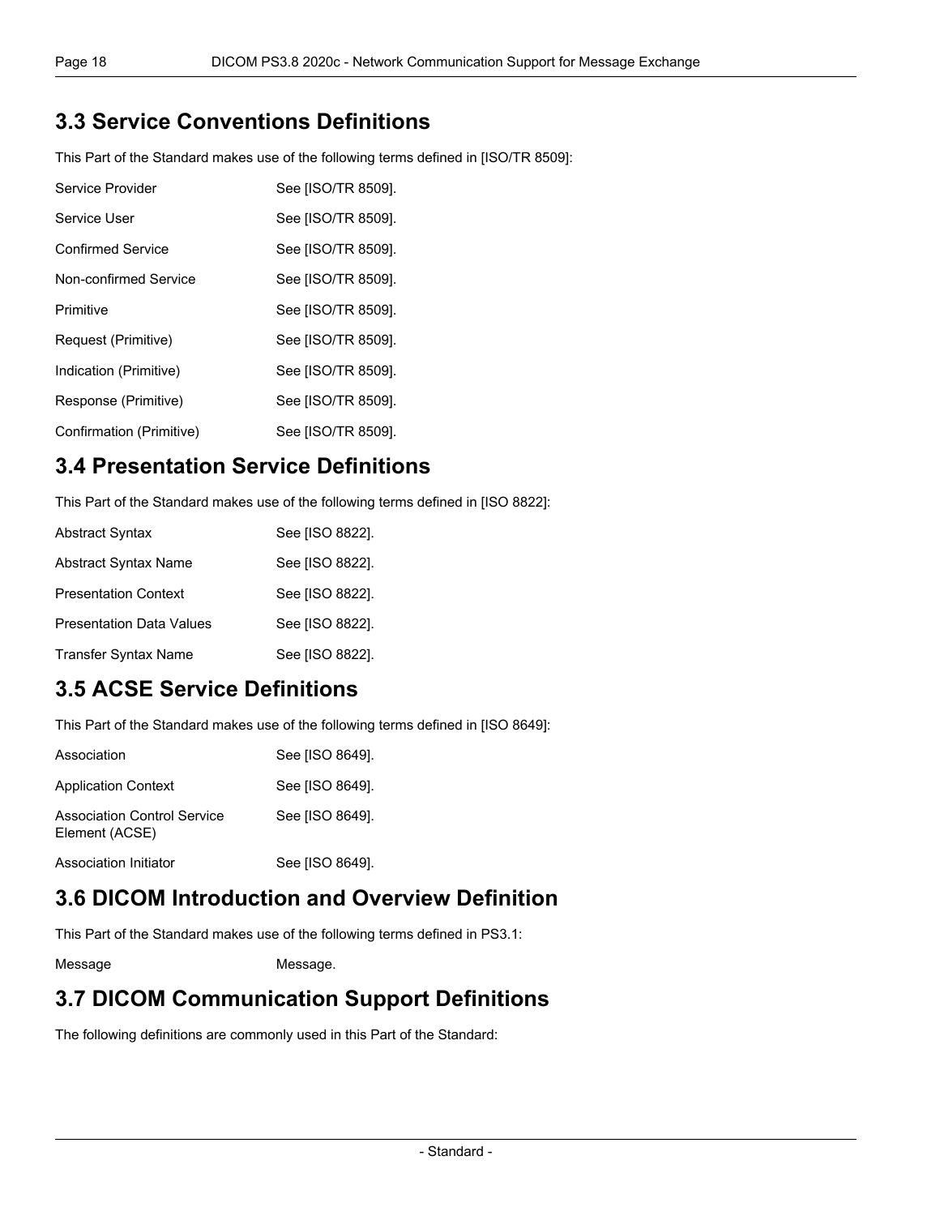## 3.3 Service Conventions Definitions

This Part of the Standard makes use of the following terms defined in [ISO/TR 8509]:

| | |
|---|---|
| Service Provider | See [ISO/TR 8509]. |
| Service User | See [ISO/TR 8509]. |
| Confirmed Service | See [ISO/TR 8509]. |
| Non-confirmed Service | See [ISO/TR 8509]. |
| Primitive | See [ISO/TR 8509]. |
| Request (Primitive) | See [ISO/TR 8509]. |
| Indication (Primitive) | See [ISO/TR 8509]. |
| Response (Primitive) | See [ISO/TR 8509]. |
| Confirmation (Primitive) | See [ISO/TR 8509]. |

## 3.4 Presentation Service Definitions

This Part of the Standard makes use of the following terms defined in [ISO 8822]:

| | |
|---|---|
| Abstract Syntax | See [ISO 8822]. |
| Abstract Syntax Name | See [ISO 8822]. |
| Presentation Context | See [ISO 8822]. |
| Presentation Data Values | See [ISO 8822]. |
| Transfer Syntax Name | See [ISO 8822]. |

## 3.5 ACSE Service Definitions

This Part of the Standard makes use of the following terms defined in [ISO 8649]:

| | |
|---|---|
| Association | See [ISO 8649]. |
| Application Context | See [ISO 8649]. |
| Association Control Service Element (ACSE) | See [ISO 8649]. |
| Association Initiator | See [ISO 8649]. |

## 3.6 DICOM Introduction and Overview Definition

This Part of the Standard makes use of the following terms defined in PS3.1:

| | |
|---|---|
| Message | Message. |

## 3.7 DICOM Communication Support Definitions

The following definitions are commonly used in this Part of the Standard: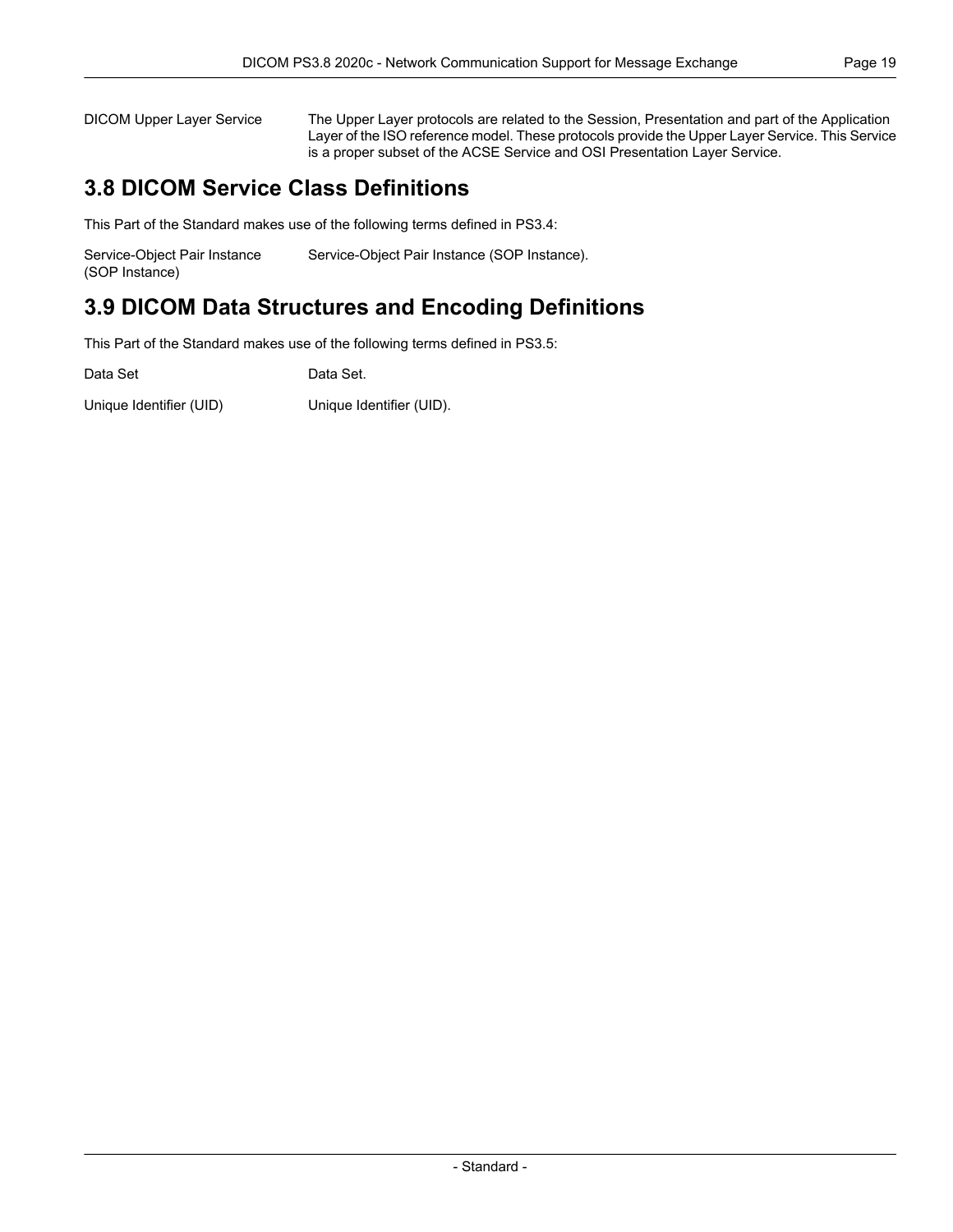DICOM Upper Layer Service
: The Upper Layer protocols are related to the Session, Presentation and part of the Application Layer of the ISO reference model. These protocols provide the Upper Layer Service. This Service is a proper subset of the ACSE Service and OSI Presentation Layer Service.

## 3.8 DICOM Service Class Definitions

This Part of the Standard makes use of the following terms defined in PS3.4:

Service-Object Pair Instance (SOP Instance)
: Service-Object Pair Instance (SOP Instance).

## 3.9 DICOM Data Structures and Encoding Definitions

This Part of the Standard makes use of the following terms defined in PS3.5:

Data Set
: Data Set.

Unique Identifier (UID)
: Unique Identifier (UID).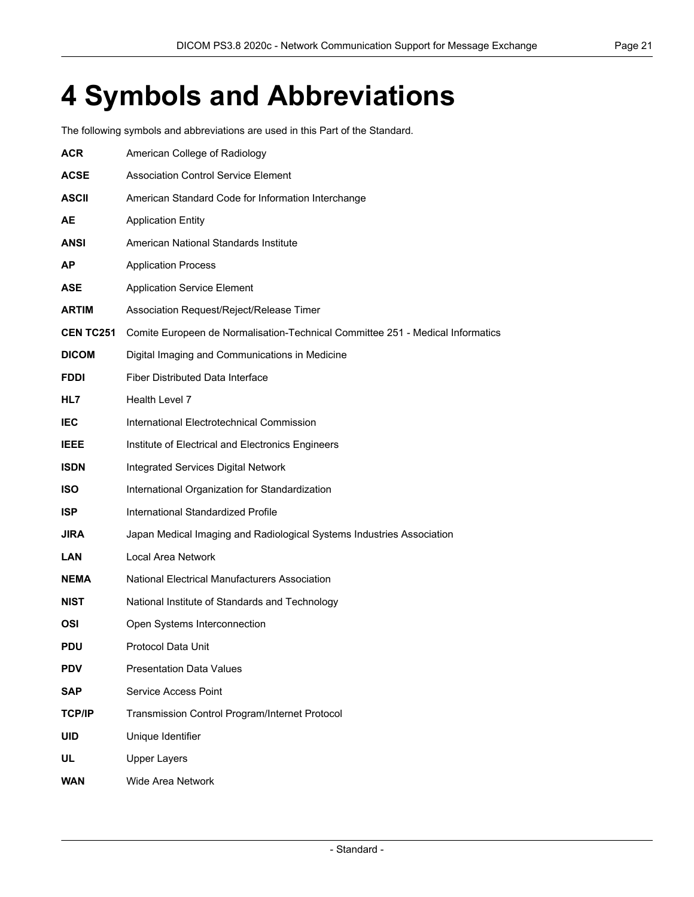# 4 Symbols and Abbreviations

The following symbols and abbreviations are used in this Part of the Standard.

**ACR** American College of Radiology

**ACSE** Association Control Service Element

**ASCII** American Standard Code for Information Interchange

**AE** Application Entity

**ANSI** American National Standards Institute

**AP** Application Process

**ASE** Application Service Element

**ARTIM** Association Request/Reject/Release Timer

**CEN TC251** Comite Europeen de Normalisation-Technical Committee 251 - Medical Informatics

**DICOM** Digital Imaging and Communications in Medicine

**FDDI** Fiber Distributed Data Interface

**HL7** Health Level 7

**IEC** International Electrotechnical Commission

**IEEE** Institute of Electrical and Electronics Engineers

**ISDN** Integrated Services Digital Network

**ISO** International Organization for Standardization

**ISP** International Standardized Profile

**JIRA** Japan Medical Imaging and Radiological Systems Industries Association

**LAN** Local Area Network

**NEMA** National Electrical Manufacturers Association

**NIST** National Institute of Standards and Technology

**OSI** Open Systems Interconnection

**PDU** Protocol Data Unit

**PDV** Presentation Data Values

**SAP** Service Access Point

**TCP/IP** Transmission Control Program/Internet Protocol

**UID** Unique Identifier

**UL** Upper Layers

**WAN** Wide Area Network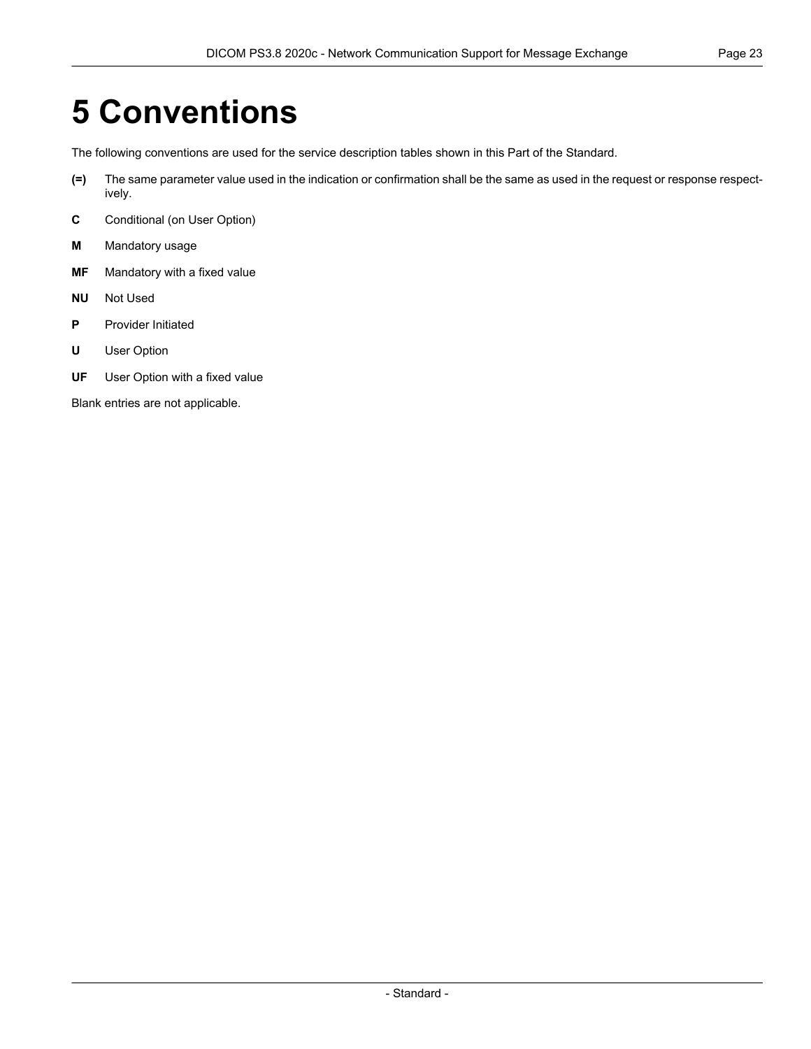# 5 Conventions

The following conventions are used for the service description tables shown in this Part of the Standard.

**(=)** The same parameter value used in the indication or confirmation shall be the same as used in the request or response respectively.

**C** Conditional (on User Option)

**M** Mandatory usage

**MF** Mandatory with a fixed value

**NU** Not Used

**P** Provider Initiated

**U** User Option

**UF** User Option with a fixed value

Blank entries are not applicable.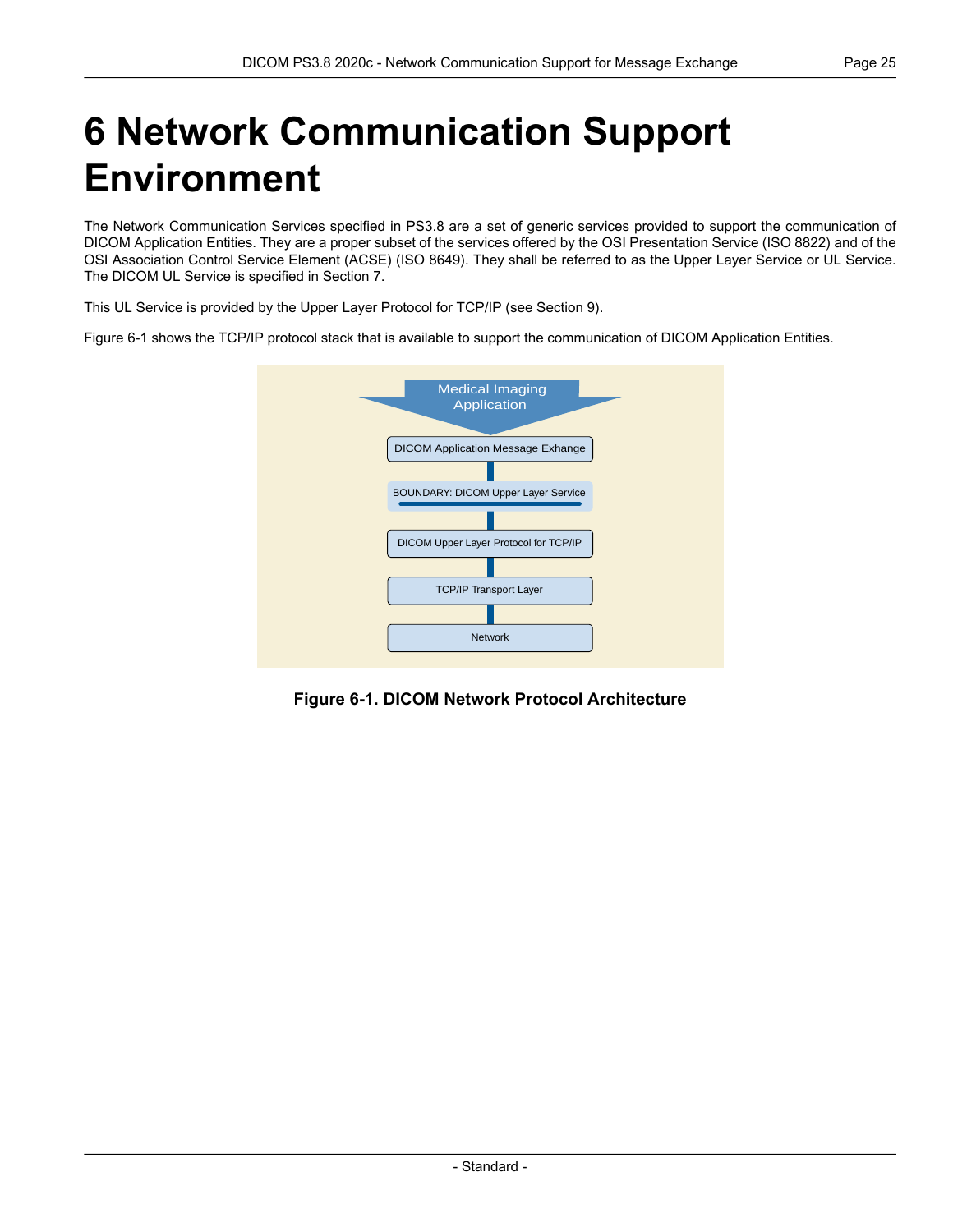# 6 Network Communication Support Environment

The Network Communication Services specified in PS3.8 are a set of generic services provided to support the communication of DICOM Application Entities. They are a proper subset of the services offered by the OSI Presentation Service (ISO 8822) and of the OSI Association Control Service Element (ACSE) (ISO 8649). They shall be referred to as the Upper Layer Service or UL Service. The DICOM UL Service is specified in Section 7.

This UL Service is provided by the Upper Layer Protocol for TCP/IP (see Section 9).

Figure 6-1 shows the TCP/IP protocol stack that is available to support the communication of DICOM Application Entities.

Medical Imaging Application

DICOM Application Message Exhange

BOUNDARY: DICOM Upper Layer Service

DICOM Upper Layer Protocol for TCP/IP

TCP/IP Transport Layer

Network

**Figure 6-1. DICOM Network Protocol Architecture**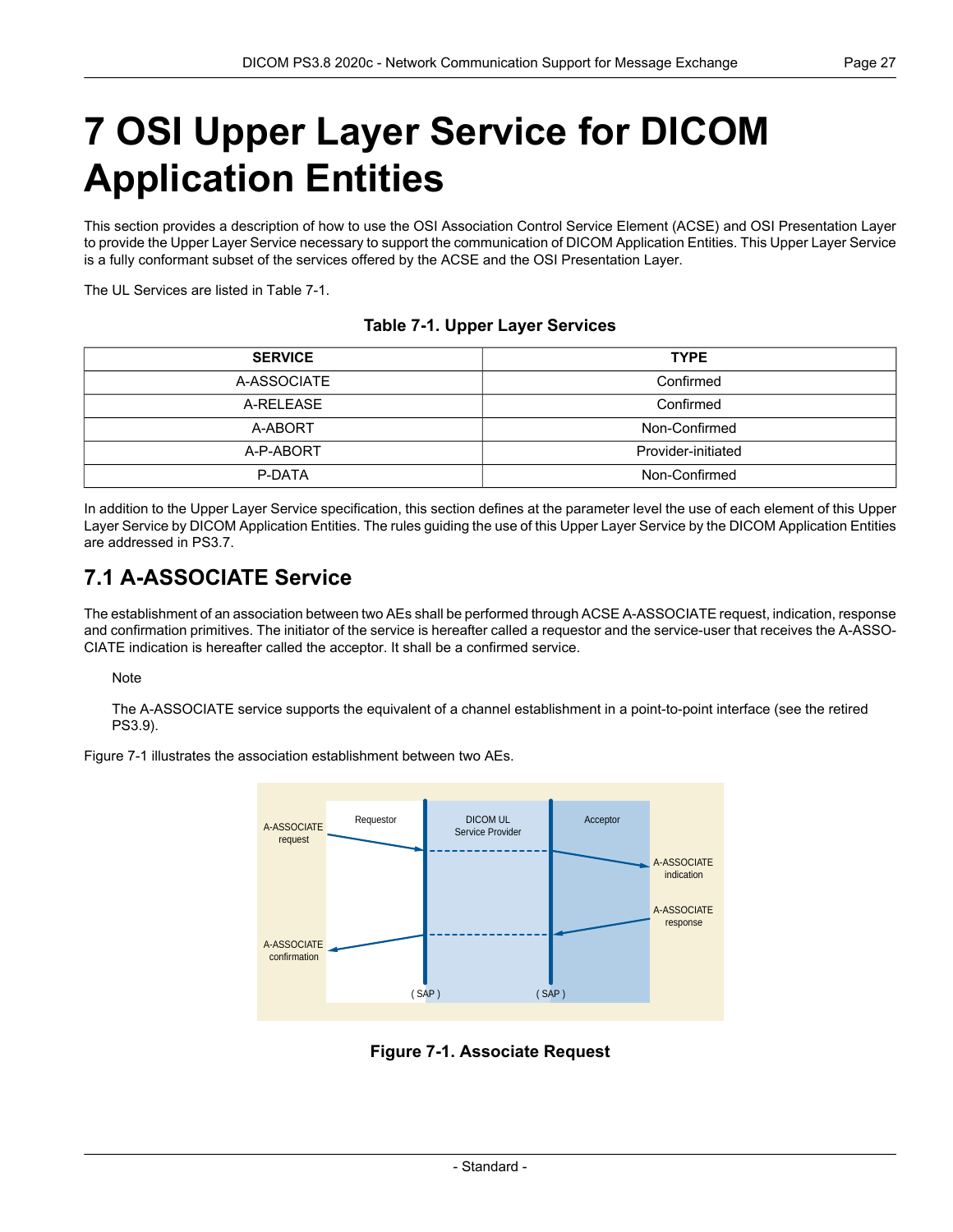# 7 OSI Upper Layer Service for DICOM Application Entities

This section provides a description of how to use the OSI Association Control Service Element (ACSE) and OSI Presentation Layer to provide the Upper Layer Service necessary to support the communication of DICOM Application Entities. This Upper Layer Service is a fully conformant subset of the services offered by the ACSE and the OSI Presentation Layer.

The UL Services are listed in Table 7-1.

**Table 7-1. Upper Layer Services**

| SERVICE | TYPE |
|---|---|
| A-ASSOCIATE | Confirmed |
| A-RELEASE | Confirmed |
| A-ABORT | Non-Confirmed |
| A-P-ABORT | Provider-initiated |
| P-DATA | Non-Confirmed |

In addition to the Upper Layer Service specification, this section defines at the parameter level the use of each element of this Upper Layer Service by DICOM Application Entities. The rules guiding the use of this Upper Layer Service by the DICOM Application Entities are addressed in PS3.7.

## 7.1 A-ASSOCIATE Service

The establishment of an association between two AEs shall be performed through ACSE A-ASSOCIATE request, indication, response and confirmation primitives. The initiator of the service is hereafter called a requestor and the service-user that receives the A-ASSOCIATE indication is hereafter called the acceptor. It shall be a confirmed service.

> Note
>
> The A-ASSOCIATE service supports the equivalent of a channel establishment in a point-to-point interface (see the retired PS3.9).

Figure 7-1 illustrates the association establishment between two AEs.

**Figure 7-1. Associate Request**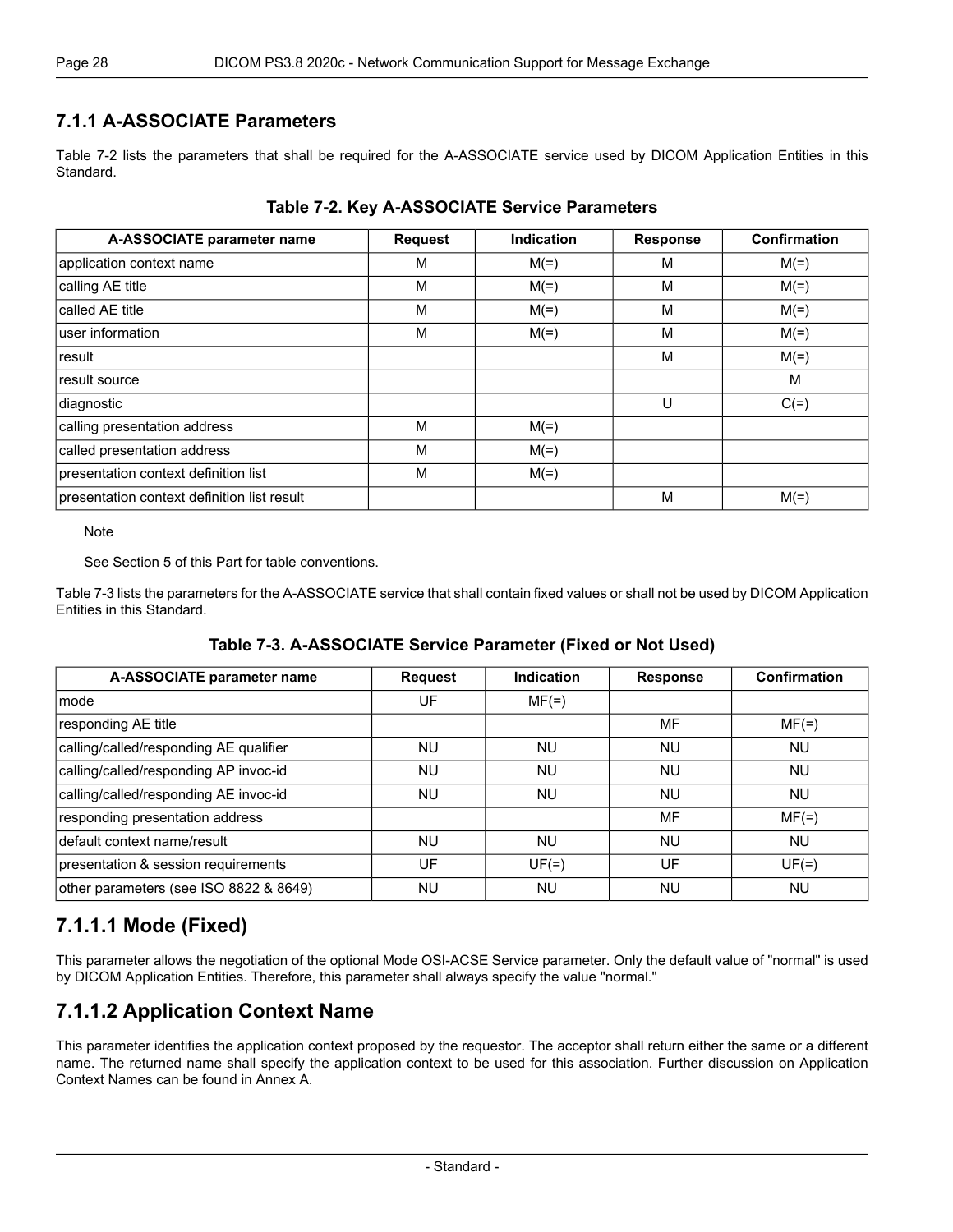### 7.1.1 A-ASSOCIATE Parameters

Table 7-2 lists the parameters that shall be required for the A-ASSOCIATE service used by DICOM Application Entities in this Standard.

**Table 7-2. Key A-ASSOCIATE Service Parameters**

| A-ASSOCIATE parameter name | Request | Indication | Response | Confirmation |
|---|---|---|---|---|
| application context name | M | M(=) | M | M(=) |
| calling AE title | M | M(=) | M | M(=) |
| called AE title | M | M(=) | M | M(=) |
| user information | M | M(=) | M | M(=) |
| result | | | M | M(=) |
| result source | | | | M |
| diagnostic | | | U | C(=) |
| calling presentation address | M | M(=) | | |
| called presentation address | M | M(=) | | |
| presentation context definition list | M | M(=) | | |
| presentation context definition list result | | | M | M(=) |

Note

See Section 5 of this Part for table conventions.

Table 7-3 lists the parameters for the A-ASSOCIATE service that shall contain fixed values or shall not be used by DICOM Application Entities in this Standard.

**Table 7-3. A-ASSOCIATE Service Parameter (Fixed or Not Used)**

| A-ASSOCIATE parameter name | Request | Indication | Response | Confirmation |
|---|---|---|---|---|
| mode | UF | MF(=) | | |
| responding AE title | | | MF | MF(=) |
| calling/called/responding AE qualifier | NU | NU | NU | NU |
| calling/called/responding AP invoc-id | NU | NU | NU | NU |
| calling/called/responding AE invoc-id | NU | NU | NU | NU |
| responding presentation address | | | MF | MF(=) |
| default context name/result | NU | NU | NU | NU |
| presentation & session requirements | UF | UF(=) | UF | UF(=) |
| other parameters (see ISO 8822 & 8649) | NU | NU | NU | NU |

## 7.1.1.1 Mode (Fixed)

This parameter allows the negotiation of the optional Mode OSI-ACSE Service parameter. Only the default value of "normal" is used by DICOM Application Entities. Therefore, this parameter shall always specify the value "normal."

## 7.1.1.2 Application Context Name

This parameter identifies the application context proposed by the requestor. The acceptor shall return either the same or a different name. The returned name shall specify the application context to be used for this association. Further discussion on Application Context Names can be found in Annex A.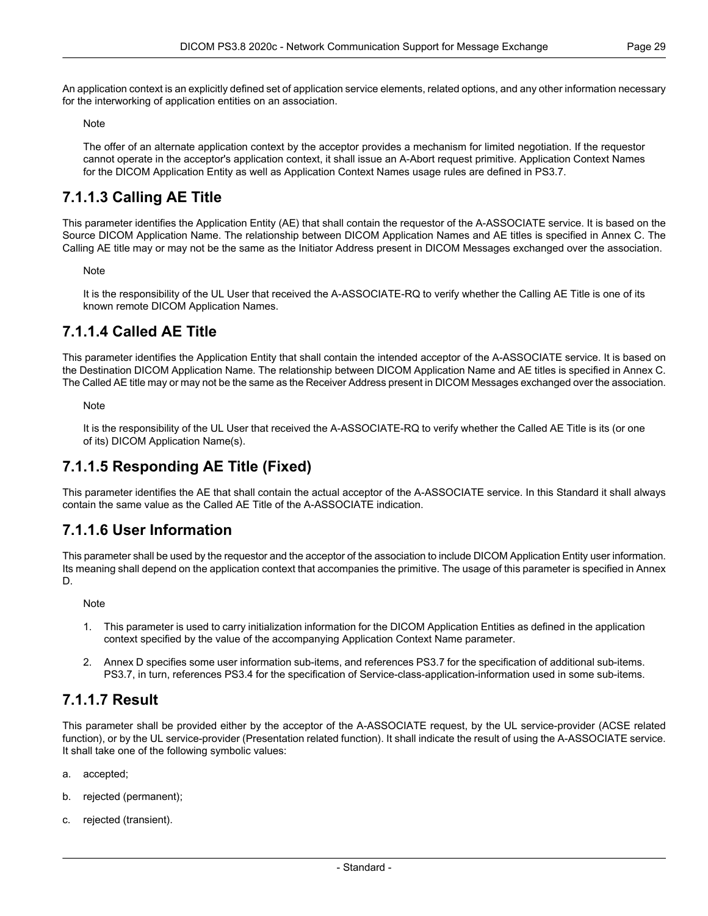An application context is an explicitly defined set of application service elements, related options, and any other information necessary for the interworking of application entities on an association.

Note

The offer of an alternate application context by the acceptor provides a mechanism for limited negotiation. If the requestor cannot operate in the acceptor's application context, it shall issue an A-Abort request primitive. Application Context Names for the DICOM Application Entity as well as Application Context Names usage rules are defined in PS3.7.

## 7.1.1.3 Calling AE Title

This parameter identifies the Application Entity (AE) that shall contain the requestor of the A-ASSOCIATE service. It is based on the Source DICOM Application Name. The relationship between DICOM Application Names and AE titles is specified in Annex C. The Calling AE title may or may not be the same as the Initiator Address present in DICOM Messages exchanged over the association.

Note

It is the responsibility of the UL User that received the A-ASSOCIATE-RQ to verify whether the Calling AE Title is one of its known remote DICOM Application Names.

## 7.1.1.4 Called AE Title

This parameter identifies the Application Entity that shall contain the intended acceptor of the A-ASSOCIATE service. It is based on the Destination DICOM Application Name. The relationship between DICOM Application Name and AE titles is specified in Annex C. The Called AE title may or may not be the same as the Receiver Address present in DICOM Messages exchanged over the association.

Note

It is the responsibility of the UL User that received the A-ASSOCIATE-RQ to verify whether the Called AE Title is its (or one of its) DICOM Application Name(s).

## 7.1.1.5 Responding AE Title (Fixed)

This parameter identifies the AE that shall contain the actual acceptor of the A-ASSOCIATE service. In this Standard it shall always contain the same value as the Called AE Title of the A-ASSOCIATE indication.

## 7.1.1.6 User Information

This parameter shall be used by the requestor and the acceptor of the association to include DICOM Application Entity user information. Its meaning shall depend on the application context that accompanies the primitive. The usage of this parameter is specified in Annex D.

Note

1. This parameter is used to carry initialization information for the DICOM Application Entities as defined in the application context specified by the value of the accompanying Application Context Name parameter.
2. Annex D specifies some user information sub-items, and references PS3.7 for the specification of additional sub-items. PS3.7, in turn, references PS3.4 for the specification of Service-class-application-information used in some sub-items.

## 7.1.1.7 Result

This parameter shall be provided either by the acceptor of the A-ASSOCIATE request, by the UL service-provider (ACSE related function), or by the UL service-provider (Presentation related function). It shall indicate the result of using the A-ASSOCIATE service. It shall take one of the following symbolic values:

a. accepted;

b. rejected (permanent);

c. rejected (transient).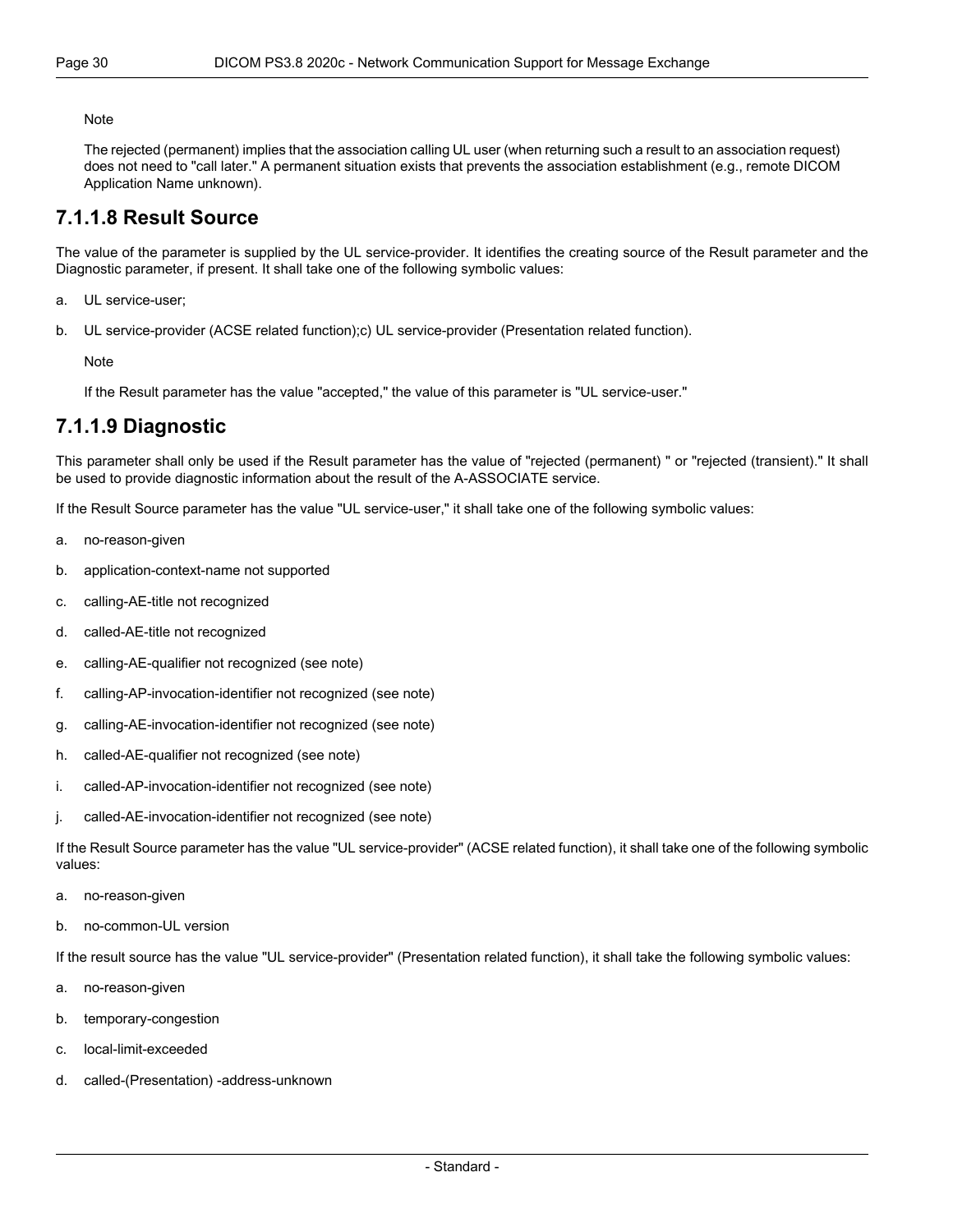Note

The rejected (permanent) implies that the association calling UL user (when returning such a result to an association request) does not need to "call later." A permanent situation exists that prevents the association establishment (e.g., remote DICOM Application Name unknown).

## 7.1.1.8 Result Source

The value of the parameter is supplied by the UL service-provider. It identifies the creating source of the Result parameter and the Diagnostic parameter, if present. It shall take one of the following symbolic values:

a. UL service-user;

b. UL service-provider (ACSE related function);c) UL service-provider (Presentation related function).

Note

If the Result parameter has the value "accepted," the value of this parameter is "UL service-user."

## 7.1.1.9 Diagnostic

This parameter shall only be used if the Result parameter has the value of "rejected (permanent) " or "rejected (transient)." It shall be used to provide diagnostic information about the result of the A-ASSOCIATE service.

If the Result Source parameter has the value "UL service-user," it shall take one of the following symbolic values:

a. no-reason-given

b. application-context-name not supported

c. calling-AE-title not recognized

d. called-AE-title not recognized

e. calling-AE-qualifier not recognized (see note)

f. calling-AP-invocation-identifier not recognized (see note)

g. calling-AE-invocation-identifier not recognized (see note)

h. called-AE-qualifier not recognized (see note)

i. called-AP-invocation-identifier not recognized (see note)

j. called-AE-invocation-identifier not recognized (see note)

If the Result Source parameter has the value "UL service-provider" (ACSE related function), it shall take one of the following symbolic values:

a. no-reason-given

b. no-common-UL version

If the result source has the value "UL service-provider" (Presentation related function), it shall take the following symbolic values:

a. no-reason-given

b. temporary-congestion

c. local-limit-exceeded

d. called-(Presentation) -address-unknown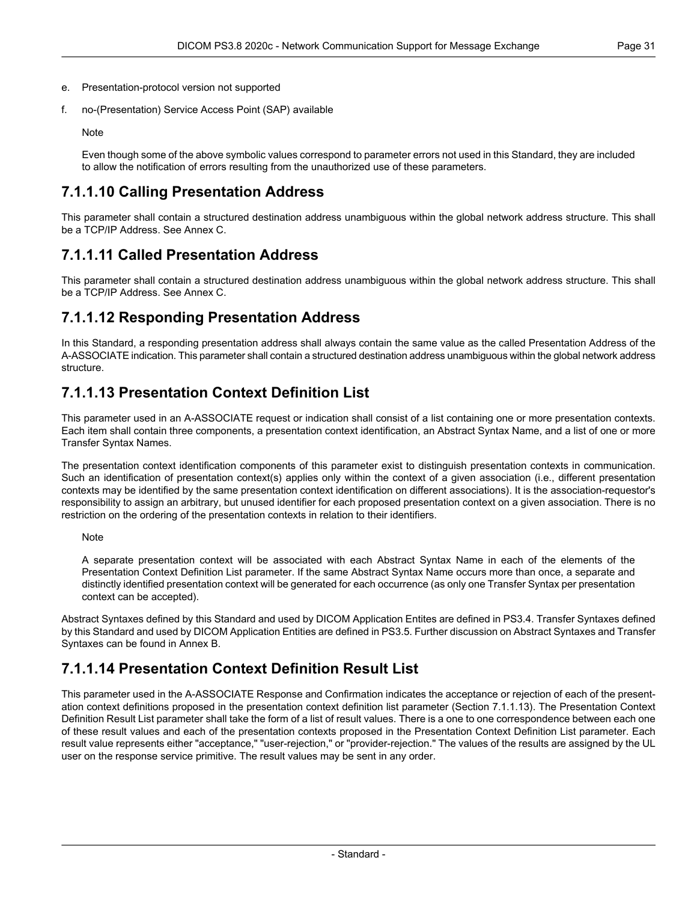e. Presentation-protocol version not supported

f. no-(Presentation) Service Access Point (SAP) available

Note

Even though some of the above symbolic values correspond to parameter errors not used in this Standard, they are included to allow the notification of errors resulting from the unauthorized use of these parameters.

### 7.1.1.10 Calling Presentation Address

This parameter shall contain a structured destination address unambiguous within the global network address structure. This shall be a TCP/IP Address. See Annex C.

### 7.1.1.11 Called Presentation Address

This parameter shall contain a structured destination address unambiguous within the global network address structure. This shall be a TCP/IP Address. See Annex C.

### 7.1.1.12 Responding Presentation Address

In this Standard, a responding presentation address shall always contain the same value as the called Presentation Address of the A-ASSOCIATE indication. This parameter shall contain a structured destination address unambiguous within the global network address structure.

### 7.1.1.13 Presentation Context Definition List

This parameter used in an A-ASSOCIATE request or indication shall consist of a list containing one or more presentation contexts. Each item shall contain three components, a presentation context identification, an Abstract Syntax Name, and a list of one or more Transfer Syntax Names.

The presentation context identification components of this parameter exist to distinguish presentation contexts in communication. Such an identification of presentation context(s) applies only within the context of a given association (i.e., different presentation contexts may be identified by the same presentation context identification on different associations). It is the association-requestor's responsibility to assign an arbitrary, but unused identifier for each proposed presentation context on a given association. There is no restriction on the ordering of the presentation contexts in relation to their identifiers.

Note

A separate presentation context will be associated with each Abstract Syntax Name in each of the elements of the Presentation Context Definition List parameter. If the same Abstract Syntax Name occurs more than once, a separate and distinctly identified presentation context will be generated for each occurrence (as only one Transfer Syntax per presentation context can be accepted).

Abstract Syntaxes defined by this Standard and used by DICOM Application Entites are defined in PS3.4. Transfer Syntaxes defined by this Standard and used by DICOM Application Entities are defined in PS3.5. Further discussion on Abstract Syntaxes and Transfer Syntaxes can be found in Annex B.

### 7.1.1.14 Presentation Context Definition Result List

This parameter used in the A-ASSOCIATE Response and Confirmation indicates the acceptance or rejection of each of the presentation context definitions proposed in the presentation context definition list parameter (Section 7.1.1.13). The Presentation Context Definition Result List parameter shall take the form of a list of result values. There is a one to one correspondence between each one of these result values and each of the presentation contexts proposed in the Presentation Context Definition List parameter. Each result value represents either "acceptance," "user-rejection," or "provider-rejection." The values of the results are assigned by the UL user on the response service primitive. The result values may be sent in any order.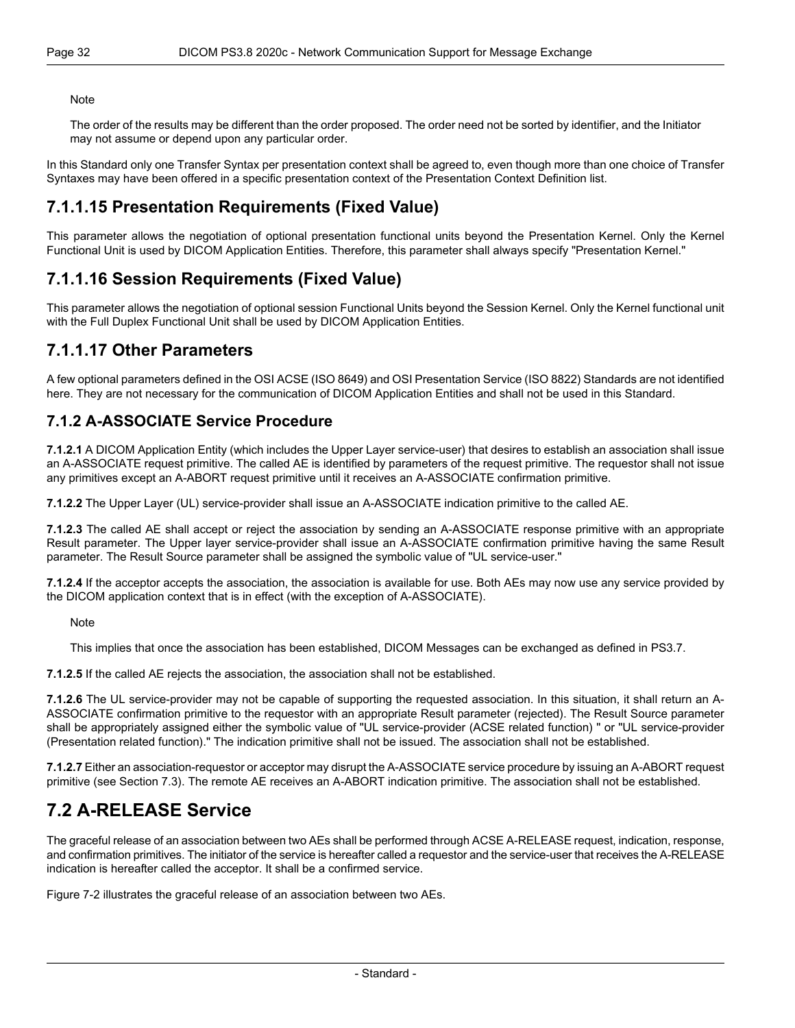Note

The order of the results may be different than the order proposed. The order need not be sorted by identifier, and the Initiator may not assume or depend upon any particular order.

In this Standard only one Transfer Syntax per presentation context shall be agreed to, even though more than one choice of Transfer Syntaxes may have been offered in a specific presentation context of the Presentation Context Definition list.

### 7.1.1.15 Presentation Requirements (Fixed Value)

This parameter allows the negotiation of optional presentation functional units beyond the Presentation Kernel. Only the Kernel Functional Unit is used by DICOM Application Entities. Therefore, this parameter shall always specify "Presentation Kernel."

### 7.1.1.16 Session Requirements (Fixed Value)

This parameter allows the negotiation of optional session Functional Units beyond the Session Kernel. Only the Kernel functional unit with the Full Duplex Functional Unit shall be used by DICOM Application Entities.

### 7.1.1.17 Other Parameters

A few optional parameters defined in the OSI ACSE (ISO 8649) and OSI Presentation Service (ISO 8822) Standards are not identified here. They are not necessary for the communication of DICOM Application Entities and shall not be used in this Standard.

### 7.1.2 A-ASSOCIATE Service Procedure

**7.1.2.1** A DICOM Application Entity (which includes the Upper Layer service-user) that desires to establish an association shall issue an A-ASSOCIATE request primitive. The called AE is identified by parameters of the request primitive. The requestor shall not issue any primitives except an A-ABORT request primitive until it receives an A-ASSOCIATE confirmation primitive.

**7.1.2.2** The Upper Layer (UL) service-provider shall issue an A-ASSOCIATE indication primitive to the called AE.

**7.1.2.3** The called AE shall accept or reject the association by sending an A-ASSOCIATE response primitive with an appropriate Result parameter. The Upper layer service-provider shall issue an A-ASSOCIATE confirmation primitive having the same Result parameter. The Result Source parameter shall be assigned the symbolic value of "UL service-user."

**7.1.2.4** If the acceptor accepts the association, the association is available for use. Both AEs may now use any service provided by the DICOM application context that is in effect (with the exception of A-ASSOCIATE).

Note

This implies that once the association has been established, DICOM Messages can be exchanged as defined in PS3.7.

**7.1.2.5** If the called AE rejects the association, the association shall not be established.

**7.1.2.6** The UL service-provider may not be capable of supporting the requested association. In this situation, it shall return an A-ASSOCIATE confirmation primitive to the requestor with an appropriate Result parameter (rejected). The Result Source parameter shall be appropriately assigned either the symbolic value of "UL service-provider (ACSE related function) " or "UL service-provider (Presentation related function)." The indication primitive shall not be issued. The association shall not be established.

**7.1.2.7** Either an association-requestor or acceptor may disrupt the A-ASSOCIATE service procedure by issuing an A-ABORT request primitive (see Section 7.3). The remote AE receives an A-ABORT indication primitive. The association shall not be established.

## 7.2 A-RELEASE Service

The graceful release of an association between two AEs shall be performed through ACSE A-RELEASE request, indication, response, and confirmation primitives. The initiator of the service is hereafter called a requestor and the service-user that receives the A-RELEASE indication is hereafter called the acceptor. It shall be a confirmed service.

Figure 7-2 illustrates the graceful release of an association between two AEs.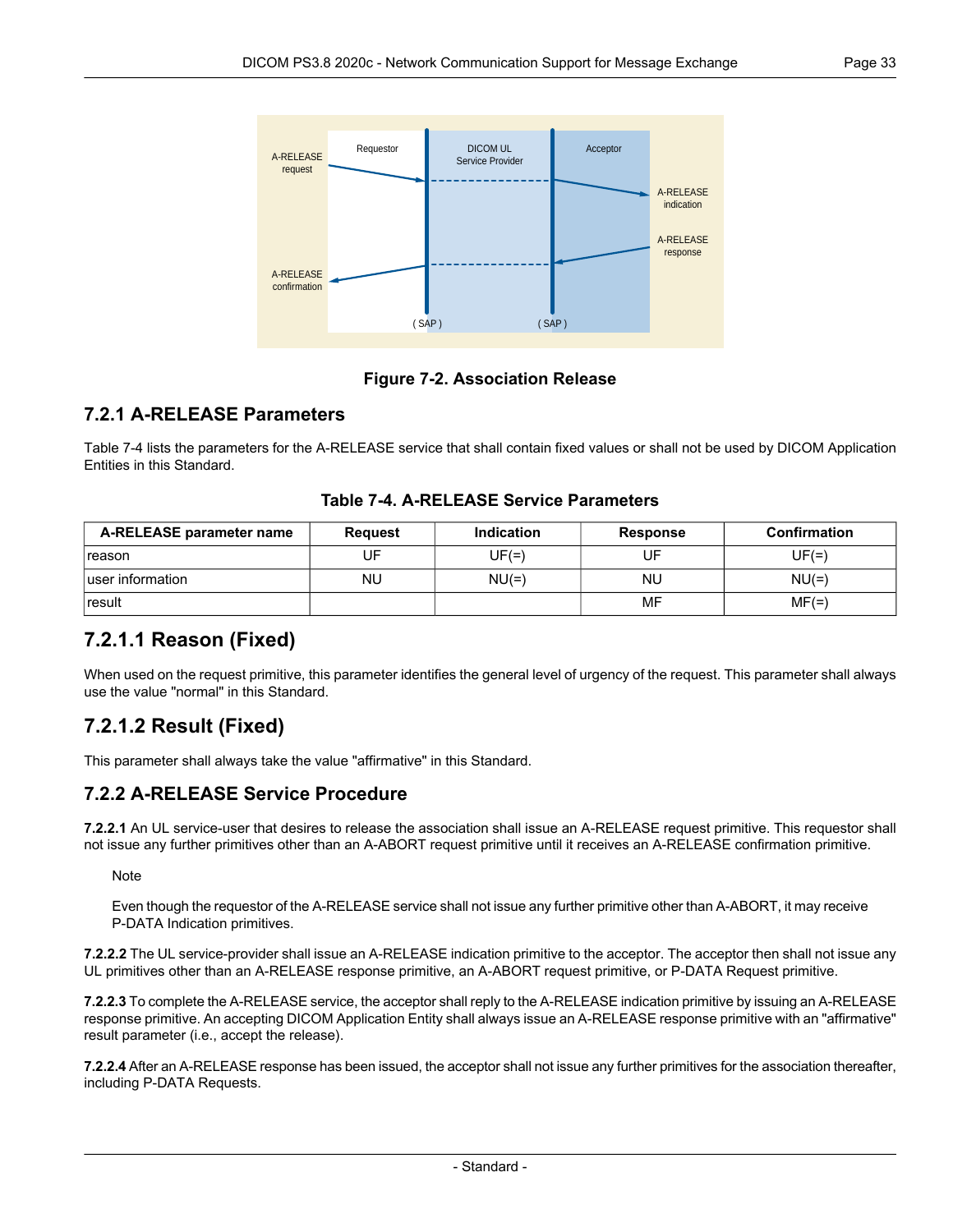Figure 7-2. Association Release

## 7.2.1 A-RELEASE Parameters

Table 7-4 lists the parameters for the A-RELEASE service that shall contain fixed values or shall not be used by DICOM Application Entities in this Standard.

**Table 7-4. A-RELEASE Service Parameters**

| A-RELEASE parameter name | Request | Indication | Response | Confirmation |
|---|---|---|---|---|
| reason | UF | UF(=) | UF | UF(=) |
| user information | NU | NU(=) | NU | NU(=) |
| result | | | MF | MF(=) |

### 7.2.1.1 Reason (Fixed)

When used on the request primitive, this parameter identifies the general level of urgency of the request. This parameter shall always use the value "normal" in this Standard.

### 7.2.1.2 Result (Fixed)

This parameter shall always take the value "affirmative" in this Standard.

## 7.2.2 A-RELEASE Service Procedure

**7.2.2.1** An UL service-user that desires to release the association shall issue an A-RELEASE request primitive. This requestor shall not issue any further primitives other than an A-ABORT request primitive until it receives an A-RELEASE confirmation primitive.

> Note
>
> Even though the requestor of the A-RELEASE service shall not issue any further primitive other than A-ABORT, it may receive P-DATA Indication primitives.

**7.2.2.2** The UL service-provider shall issue an A-RELEASE indication primitive to the acceptor. The acceptor then shall not issue any UL primitives other than an A-RELEASE response primitive, an A-ABORT request primitive, or P-DATA Request primitive.

**7.2.2.3** To complete the A-RELEASE service, the acceptor shall reply to the A-RELEASE indication primitive by issuing an A-RELEASE response primitive. An accepting DICOM Application Entity shall always issue an A-RELEASE response primitive with an "affirmative" result parameter (i.e., accept the release).

**7.2.2.4** After an A-RELEASE response has been issued, the acceptor shall not issue any further primitives for the association thereafter, including P-DATA Requests.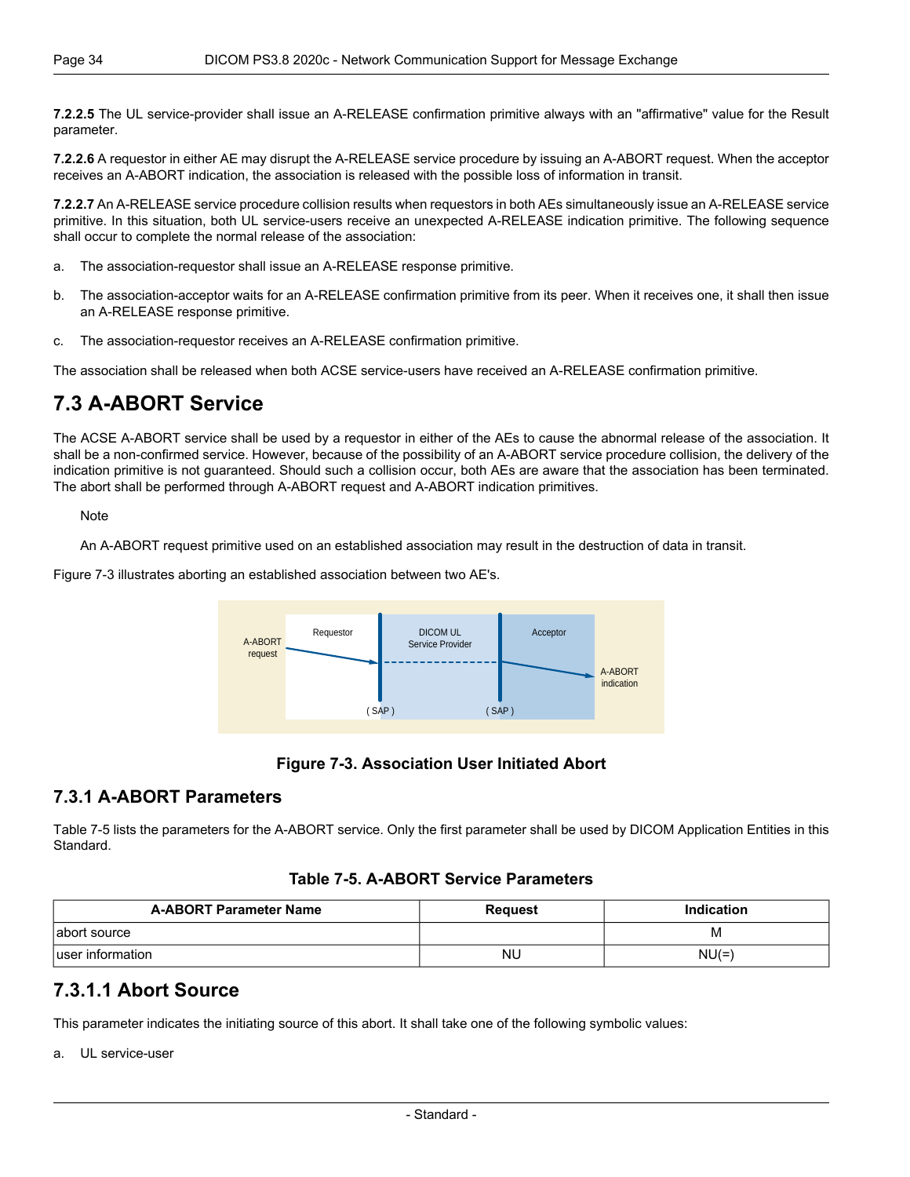**7.2.2.5** The UL service-provider shall issue an A-RELEASE confirmation primitive always with an "affirmative" value for the Result parameter.

**7.2.2.6** A requestor in either AE may disrupt the A-RELEASE service procedure by issuing an A-ABORT request. When the acceptor receives an A-ABORT indication, the association is released with the possible loss of information in transit.

**7.2.2.7** An A-RELEASE service procedure collision results when requestors in both AEs simultaneously issue an A-RELEASE service primitive. In this situation, both UL service-users receive an unexpected A-RELEASE indication primitive. The following sequence shall occur to complete the normal release of the association:

a. The association-requestor shall issue an A-RELEASE response primitive.

b. The association-acceptor waits for an A-RELEASE confirmation primitive from its peer. When it receives one, it shall then issue an A-RELEASE response primitive.

c. The association-requestor receives an A-RELEASE confirmation primitive.

The association shall be released when both ACSE service-users have received an A-RELEASE confirmation primitive.

# 7.3 A-ABORT Service

The ACSE A-ABORT service shall be used by a requestor in either of the AEs to cause the abnormal release of the association. It shall be a non-confirmed service. However, because of the possibility of an A-ABORT service procedure collision, the delivery of the indication primitive is not guaranteed. Should such a collision occur, both AEs are aware that the association has been terminated. The abort shall be performed through A-ABORT request and A-ABORT indication primitives.

> Note
>
> An A-ABORT request primitive used on an established association may result in the destruction of data in transit.

Figure 7-3 illustrates aborting an established association between two AE's.

A-ABORT request | Requestor | DICOM UL Service Provider | Acceptor | A-ABORT indication | ( SAP ) | ( SAP )

**Figure 7-3. Association User Initiated Abort**

## 7.3.1 A-ABORT Parameters

Table 7-5 lists the parameters for the A-ABORT service. Only the first parameter shall be used by DICOM Application Entities in this Standard.

**Table 7-5. A-ABORT Service Parameters**

| A-ABORT Parameter Name | Request | Indication |
|---|---|---|
| abort source | | M |
| user information | NU | NU(=) |

## 7.3.1.1 Abort Source

This parameter indicates the initiating source of this abort. It shall take one of the following symbolic values:

a. UL service-user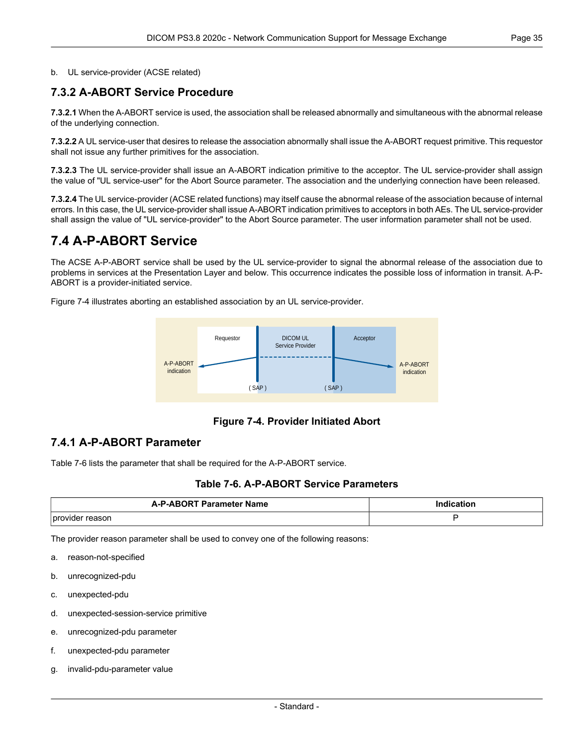b. UL service-provider (ACSE related)

### 7.3.2 A-ABORT Service Procedure

**7.3.2.1** When the A-ABORT service is used, the association shall be released abnormally and simultaneous with the abnormal release of the underlying connection.

**7.3.2.2** A UL service-user that desires to release the association abnormally shall issue the A-ABORT request primitive. This requestor shall not issue any further primitives for the association.

**7.3.2.3** The UL service-provider shall issue an A-ABORT indication primitive to the acceptor. The UL service-provider shall assign the value of "UL service-user" for the Abort Source parameter. The association and the underlying connection have been released.

**7.3.2.4** The UL service-provider (ACSE related functions) may itself cause the abnormal release of the association because of internal errors. In this case, the UL service-provider shall issue A-ABORT indication primitives to acceptors in both AEs. The UL service-provider shall assign the value of "UL service-provider" to the Abort Source parameter. The user information parameter shall not be used.

## 7.4 A-P-ABORT Service

The ACSE A-P-ABORT service shall be used by the UL service-provider to signal the abnormal release of the association due to problems in services at the Presentation Layer and below. This occurrence indicates the possible loss of information in transit. A-P-ABORT is a provider-initiated service.

Figure 7-4 illustrates aborting an established association by an UL service-provider.

**Figure 7-4. Provider Initiated Abort**

### 7.4.1 A-P-ABORT Parameter

Table 7-6 lists the parameter that shall be required for the A-P-ABORT service.

**Table 7-6. A-P-ABORT Service Parameters**

| A-P-ABORT Parameter Name | Indication |
|---|---|
| provider reason | P |

The provider reason parameter shall be used to convey one of the following reasons:

a. reason-not-specified

b. unrecognized-pdu

c. unexpected-pdu

d. unexpected-session-service primitive

e. unrecognized-pdu parameter

f. unexpected-pdu parameter

g. invalid-pdu-parameter value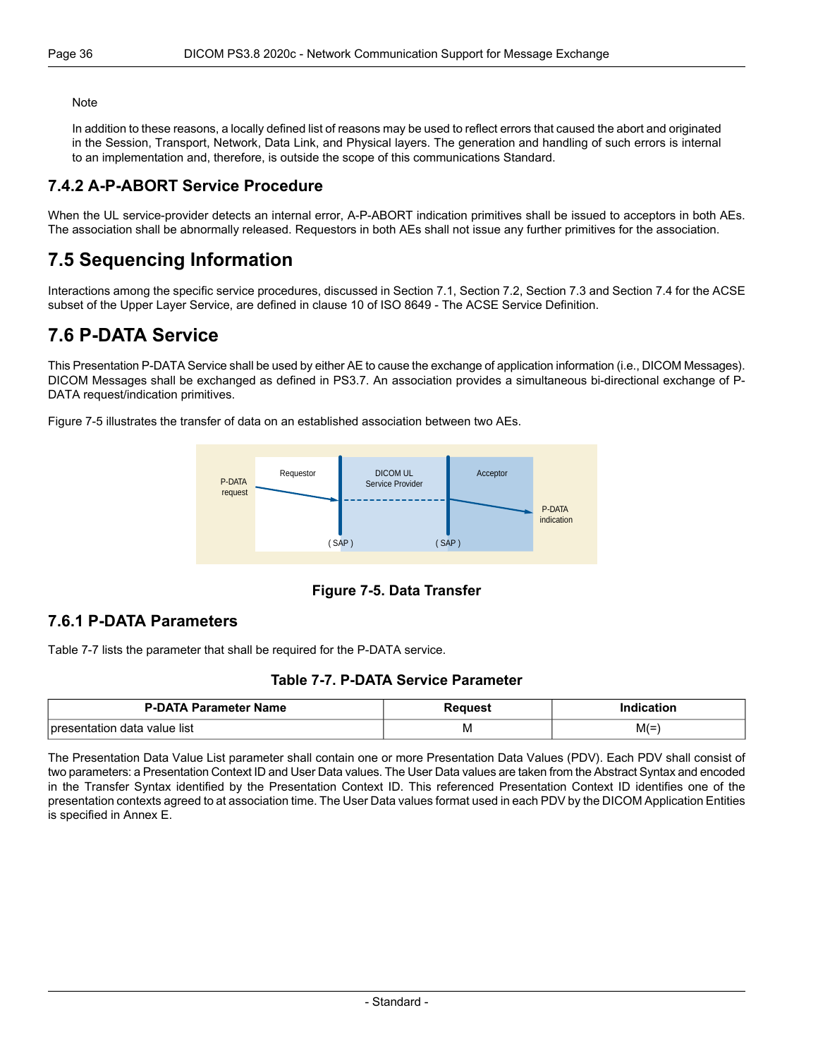Note

In addition to these reasons, a locally defined list of reasons may be used to reflect errors that caused the abort and originated in the Session, Transport, Network, Data Link, and Physical layers. The generation and handling of such errors is internal to an implementation and, therefore, is outside the scope of this communications Standard.

### 7.4.2 A-P-ABORT Service Procedure

When the UL service-provider detects an internal error, A-P-ABORT indication primitives shall be issued to acceptors in both AEs. The association shall be abnormally released. Requestors in both AEs shall not issue any further primitives for the association.

## 7.5 Sequencing Information

Interactions among the specific service procedures, discussed in Section 7.1, Section 7.2, Section 7.3 and Section 7.4 for the ACSE subset of the Upper Layer Service, are defined in clause 10 of ISO 8649 - The ACSE Service Definition.

## 7.6 P-DATA Service

This Presentation P-DATA Service shall be used by either AE to cause the exchange of application information (i.e., DICOM Messages). DICOM Messages shall be exchanged as defined in PS3.7. An association provides a simultaneous bi-directional exchange of P-DATA request/indication primitives.

Figure 7-5 illustrates the transfer of data on an established association between two AEs.

P-DATA request | Requestor | DICOM UL Service Provider | Acceptor | P-DATA indication | ( SAP ) | ( SAP )

**Figure 7-5. Data Transfer**

### 7.6.1 P-DATA Parameters

Table 7-7 lists the parameter that shall be required for the P-DATA service.

**Table 7-7. P-DATA Service Parameter**

| P-DATA Parameter Name | Request | Indication |
|---|---|---|
| presentation data value list | M | M(=) |

The Presentation Data Value List parameter shall contain one or more Presentation Data Values (PDV). Each PDV shall consist of two parameters: a Presentation Context ID and User Data values. The User Data values are taken from the Abstract Syntax and encoded in the Transfer Syntax identified by the Presentation Context ID. This referenced Presentation Context ID identifies one of the presentation contexts agreed to at association time. The User Data values format used in each PDV by the DICOM Application Entities is specified in Annex E.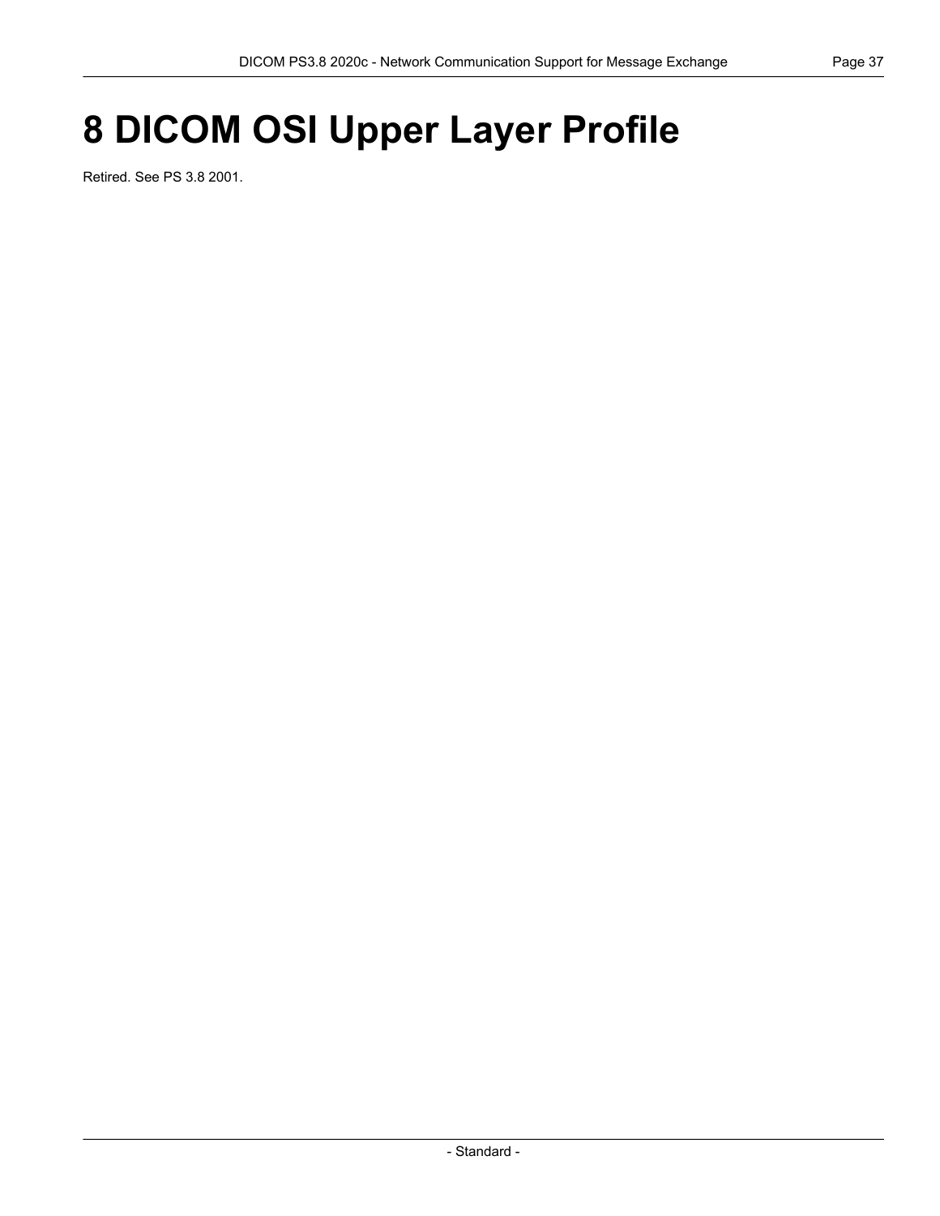# 8 DICOM OSI Upper Layer Profile

Retired. See PS 3.8 2001.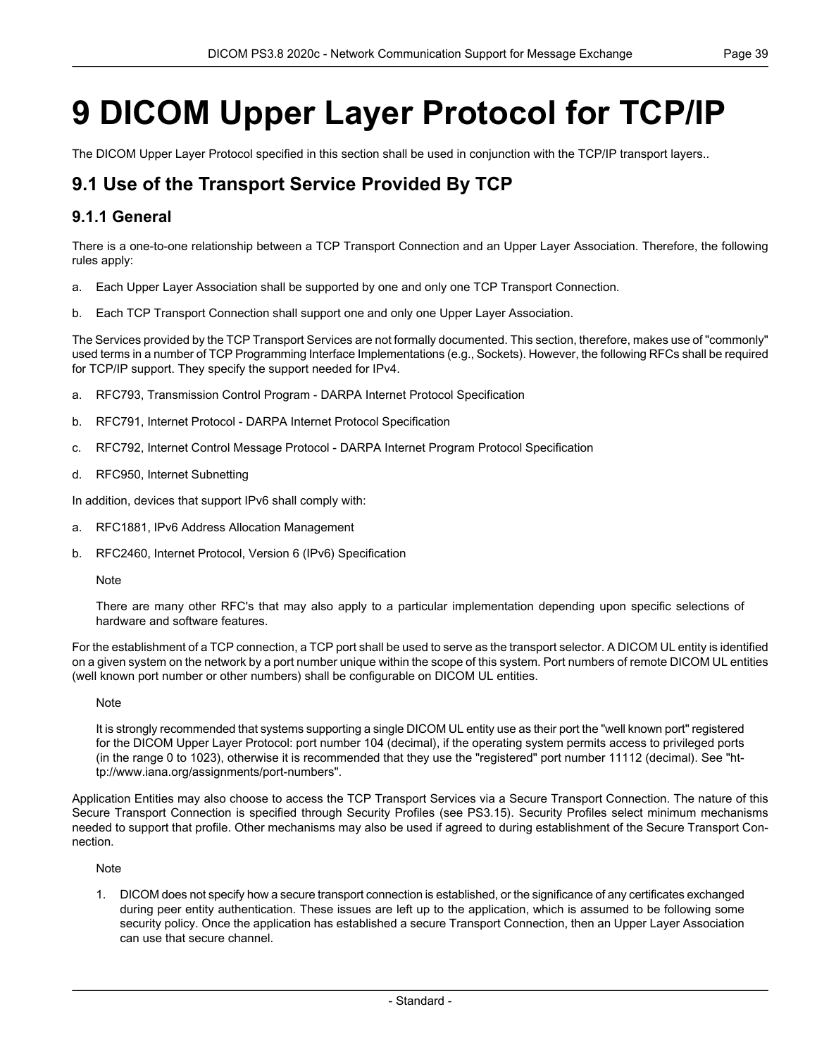# 9 DICOM Upper Layer Protocol for TCP/IP

The DICOM Upper Layer Protocol specified in this section shall be used in conjunction with the TCP/IP transport layers..

## 9.1 Use of the Transport Service Provided By TCP

### 9.1.1 General

There is a one-to-one relationship between a TCP Transport Connection and an Upper Layer Association. Therefore, the following rules apply:

a. Each Upper Layer Association shall be supported by one and only one TCP Transport Connection.

b. Each TCP Transport Connection shall support one and only one Upper Layer Association.

The Services provided by the TCP Transport Services are not formally documented. This section, therefore, makes use of "commonly" used terms in a number of TCP Programming Interface Implementations (e.g., Sockets). However, the following RFCs shall be required for TCP/IP support. They specify the support needed for IPv4.

a. RFC793, Transmission Control Program - DARPA Internet Protocol Specification

b. RFC791, Internet Protocol - DARPA Internet Protocol Specification

c. RFC792, Internet Control Message Protocol - DARPA Internet Program Protocol Specification

d. RFC950, Internet Subnetting

In addition, devices that support IPv6 shall comply with:

a. RFC1881, IPv6 Address Allocation Management

b. RFC2460, Internet Protocol, Version 6 (IPv6) Specification

Note

There are many other RFC's that may also apply to a particular implementation depending upon specific selections of hardware and software features.

For the establishment of a TCP connection, a TCP port shall be used to serve as the transport selector. A DICOM UL entity is identified on a given system on the network by a port number unique within the scope of this system. Port numbers of remote DICOM UL entities (well known port number or other numbers) shall be configurable on DICOM UL entities.

Note

It is strongly recommended that systems supporting a single DICOM UL entity use as their port the "well known port" registered for the DICOM Upper Layer Protocol: port number 104 (decimal), if the operating system permits access to privileged ports (in the range 0 to 1023), otherwise it is recommended that they use the "registered" port number 11112 (decimal). See "http://www.iana.org/assignments/port-numbers".

Application Entities may also choose to access the TCP Transport Services via a Secure Transport Connection. The nature of this Secure Transport Connection is specified through Security Profiles (see PS3.15). Security Profiles select minimum mechanisms needed to support that profile. Other mechanisms may also be used if agreed to during establishment of the Secure Transport Connection.

Note

1. DICOM does not specify how a secure transport connection is established, or the significance of any certificates exchanged during peer entity authentication. These issues are left up to the application, which is assumed to be following some security policy. Once the application has established a secure Transport Connection, then an Upper Layer Association can use that secure channel.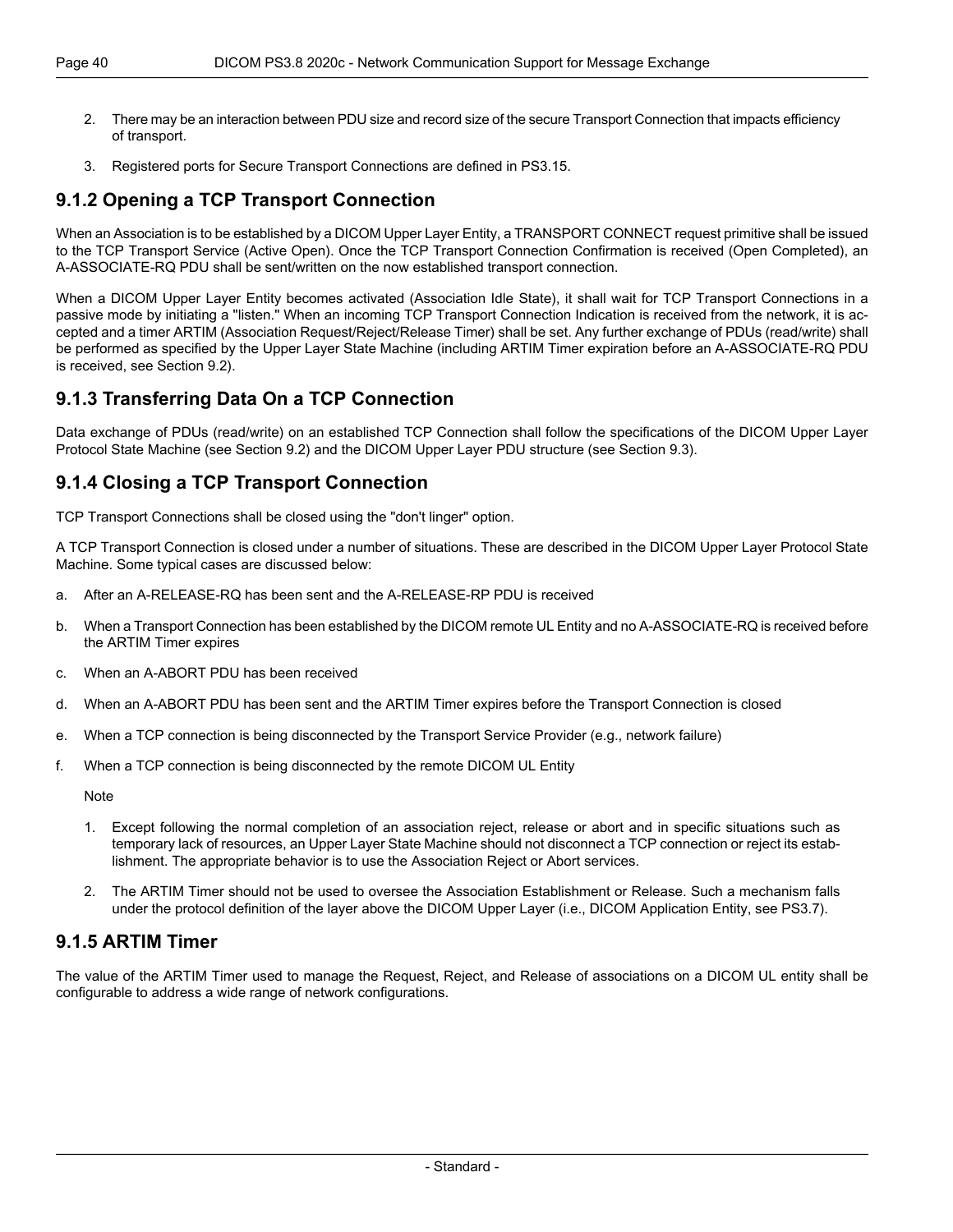2. There may be an interaction between PDU size and record size of the secure Transport Connection that impacts efficiency of transport.

3. Registered ports for Secure Transport Connections are defined in PS3.15.

## 9.1.2 Opening a TCP Transport Connection

When an Association is to be established by a DICOM Upper Layer Entity, a TRANSPORT CONNECT request primitive shall be issued to the TCP Transport Service (Active Open). Once the TCP Transport Connection Confirmation is received (Open Completed), an A-ASSOCIATE-RQ PDU shall be sent/written on the now established transport connection.

When a DICOM Upper Layer Entity becomes activated (Association Idle State), it shall wait for TCP Transport Connections in a passive mode by initiating a "listen." When an incoming TCP Transport Connection Indication is received from the network, it is accepted and a timer ARTIM (Association Request/Reject/Release Timer) shall be set. Any further exchange of PDUs (read/write) shall be performed as specified by the Upper Layer State Machine (including ARTIM Timer expiration before an A-ASSOCIATE-RQ PDU is received, see Section 9.2).

## 9.1.3 Transferring Data On a TCP Connection

Data exchange of PDUs (read/write) on an established TCP Connection shall follow the specifications of the DICOM Upper Layer Protocol State Machine (see Section 9.2) and the DICOM Upper Layer PDU structure (see Section 9.3).

## 9.1.4 Closing a TCP Transport Connection

TCP Transport Connections shall be closed using the "don't linger" option.

A TCP Transport Connection is closed under a number of situations. These are described in the DICOM Upper Layer Protocol State Machine. Some typical cases are discussed below:

a. After an A-RELEASE-RQ has been sent and the A-RELEASE-RP PDU is received

b. When a Transport Connection has been established by the DICOM remote UL Entity and no A-ASSOCIATE-RQ is received before the ARTIM Timer expires

c. When an A-ABORT PDU has been received

d. When an A-ABORT PDU has been sent and the ARTIM Timer expires before the Transport Connection is closed

e. When a TCP connection is being disconnected by the Transport Service Provider (e.g., network failure)

f. When a TCP connection is being disconnected by the remote DICOM UL Entity

Note

1. Except following the normal completion of an association reject, release or abort and in specific situations such as temporary lack of resources, an Upper Layer State Machine should not disconnect a TCP connection or reject its establishment. The appropriate behavior is to use the Association Reject or Abort services.

2. The ARTIM Timer should not be used to oversee the Association Establishment or Release. Such a mechanism falls under the protocol definition of the layer above the DICOM Upper Layer (i.e., DICOM Application Entity, see PS3.7).

## 9.1.5 ARTIM Timer

The value of the ARTIM Timer used to manage the Request, Reject, and Release of associations on a DICOM UL entity shall be configurable to address a wide range of network configurations.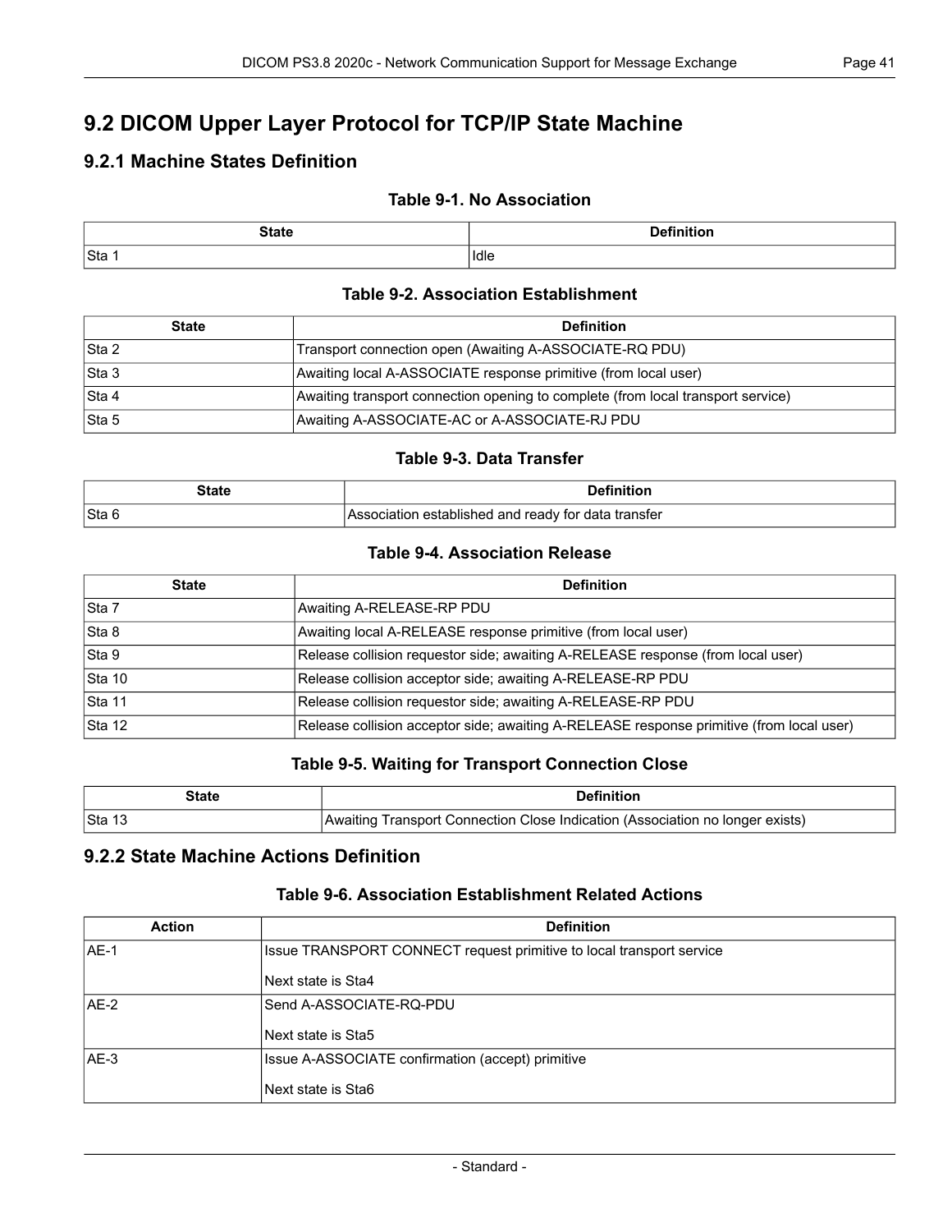## 9.2 DICOM Upper Layer Protocol for TCP/IP State Machine

### 9.2.1 Machine States Definition

**Table 9-1. No Association**

| State | Definition |
|---|---|
| Sta 1 | Idle |

**Table 9-2. Association Establishment**

| State | Definition |
|---|---|
| Sta 2 | Transport connection open (Awaiting A-ASSOCIATE-RQ PDU) |
| Sta 3 | Awaiting local A-ASSOCIATE response primitive (from local user) |
| Sta 4 | Awaiting transport connection opening to complete (from local transport service) |
| Sta 5 | Awaiting A-ASSOCIATE-AC or A-ASSOCIATE-RJ PDU |

**Table 9-3. Data Transfer**

| State | Definition |
|---|---|
| Sta 6 | Association established and ready for data transfer |

**Table 9-4. Association Release**

| State | Definition |
|---|---|
| Sta 7 | Awaiting A-RELEASE-RP PDU |
| Sta 8 | Awaiting local A-RELEASE response primitive (from local user) |
| Sta 9 | Release collision requestor side; awaiting A-RELEASE response (from local user) |
| Sta 10 | Release collision acceptor side; awaiting A-RELEASE-RP PDU |
| Sta 11 | Release collision requestor side; awaiting A-RELEASE-RP PDU |
| Sta 12 | Release collision acceptor side; awaiting A-RELEASE response primitive (from local user) |

**Table 9-5. Waiting for Transport Connection Close**

| State | Definition |
|---|---|
| Sta 13 | Awaiting Transport Connection Close Indication (Association no longer exists) |

### 9.2.2 State Machine Actions Definition

**Table 9-6. Association Establishment Related Actions**

| Action | Definition |
|---|---|
| AE-1 | Issue TRANSPORT CONNECT request primitive to local transport service<br><br>Next state is Sta4 |
| AE-2 | Send A-ASSOCIATE-RQ-PDU<br><br>Next state is Sta5 |
| AE-3 | Issue A-ASSOCIATE confirmation (accept) primitive<br><br>Next state is Sta6 |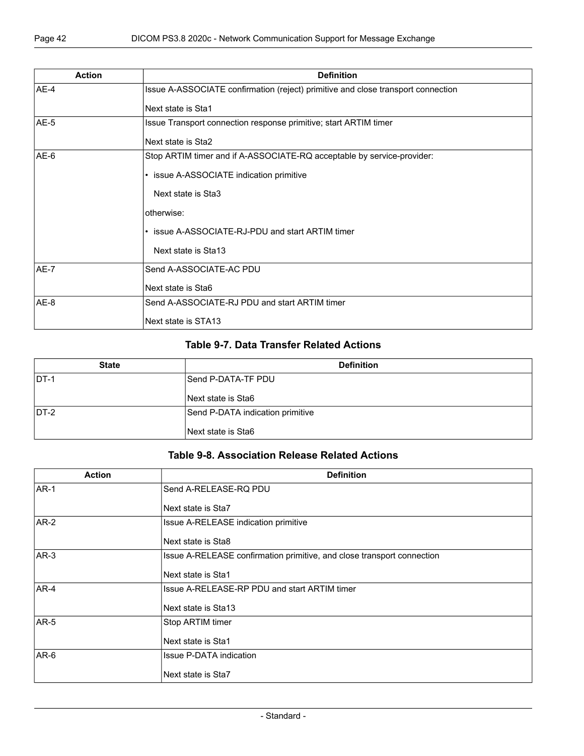| Action | Definition |
|---|---|
| AE-4 | Issue A-ASSOCIATE confirmation (reject) primitive and close transport connection<br><br>Next state is Sta1 |
| AE-5 | Issue Transport connection response primitive; start ARTIM timer<br><br>Next state is Sta2 |
| AE-6 | Stop ARTIM timer and if A-ASSOCIATE-RQ acceptable by service-provider:<br><br>• issue A-ASSOCIATE indication primitive<br><br>Next state is Sta3<br><br>otherwise:<br><br>• issue A-ASSOCIATE-RJ-PDU and start ARTIM timer<br><br>Next state is Sta13 |
| AE-7 | Send A-ASSOCIATE-AC PDU<br><br>Next state is Sta6 |
| AE-8 | Send A-ASSOCIATE-RJ PDU and start ARTIM timer<br><br>Next state is STA13 |

### Table 9-7. Data Transfer Related Actions

| State | Definition |
|---|---|
| DT-1 | Send P-DATA-TF PDU<br><br>Next state is Sta6 |
| DT-2 | Send P-DATA indication primitive<br><br>Next state is Sta6 |

### Table 9-8. Association Release Related Actions

| Action | Definition |
|---|---|
| AR-1 | Send A-RELEASE-RQ PDU<br><br>Next state is Sta7 |
| AR-2 | Issue A-RELEASE indication primitive<br><br>Next state is Sta8 |
| AR-3 | Issue A-RELEASE confirmation primitive, and close transport connection<br><br>Next state is Sta1 |
| AR-4 | Issue A-RELEASE-RP PDU and start ARTIM timer<br><br>Next state is Sta13 |
| AR-5 | Stop ARTIM timer<br><br>Next state is Sta1 |
| AR-6 | Issue P-DATA indication<br><br>Next state is Sta7 |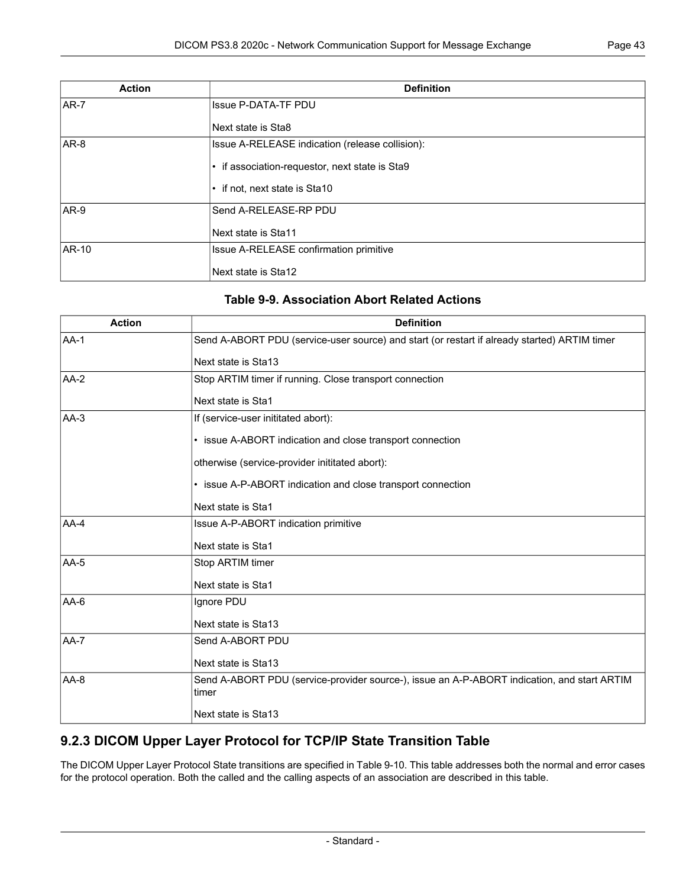| Action | Definition |
|---|---|
| AR-7 | Issue P-DATA-TF PDU<br><br>Next state is Sta8 |
| AR-8 | Issue A-RELEASE indication (release collision):<br><br>• if association-requestor, next state is Sta9<br><br>• if not, next state is Sta10 |
| AR-9 | Send A-RELEASE-RP PDU<br><br>Next state is Sta11 |
| AR-10 | Issue A-RELEASE confirmation primitive<br><br>Next state is Sta12 |

**Table 9-9. Association Abort Related Actions**

| Action | Definition |
|---|---|
| AA-1 | Send A-ABORT PDU (service-user source) and start (or restart if already started) ARTIM timer<br><br>Next state is Sta13 |
| AA-2 | Stop ARTIM timer if running. Close transport connection<br><br>Next state is Sta1 |
| AA-3 | If (service-user inititated abort):<br><br>• issue A-ABORT indication and close transport connection<br><br>otherwise (service-provider inititated abort):<br><br>• issue A-P-ABORT indication and close transport connection<br><br>Next state is Sta1 |
| AA-4 | Issue A-P-ABORT indication primitive<br><br>Next state is Sta1 |
| AA-5 | Stop ARTIM timer<br><br>Next state is Sta1 |
| AA-6 | Ignore PDU<br><br>Next state is Sta13 |
| AA-7 | Send A-ABORT PDU<br><br>Next state is Sta13 |
| AA-8 | Send A-ABORT PDU (service-provider source-), issue an A-P-ABORT indication, and start ARTIM timer<br><br>Next state is Sta13 |

## 9.2.3 DICOM Upper Layer Protocol for TCP/IP State Transition Table

The DICOM Upper Layer Protocol State transitions are specified in Table 9-10. This table addresses both the normal and error cases for the protocol operation. Both the called and the calling aspects of an association are described in this table.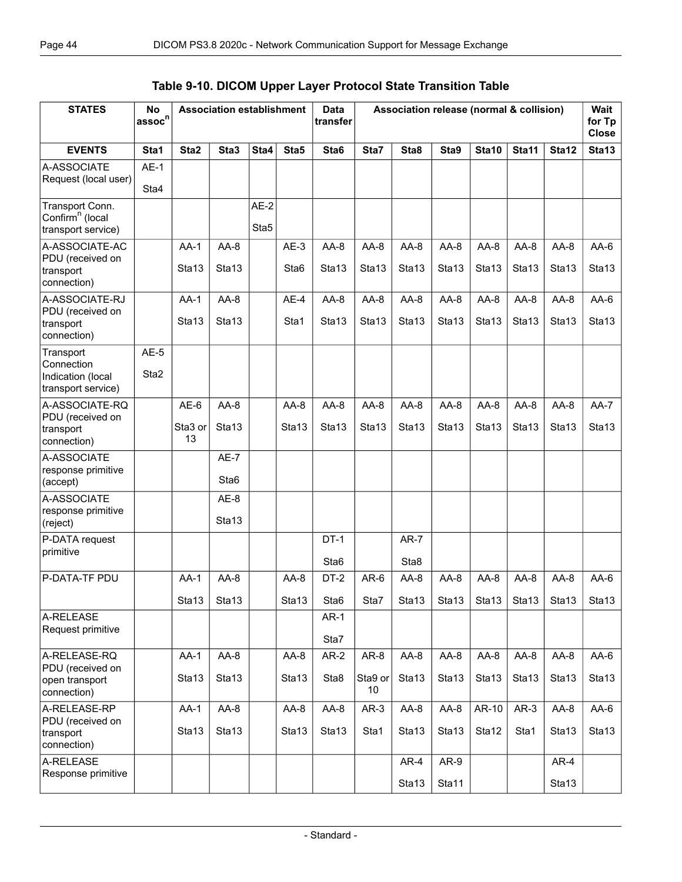**Table 9-10. DICOM Upper Layer Protocol State Transition Table**

| STATES | No assoc[n] | Association establishment | | | | Data transfer | Association release (normal & collision) | | | | | | Wait for Tp Close |
|---|---|---|---|---|---|---|---|---|---|---|---|---|---|
| **EVENTS** | **Sta1** | **Sta2** | **Sta3** | **Sta4** | **Sta5** | **Sta6** | **Sta7** | **Sta8** | **Sta9** | **Sta10** | **Sta11** | **Sta12** | **Sta13** |
| A-ASSOCIATE Request (local user) | AE-1 Sta4 | | | | | | | | | | | | |
| Transport Conn. Confirm[n] (local transport service) | | | | AE-2 Sta5 | | | | | | | | | |
| A-ASSOCIATE-AC PDU (received on transport connection) | | AA-1 Sta13 | AA-8 Sta13 | | AE-3 Sta6 | AA-8 Sta13 | AA-8 Sta13 | AA-8 Sta13 | AA-8 Sta13 | AA-8 Sta13 | AA-8 Sta13 | AA-8 Sta13 | AA-6 Sta13 |
| A-ASSOCIATE-RJ PDU (received on transport connection) | | AA-1 Sta13 | AA-8 Sta13 | | AE-4 Sta1 | AA-8 Sta13 | AA-8 Sta13 | AA-8 Sta13 | AA-8 Sta13 | AA-8 Sta13 | AA-8 Sta13 | AA-8 Sta13 | AA-6 Sta13 |
| Transport Connection Indication (local transport service) | AE-5 Sta2 | | | | | | | | | | | | |
| A-ASSOCIATE-RQ PDU (received on transport connection) | | AE-6 Sta3 or 13 | AA-8 Sta13 | | AA-8 Sta13 | AA-8 Sta13 | AA-8 Sta13 | AA-8 Sta13 | AA-8 Sta13 | AA-8 Sta13 | AA-8 Sta13 | AA-8 Sta13 | AA-7 Sta13 |
| A-ASSOCIATE response primitive (accept) | | | AE-7 Sta6 | | | | | | | | | | |
| A-ASSOCIATE response primitive (reject) | | | AE-8 Sta13 | | | | | | | | | | |
| P-DATA request primitive | | | | | | DT-1 Sta6 | | AR-7 Sta8 | | | | | |
| P-DATA-TF PDU | | AA-1 Sta13 | AA-8 Sta13 | | AA-8 Sta13 | DT-2 Sta6 | AR-6 Sta7 | AA-8 Sta13 | AA-8 Sta13 | AA-8 Sta13 | AA-8 Sta13 | AA-8 Sta13 | AA-6 Sta13 |
| A-RELEASE Request primitive | | | | | | AR-1 Sta7 | | | | | | | |
| A-RELEASE-RQ PDU (received on open transport connection) | | AA-1 Sta13 | AA-8 Sta13 | | AA-8 Sta13 | AR-2 Sta8 | AR-8 Sta9 or 10 | AA-8 Sta13 | AA-8 Sta13 | AA-8 Sta13 | AA-8 Sta13 | AA-8 Sta13 | AA-6 Sta13 |
| A-RELEASE-RP PDU (received on transport connection) | | AA-1 Sta13 | AA-8 Sta13 | | AA-8 Sta13 | AA-8 Sta13 | AR-3 Sta1 | AA-8 Sta13 | AA-8 Sta13 | AR-10 Sta12 | AR-3 Sta1 | AA-8 Sta13 | AA-6 Sta13 |
| A-RELEASE Response primitive | | | | | | | | AR-4 Sta13 | AR-9 Sta11 | | | AR-4 Sta13 | |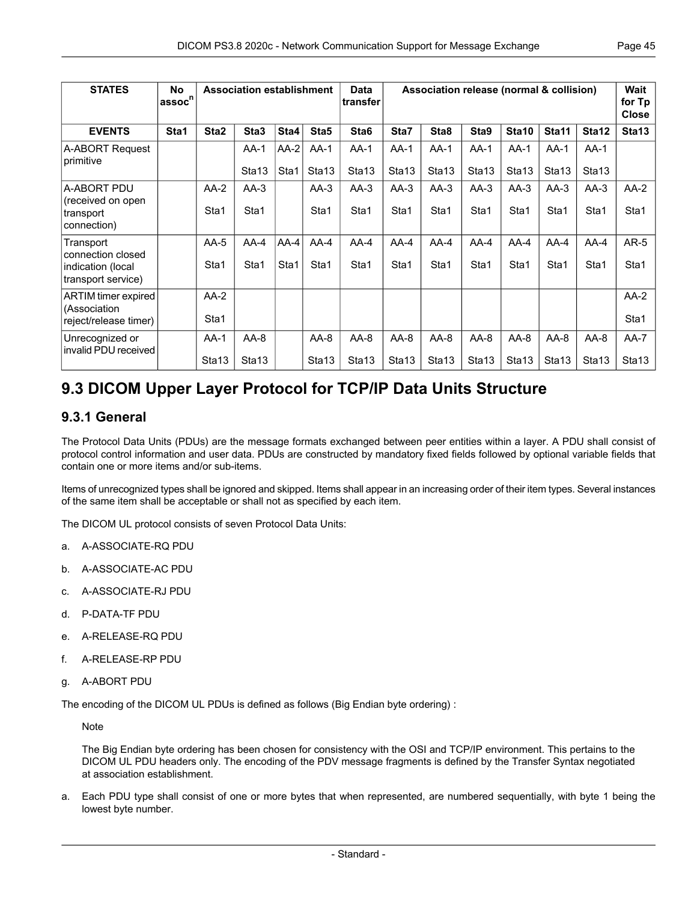| STATES | No assoc[n] | Association establishment | | | | Data transfer | Association release (normal & collision) | | | | | | Wait for Tp Close |
|---|---|---|---|---|---|---|---|---|---|---|---|---|---|
| **EVENTS** | **Sta1** | **Sta2** | **Sta3** | **Sta4** | **Sta5** | **Sta6** | **Sta7** | **Sta8** | **Sta9** | **Sta10** | **Sta11** | **Sta12** | **Sta13** |
| A-ABORT Request primitive | | | AA-1 Sta13 | AA-2 Sta1 | AA-1 Sta13 | AA-1 Sta13 | AA-1 Sta13 | AA-1 Sta13 | AA-1 Sta13 | AA-1 Sta13 | AA-1 Sta13 | AA-1 Sta13 | |
| A-ABORT PDU (received on open transport connection) | | AA-2 Sta1 | AA-3 Sta1 | | AA-3 Sta1 | AA-3 Sta1 | AA-3 Sta1 | AA-3 Sta1 | AA-3 Sta1 | AA-3 Sta1 | AA-3 Sta1 | AA-3 Sta1 | AA-2 Sta1 |
| Transport connection closed indication (local transport service) | | AA-5 Sta1 | AA-4 Sta1 | AA-4 Sta1 | AA-4 Sta1 | AA-4 Sta1 | AA-4 Sta1 | AA-4 Sta1 | AA-4 Sta1 | AA-4 Sta1 | AA-4 Sta1 | AA-4 Sta1 | AR-5 Sta1 |
| ARTIM timer expired (Association reject/release timer) | | AA-2 Sta1 | | | | | | | | | | | AA-2 Sta1 |
| Unrecognized or invalid PDU received | | AA-1 Sta13 | AA-8 Sta13 | | AA-8 Sta13 | AA-8 Sta13 | AA-8 Sta13 | AA-8 Sta13 | AA-8 Sta13 | AA-8 Sta13 | AA-8 Sta13 | AA-8 Sta13 | AA-7 Sta13 |

# 9.3 DICOM Upper Layer Protocol for TCP/IP Data Units Structure

## 9.3.1 General

The Protocol Data Units (PDUs) are the message formats exchanged between peer entities within a layer. A PDU shall consist of protocol control information and user data. PDUs are constructed by mandatory fixed fields followed by optional variable fields that contain one or more items and/or sub-items.

Items of unrecognized types shall be ignored and skipped. Items shall appear in an increasing order of their item types. Several instances of the same item shall be acceptable or shall not as specified by each item.

The DICOM UL protocol consists of seven Protocol Data Units:

a. A-ASSOCIATE-RQ PDU

b. A-ASSOCIATE-AC PDU

c. A-ASSOCIATE-RJ PDU

d. P-DATA-TF PDU

e. A-RELEASE-RQ PDU

f. A-RELEASE-RP PDU

g. A-ABORT PDU

The encoding of the DICOM UL PDUs is defined as follows (Big Endian byte ordering) :

Note

The Big Endian byte ordering has been chosen for consistency with the OSI and TCP/IP environment. This pertains to the DICOM UL PDU headers only. The encoding of the PDV message fragments is defined by the Transfer Syntax negotiated at association establishment.

a. Each PDU type shall consist of one or more bytes that when represented, are numbered sequentially, with byte 1 being the lowest byte number.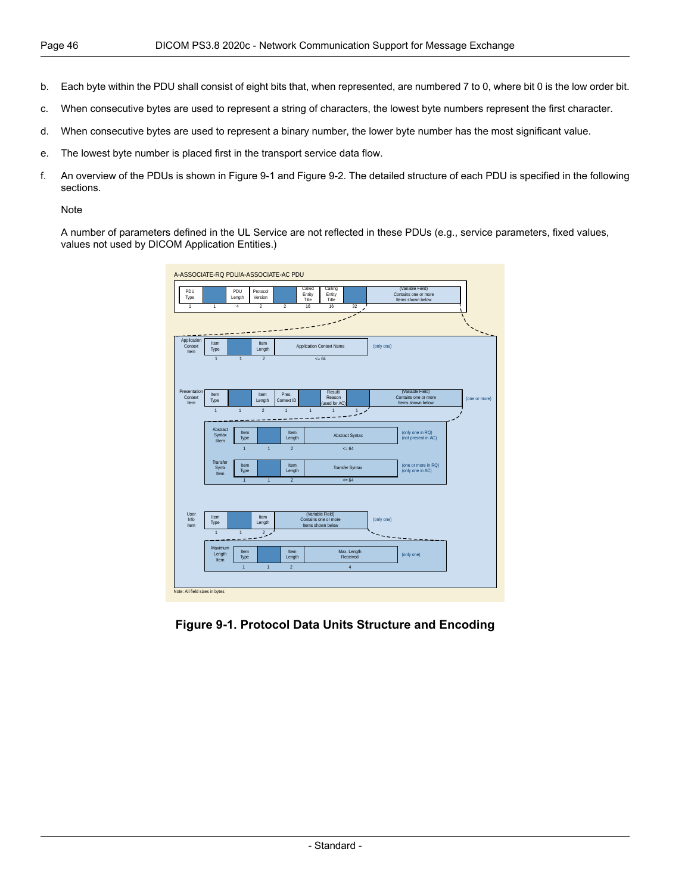b. Each byte within the PDU shall consist of eight bits that, when represented, are numbered 7 to 0, where bit 0 is the low order bit.

c. When consecutive bytes are used to represent a string of characters, the lowest byte numbers represent the first character.

d. When consecutive bytes are used to represent a binary number, the lower byte number has the most significant value.

e. The lowest byte number is placed first in the transport service data flow.

f. An overview of the PDUs is shown in Figure 9-1 and Figure 9-2. The detailed structure of each PDU is specified in the following sections.

Note

A number of parameters defined in the UL Service are not reflected in these PDUs (e.g., service parameters, fixed values, values not used by DICOM Application Entities.)

**Figure 9-1. Protocol Data Units Structure and Encoding**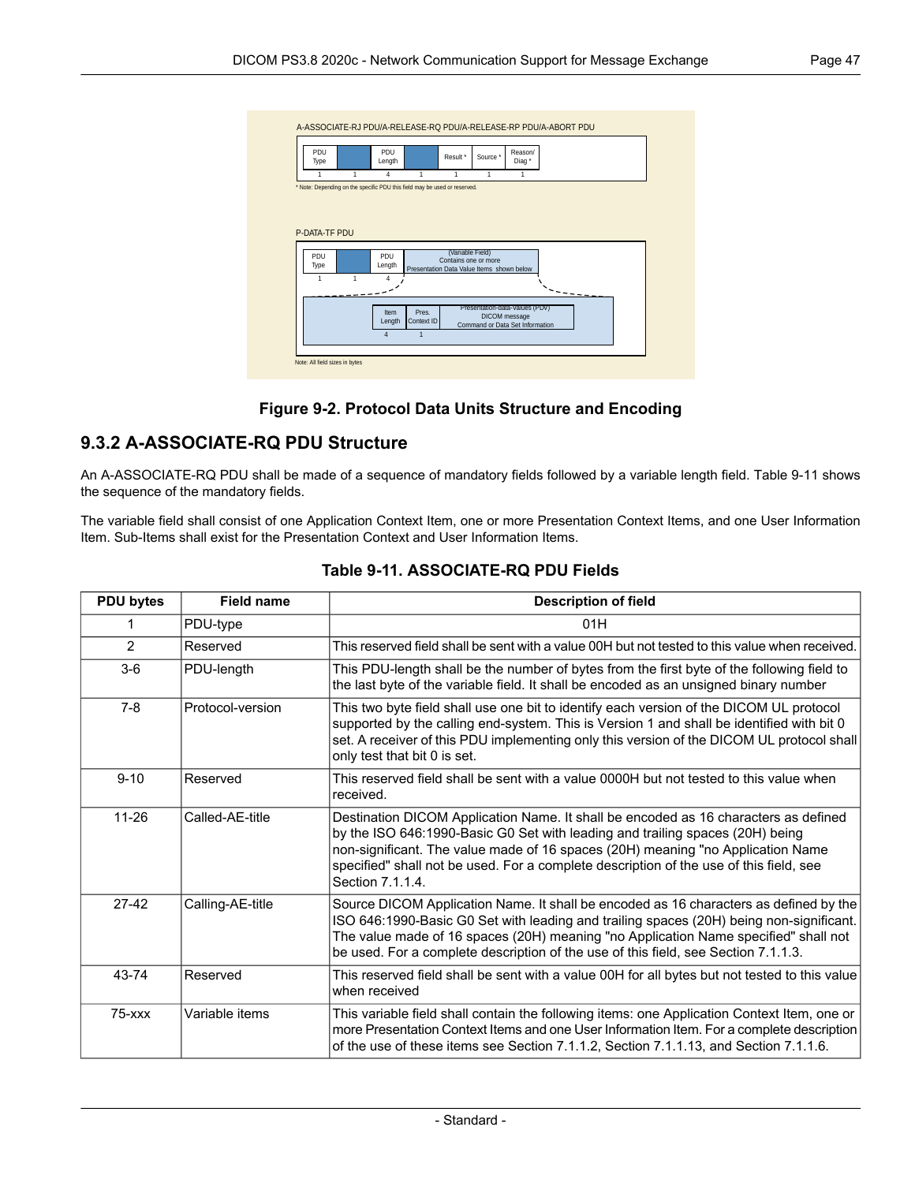Figure 9-2. Protocol Data Units Structure and Encoding

## 9.3.2 A-ASSOCIATE-RQ PDU Structure

An A-ASSOCIATE-RQ PDU shall be made of a sequence of mandatory fields followed by a variable length field. Table 9-11 shows the sequence of the mandatory fields.

The variable field shall consist of one Application Context Item, one or more Presentation Context Items, and one User Information Item. Sub-Items shall exist for the Presentation Context and User Information Items.

**Table 9-11. ASSOCIATE-RQ PDU Fields**

| PDU bytes | Field name | Description of field |
|---|---|---|
| 1 | PDU-type | 01H |
| 2 | Reserved | This reserved field shall be sent with a value 00H but not tested to this value when received. |
| 3-6 | PDU-length | This PDU-length shall be the number of bytes from the first byte of the following field to the last byte of the variable field. It shall be encoded as an unsigned binary number |
| 7-8 | Protocol-version | This two byte field shall use one bit to identify each version of the DICOM UL protocol supported by the calling end-system. This is Version 1 and shall be identified with bit 0 set. A receiver of this PDU implementing only this version of the DICOM UL protocol shall only test that bit 0 is set. |
| 9-10 | Reserved | This reserved field shall be sent with a value 0000H but not tested to this value when received. |
| 11-26 | Called-AE-title | Destination DICOM Application Name. It shall be encoded as 16 characters as defined by the ISO 646:1990-Basic G0 Set with leading and trailing spaces (20H) being non-significant. The value made of 16 spaces (20H) meaning "no Application Name specified" shall not be used. For a complete description of the use of this field, see Section 7.1.1.4. |
| 27-42 | Calling-AE-title | Source DICOM Application Name. It shall be encoded as 16 characters as defined by the ISO 646:1990-Basic G0 Set with leading and trailing spaces (20H) being non-significant. The value made of 16 spaces (20H) meaning "no Application Name specified" shall not be used. For a complete description of the use of this field, see Section 7.1.1.3. |
| 43-74 | Reserved | This reserved field shall be sent with a value 00H for all bytes but not tested to this value when received |
| 75-xxx | Variable items | This variable field shall contain the following items: one Application Context Item, one or more Presentation Context Items and one User Information Item. For a complete description of the use of these items see Section 7.1.1.2, Section 7.1.1.13, and Section 7.1.1.6. |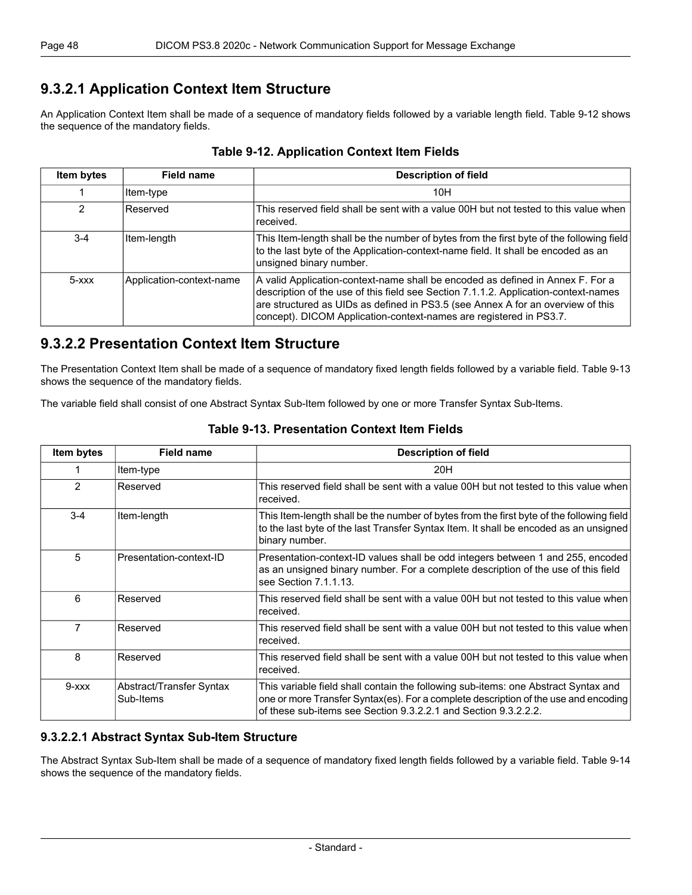## 9.3.2.1 Application Context Item Structure

An Application Context Item shall be made of a sequence of mandatory fields followed by a variable length field. Table 9-12 shows the sequence of the mandatory fields.

**Table 9-12. Application Context Item Fields**

| Item bytes | Field name | Description of field |
|---|---|---|
| 1 | Item-type | 10H |
| 2 | Reserved | This reserved field shall be sent with a value 00H but not tested to this value when received. |
| 3-4 | Item-length | This Item-length shall be the number of bytes from the first byte of the following field to the last byte of the Application-context-name field. It shall be encoded as an unsigned binary number. |
| 5-xxx | Application-context-name | A valid Application-context-name shall be encoded as defined in Annex F. For a description of the use of this field see Section 7.1.1.2. Application-context-names are structured as UIDs as defined in PS3.5 (see Annex A for an overview of this concept). DICOM Application-context-names are registered in PS3.7. |

## 9.3.2.2 Presentation Context Item Structure

The Presentation Context Item shall be made of a sequence of mandatory fixed length fields followed by a variable field. Table 9-13 shows the sequence of the mandatory fields.

The variable field shall consist of one Abstract Syntax Sub-Item followed by one or more Transfer Syntax Sub-Items.

**Table 9-13. Presentation Context Item Fields**

| Item bytes | Field name | Description of field |
|---|---|---|
| 1 | Item-type | 20H |
| 2 | Reserved | This reserved field shall be sent with a value 00H but not tested to this value when received. |
| 3-4 | Item-length | This Item-length shall be the number of bytes from the first byte of the following field to the last byte of the last Transfer Syntax Item. It shall be encoded as an unsigned binary number. |
| 5 | Presentation-context-ID | Presentation-context-ID values shall be odd integers between 1 and 255, encoded as an unsigned binary number. For a complete description of the use of this field see Section 7.1.1.13. |
| 6 | Reserved | This reserved field shall be sent with a value 00H but not tested to this value when received. |
| 7 | Reserved | This reserved field shall be sent with a value 00H but not tested to this value when received. |
| 8 | Reserved | This reserved field shall be sent with a value 00H but not tested to this value when received. |
| 9-xxx | Abstract/Transfer Syntax Sub-Items | This variable field shall contain the following sub-items: one Abstract Syntax and one or more Transfer Syntax(es). For a complete description of the use and encoding of these sub-items see Section 9.3.2.2.1 and Section 9.3.2.2.2. |

### 9.3.2.2.1 Abstract Syntax Sub-Item Structure

The Abstract Syntax Sub-Item shall be made of a sequence of mandatory fixed length fields followed by a variable field. Table 9-14 shows the sequence of the mandatory fields.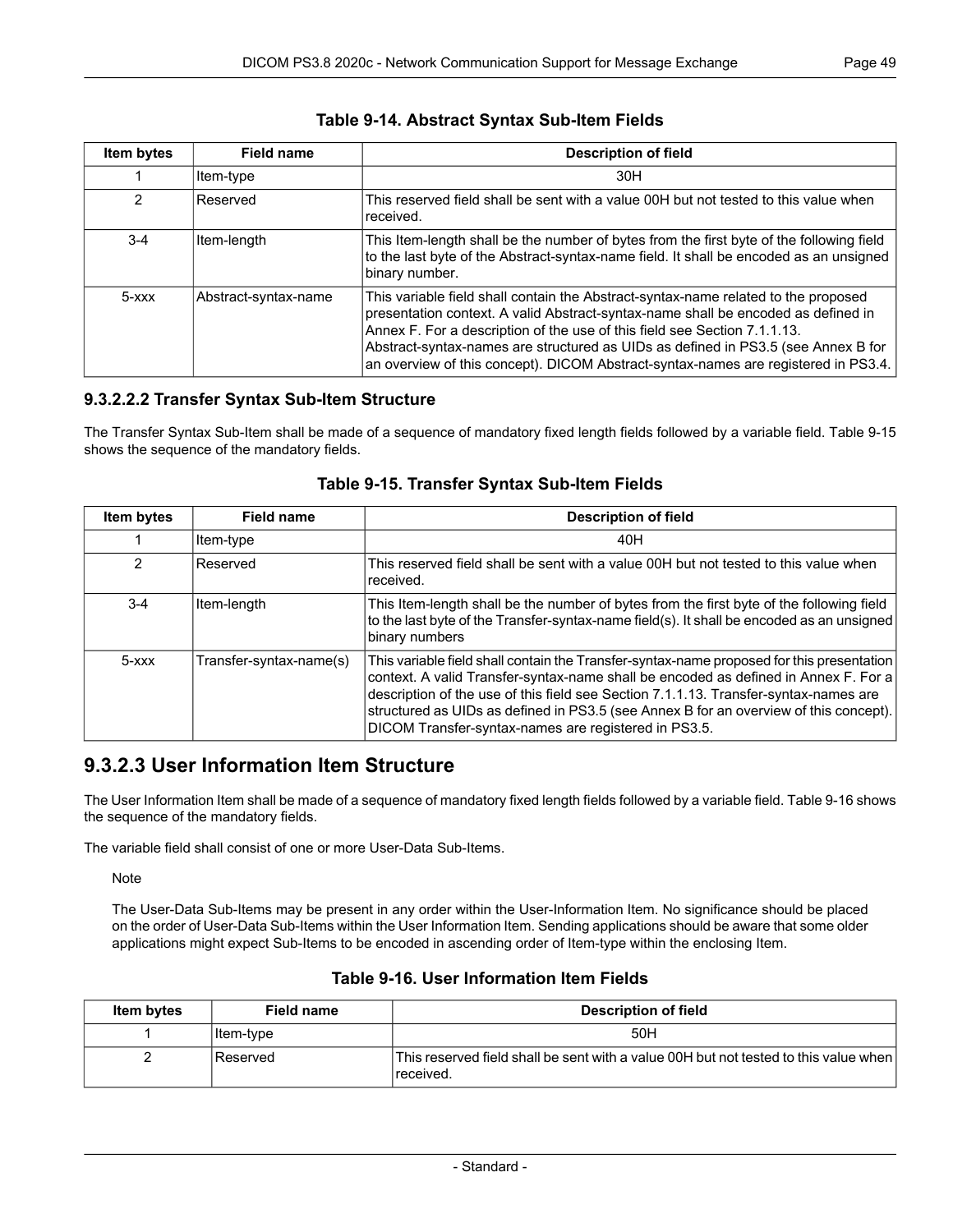**Table 9-14. Abstract Syntax Sub-Item Fields**

| Item bytes | Field name | Description of field |
|---|---|---|
| 1 | Item-type | 30H |
| 2 | Reserved | This reserved field shall be sent with a value 00H but not tested to this value when received. |
| 3-4 | Item-length | This Item-length shall be the number of bytes from the first byte of the following field to the last byte of the Abstract-syntax-name field. It shall be encoded as an unsigned binary number. |
| 5-xxx | Abstract-syntax-name | This variable field shall contain the Abstract-syntax-name related to the proposed presentation context. A valid Abstract-syntax-name shall be encoded as defined in Annex F. For a description of the use of this field see Section 7.1.1.13. Abstract-syntax-names are structured as UIDs as defined in PS3.5 (see Annex B for an overview of this concept). DICOM Abstract-syntax-names are registered in PS3.4. |

### 9.3.2.2.2 Transfer Syntax Sub-Item Structure

The Transfer Syntax Sub-Item shall be made of a sequence of mandatory fixed length fields followed by a variable field. Table 9-15 shows the sequence of the mandatory fields.

**Table 9-15. Transfer Syntax Sub-Item Fields**

| Item bytes | Field name | Description of field |
|---|---|---|
| 1 | Item-type | 40H |
| 2 | Reserved | This reserved field shall be sent with a value 00H but not tested to this value when received. |
| 3-4 | Item-length | This Item-length shall be the number of bytes from the first byte of the following field to the last byte of the Transfer-syntax-name field(s). It shall be encoded as an unsigned binary numbers |
| 5-xxx | Transfer-syntax-name(s) | This variable field shall contain the Transfer-syntax-name proposed for this presentation context. A valid Transfer-syntax-name shall be encoded as defined in Annex F. For a description of the use of this field see Section 7.1.1.13. Transfer-syntax-names are structured as UIDs as defined in PS3.5 (see Annex B for an overview of this concept). DICOM Transfer-syntax-names are registered in PS3.5. |

## 9.3.2.3 User Information Item Structure

The User Information Item shall be made of a sequence of mandatory fixed length fields followed by a variable field. Table 9-16 shows the sequence of the mandatory fields.

The variable field shall consist of one or more User-Data Sub-Items.

Note

The User-Data Sub-Items may be present in any order within the User-Information Item. No significance should be placed on the order of User-Data Sub-Items within the User Information Item. Sending applications should be aware that some older applications might expect Sub-Items to be encoded in ascending order of Item-type within the enclosing Item.

**Table 9-16. User Information Item Fields**

| Item bytes | Field name | Description of field |
|---|---|---|
| 1 | Item-type | 50H |
| 2 | Reserved | This reserved field shall be sent with a value 00H but not tested to this value when received. |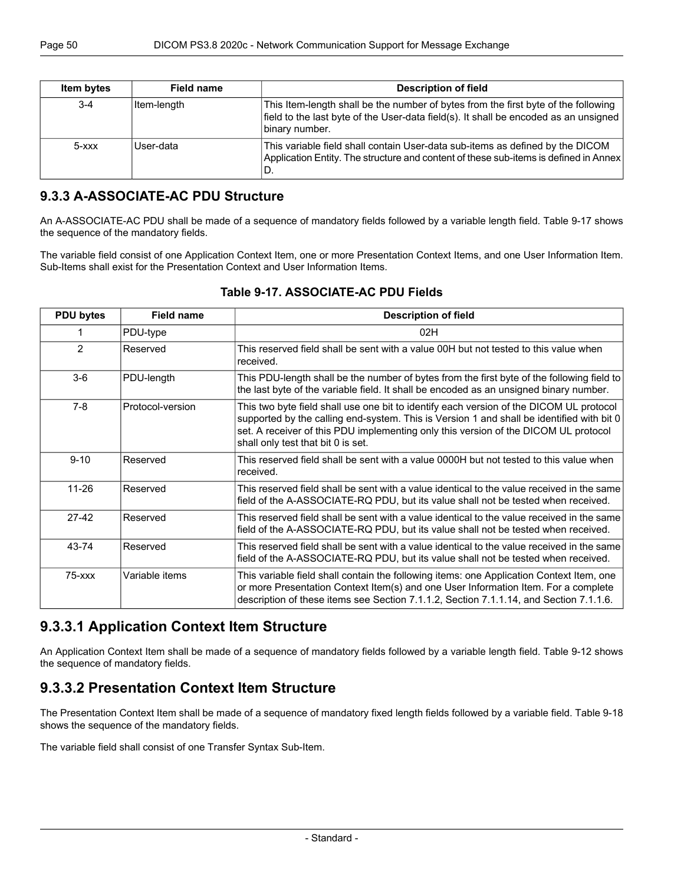| Item bytes | Field name | Description of field |
|---|---|---|
| 3-4 | Item-length | This Item-length shall be the number of bytes from the first byte of the following field to the last byte of the User-data field(s). It shall be encoded as an unsigned binary number. |
| 5-xxx | User-data | This variable field shall contain User-data sub-items as defined by the DICOM Application Entity. The structure and content of these sub-items is defined in Annex D. |

## 9.3.3 A-ASSOCIATE-AC PDU Structure

An A-ASSOCIATE-AC PDU shall be made of a sequence of mandatory fields followed by a variable length field. Table 9-17 shows the sequence of the mandatory fields.

The variable field consist of one Application Context Item, one or more Presentation Context Items, and one User Information Item. Sub-Items shall exist for the Presentation Context and User Information Items.

**Table 9-17. ASSOCIATE-AC PDU Fields**

| PDU bytes | Field name | Description of field |
|---|---|---|
| 1 | PDU-type | 02H |
| 2 | Reserved | This reserved field shall be sent with a value 00H but not tested to this value when received. |
| 3-6 | PDU-length | This PDU-length shall be the number of bytes from the first byte of the following field to the last byte of the variable field. It shall be encoded as an unsigned binary number. |
| 7-8 | Protocol-version | This two byte field shall use one bit to identify each version of the DICOM UL protocol supported by the calling end-system. This is Version 1 and shall be identified with bit 0 set. A receiver of this PDU implementing only this version of the DICOM UL protocol shall only test that bit 0 is set. |
| 9-10 | Reserved | This reserved field shall be sent with a value 0000H but not tested to this value when received. |
| 11-26 | Reserved | This reserved field shall be sent with a value identical to the value received in the same field of the A-ASSOCIATE-RQ PDU, but its value shall not be tested when received. |
| 27-42 | Reserved | This reserved field shall be sent with a value identical to the value received in the same field of the A-ASSOCIATE-RQ PDU, but its value shall not be tested when received. |
| 43-74 | Reserved | This reserved field shall be sent with a value identical to the value received in the same field of the A-ASSOCIATE-RQ PDU, but its value shall not be tested when received. |
| 75-xxx | Variable items | This variable field shall contain the following items: one Application Context Item, one or more Presentation Context Item(s) and one User Information Item. For a complete description of these items see Section 7.1.1.2, Section 7.1.1.14, and Section 7.1.1.6. |

## 9.3.3.1 Application Context Item Structure

An Application Context Item shall be made of a sequence of mandatory fields followed by a variable length field. Table 9-12 shows the sequence of mandatory fields.

## 9.3.3.2 Presentation Context Item Structure

The Presentation Context Item shall be made of a sequence of mandatory fixed length fields followed by a variable field. Table 9-18 shows the sequence of the mandatory fields.

The variable field shall consist of one Transfer Syntax Sub-Item.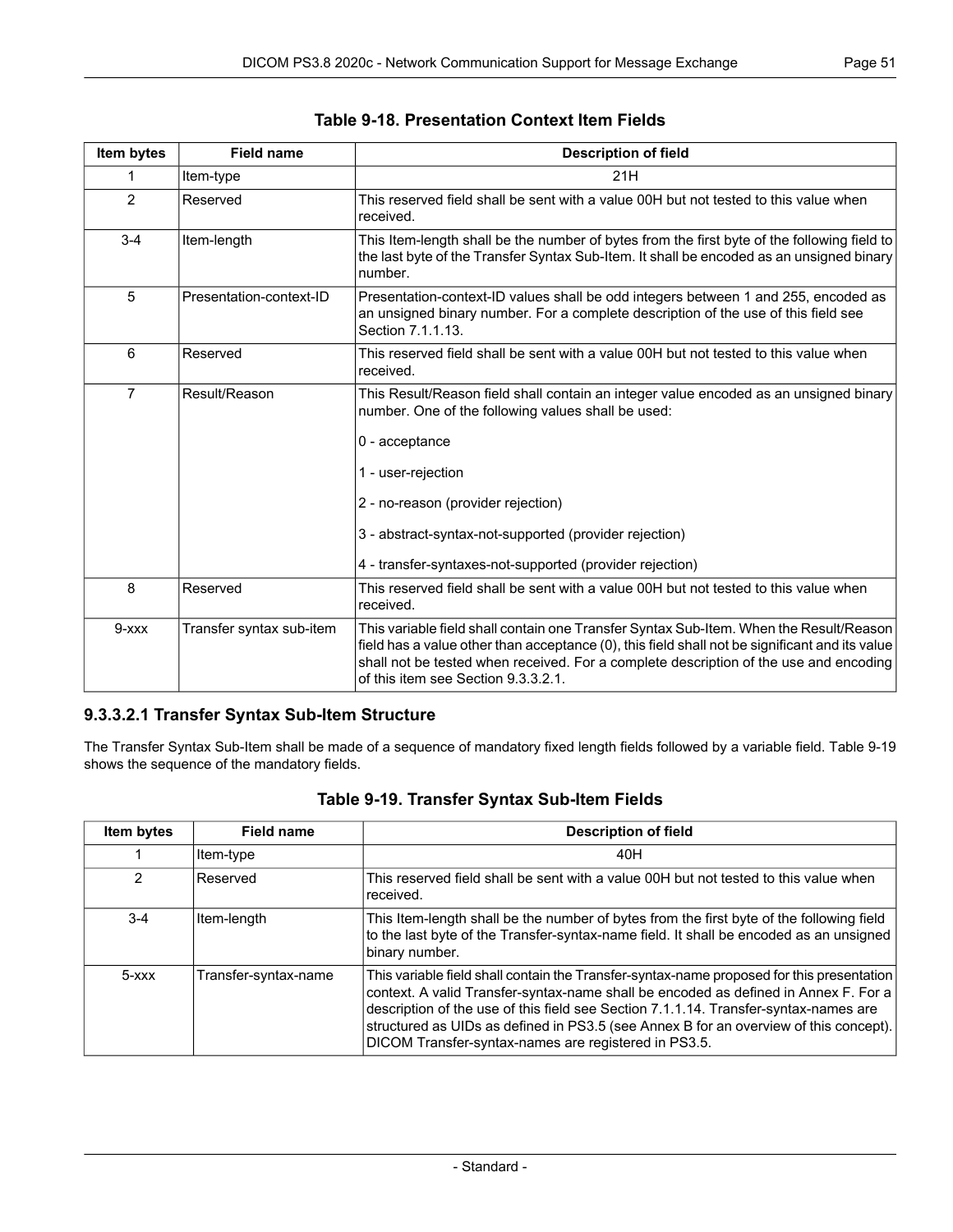**Table 9-18. Presentation Context Item Fields**

| Item bytes | Field name | Description of field |
|---|---|---|
| 1 | Item-type | 21H |
| 2 | Reserved | This reserved field shall be sent with a value 00H but not tested to this value when received. |
| 3-4 | Item-length | This Item-length shall be the number of bytes from the first byte of the following field to the last byte of the Transfer Syntax Sub-Item. It shall be encoded as an unsigned binary number. |
| 5 | Presentation-context-ID | Presentation-context-ID values shall be odd integers between 1 and 255, encoded as an unsigned binary number. For a complete description of the use of this field see Section 7.1.1.13. |
| 6 | Reserved | This reserved field shall be sent with a value 00H but not tested to this value when received. |
| 7 | Result/Reason | This Result/Reason field shall contain an integer value encoded as an unsigned binary number. One of the following values shall be used:<br><br>0 - acceptance<br><br>1 - user-rejection<br><br>2 - no-reason (provider rejection)<br><br>3 - abstract-syntax-not-supported (provider rejection)<br><br>4 - transfer-syntaxes-not-supported (provider rejection) |
| 8 | Reserved | This reserved field shall be sent with a value 00H but not tested to this value when received. |
| 9-xxx | Transfer syntax sub-item | This variable field shall contain one Transfer Syntax Sub-Item. When the Result/Reason field has a value other than acceptance (0), this field shall not be significant and its value shall not be tested when received. For a complete description of the use and encoding of this item see Section 9.3.3.2.1. |

#### 9.3.3.2.1 Transfer Syntax Sub-Item Structure

The Transfer Syntax Sub-Item shall be made of a sequence of mandatory fixed length fields followed by a variable field. Table 9-19 shows the sequence of the mandatory fields.

**Table 9-19. Transfer Syntax Sub-Item Fields**

| Item bytes | Field name | Description of field |
|---|---|---|
| 1 | Item-type | 40H |
| 2 | Reserved | This reserved field shall be sent with a value 00H but not tested to this value when received. |
| 3-4 | Item-length | This Item-length shall be the number of bytes from the first byte of the following field to the last byte of the Transfer-syntax-name field. It shall be encoded as an unsigned binary number. |
| 5-xxx | Transfer-syntax-name | This variable field shall contain the Transfer-syntax-name proposed for this presentation context. A valid Transfer-syntax-name shall be encoded as defined in Annex F. For a description of the use of this field see Section 7.1.1.14. Transfer-syntax-names are structured as UIDs as defined in PS3.5 (see Annex B for an overview of this concept). DICOM Transfer-syntax-names are registered in PS3.5. |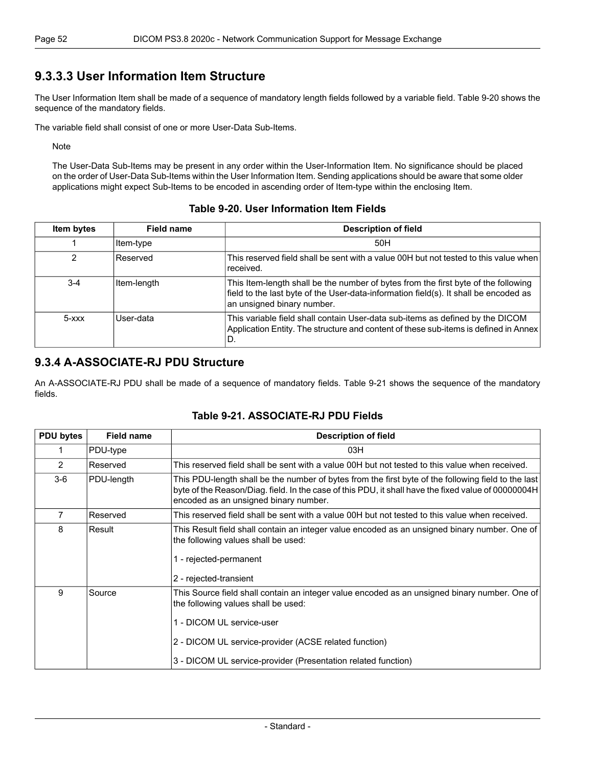### 9.3.3.3 User Information Item Structure

The User Information Item shall be made of a sequence of mandatory length fields followed by a variable field. Table 9-20 shows the sequence of the mandatory fields.

The variable field shall consist of one or more User-Data Sub-Items.

Note

The User-Data Sub-Items may be present in any order within the User-Information Item. No significance should be placed on the order of User-Data Sub-Items within the User Information Item. Sending applications should be aware that some older applications might expect Sub-Items to be encoded in ascending order of Item-type within the enclosing Item.

**Table 9-20. User Information Item Fields**

| Item bytes | Field name | Description of field |
|---|---|---|
| 1 | Item-type | 50H |
| 2 | Reserved | This reserved field shall be sent with a value 00H but not tested to this value when received. |
| 3-4 | Item-length | This Item-length shall be the number of bytes from the first byte of the following field to the last byte of the User-data-information field(s). It shall be encoded as an unsigned binary number. |
| 5-xxx | User-data | This variable field shall contain User-data sub-items as defined by the DICOM Application Entity. The structure and content of these sub-items is defined in Annex D. |

### 9.3.4 A-ASSOCIATE-RJ PDU Structure

An A-ASSOCIATE-RJ PDU shall be made of a sequence of mandatory fields. Table 9-21 shows the sequence of the mandatory fields.

**Table 9-21. ASSOCIATE-RJ PDU Fields**

| PDU bytes | Field name | Description of field |
|---|---|---|
| 1 | PDU-type | 03H |
| 2 | Reserved | This reserved field shall be sent with a value 00H but not tested to this value when received. |
| 3-6 | PDU-length | This PDU-length shall be the number of bytes from the first byte of the following field to the last byte of the Reason/Diag. field. In the case of this PDU, it shall have the fixed value of 00000004H encoded as an unsigned binary number. |
| 7 | Reserved | This reserved field shall be sent with a value 00H but not tested to this value when received. |
| 8 | Result | This Result field shall contain an integer value encoded as an unsigned binary number. One of the following values shall be used:<br><br>1 - rejected-permanent<br><br>2 - rejected-transient |
| 9 | Source | This Source field shall contain an integer value encoded as an unsigned binary number. One of the following values shall be used:<br><br>1 - DICOM UL service-user<br><br>2 - DICOM UL service-provider (ACSE related function)<br><br>3 - DICOM UL service-provider (Presentation related function) |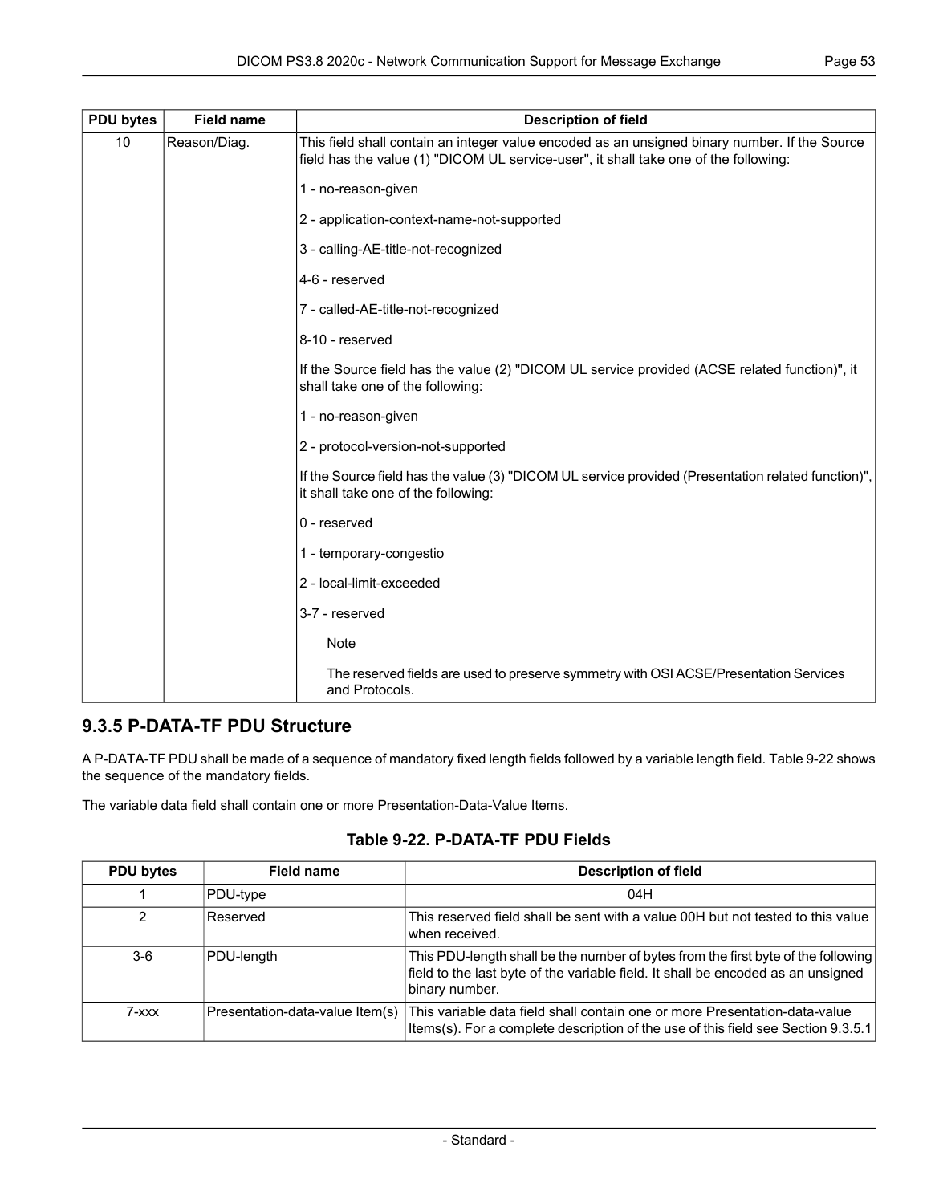| PDU bytes | Field name | Description of field |
|---|---|---|
| 10 | Reason/Diag. | This field shall contain an integer value encoded as an unsigned binary number. If the Source field has the value (1) "DICOM UL service-user", it shall take one of the following:<br><br>1 - no-reason-given<br><br>2 - application-context-name-not-supported<br><br>3 - calling-AE-title-not-recognized<br><br>4-6 - reserved<br><br>7 - called-AE-title-not-recognized<br><br>8-10 - reserved<br><br>If the Source field has the value (2) "DICOM UL service provided (ACSE related function)", it shall take one of the following:<br><br>1 - no-reason-given<br><br>2 - protocol-version-not-supported<br><br>If the Source field has the value (3) "DICOM UL service provided (Presentation related function)", it shall take one of the following:<br><br>0 - reserved<br><br>1 - temporary-congestio<br><br>2 - local-limit-exceeded<br><br>3-7 - reserved<br><br>Note<br><br>The reserved fields are used to preserve symmetry with OSI ACSE/Presentation Services and Protocols. |

### 9.3.5 P-DATA-TF PDU Structure

A P-DATA-TF PDU shall be made of a sequence of mandatory fixed length fields followed by a variable length field. Table 9-22 shows the sequence of the mandatory fields.

The variable data field shall contain one or more Presentation-Data-Value Items.

**Table 9-22. P-DATA-TF PDU Fields**

| PDU bytes | Field name | Description of field |
|---|---|---|
| 1 | PDU-type | 04H |
| 2 | Reserved | This reserved field shall be sent with a value 00H but not tested to this value when received. |
| 3-6 | PDU-length | This PDU-length shall be the number of bytes from the first byte of the following field to the last byte of the variable field. It shall be encoded as an unsigned binary number. |
| 7-xxx | Presentation-data-value Item(s) | This variable data field shall contain one or more Presentation-data-value Items(s). For a complete description of the use of this field see Section 9.3.5.1 |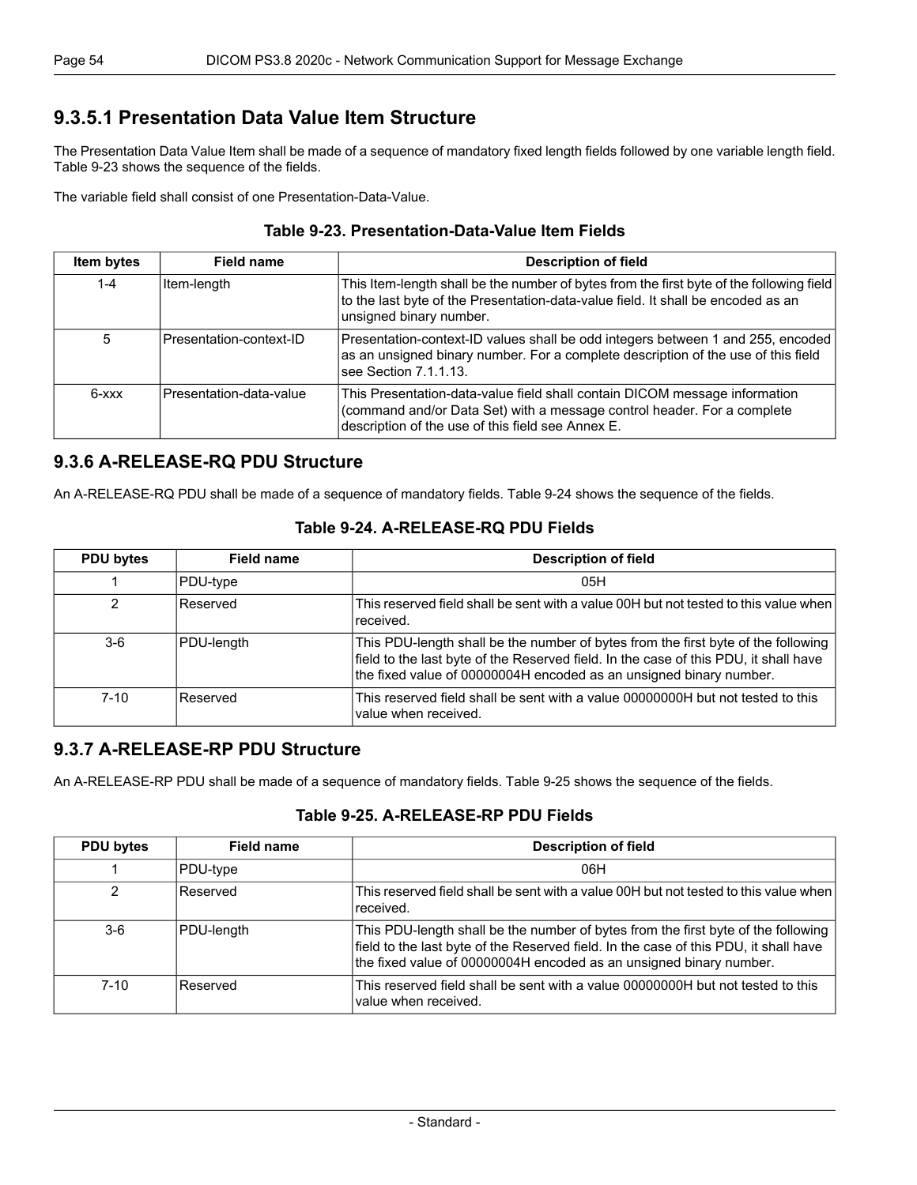### 9.3.5.1 Presentation Data Value Item Structure

The Presentation Data Value Item shall be made of a sequence of mandatory fixed length fields followed by one variable length field. Table 9-23 shows the sequence of the fields.

The variable field shall consist of one Presentation-Data-Value.

**Table 9-23. Presentation-Data-Value Item Fields**

| Item bytes | Field name | Description of field |
| --- | --- | --- |
| 1-4 | Item-length | This Item-length shall be the number of bytes from the first byte of the following field to the last byte of the Presentation-data-value field. It shall be encoded as an unsigned binary number. |
| 5 | Presentation-context-ID | Presentation-context-ID values shall be odd integers between 1 and 255, encoded as an unsigned binary number. For a complete description of the use of this field see Section 7.1.1.13. |
| 6-xxx | Presentation-data-value | This Presentation-data-value field shall contain DICOM message information (command and/or Data Set) with a message control header. For a complete description of the use of this field see Annex E. |

## 9.3.6 A-RELEASE-RQ PDU Structure

An A-RELEASE-RQ PDU shall be made of a sequence of mandatory fields. Table 9-24 shows the sequence of the fields.

**Table 9-24. A-RELEASE-RQ PDU Fields**

| PDU bytes | Field name | Description of field |
| --- | --- | --- |
| 1 | PDU-type | 05H |
| 2 | Reserved | This reserved field shall be sent with a value 00H but not tested to this value when received. |
| 3-6 | PDU-length | This PDU-length shall be the number of bytes from the first byte of the following field to the last byte of the Reserved field. In the case of this PDU, it shall have the fixed value of 00000004H encoded as an unsigned binary number. |
| 7-10 | Reserved | This reserved field shall be sent with a value 00000000H but not tested to this value when received. |

## 9.3.7 A-RELEASE-RP PDU Structure

An A-RELEASE-RP PDU shall be made of a sequence of mandatory fields. Table 9-25 shows the sequence of the fields.

**Table 9-25. A-RELEASE-RP PDU Fields**

| PDU bytes | Field name | Description of field |
| --- | --- | --- |
| 1 | PDU-type | 06H |
| 2 | Reserved | This reserved field shall be sent with a value 00H but not tested to this value when received. |
| 3-6 | PDU-length | This PDU-length shall be the number of bytes from the first byte of the following field to the last byte of the Reserved field. In the case of this PDU, it shall have the fixed value of 00000004H encoded as an unsigned binary number. |
| 7-10 | Reserved | This reserved field shall be sent with a value 00000000H but not tested to this value when received. |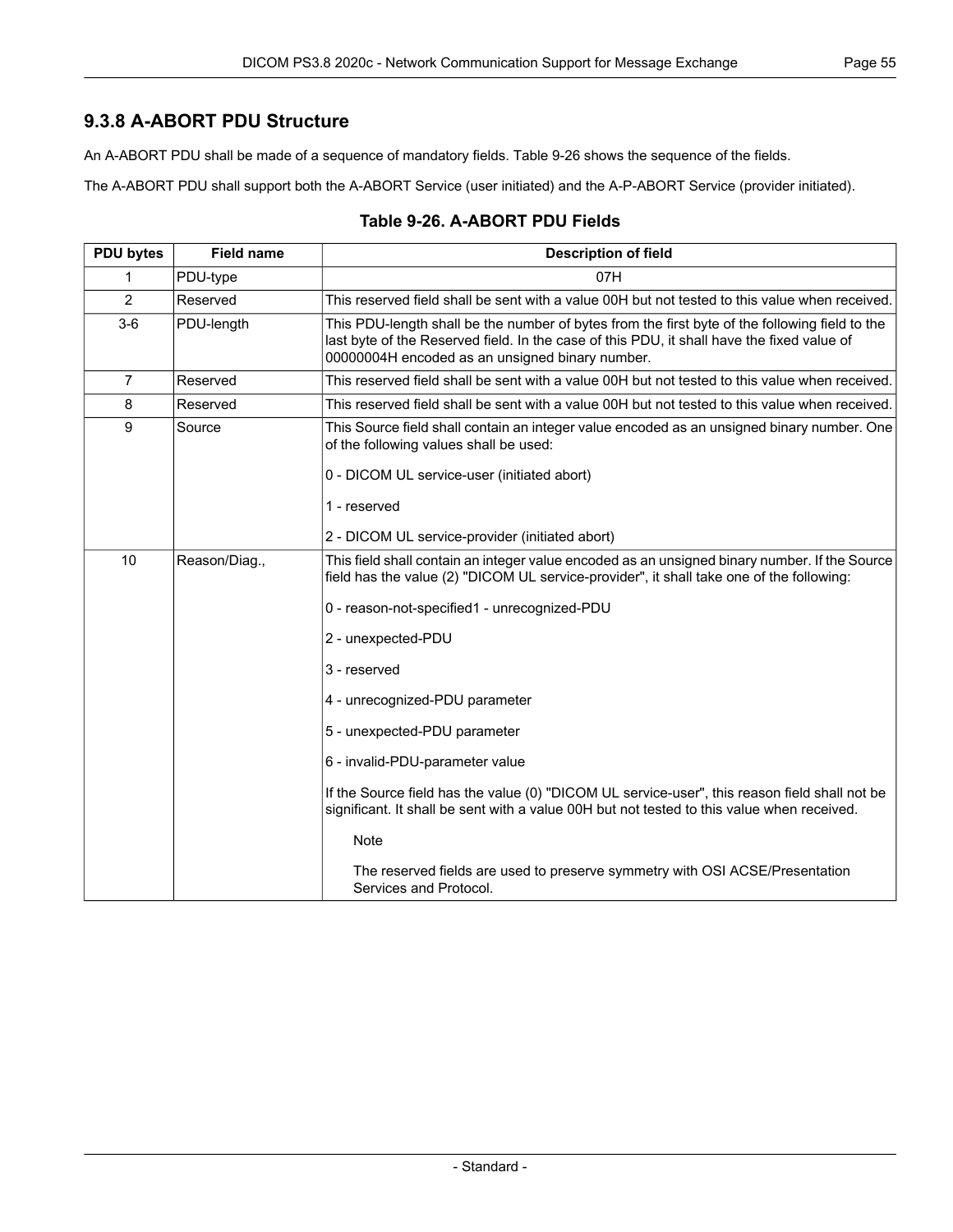### 9.3.8 A-ABORT PDU Structure

An A-ABORT PDU shall be made of a sequence of mandatory fields. Table 9-26 shows the sequence of the fields.

The A-ABORT PDU shall support both the A-ABORT Service (user initiated) and the A-P-ABORT Service (provider initiated).

**Table 9-26. A-ABORT PDU Fields**

| PDU bytes | Field name | Description of field |
|---|---|---|
| 1 | PDU-type | 07H |
| 2 | Reserved | This reserved field shall be sent with a value 00H but not tested to this value when received. |
| 3-6 | PDU-length | This PDU-length shall be the number of bytes from the first byte of the following field to the last byte of the Reserved field. In the case of this PDU, it shall have the fixed value of 00000004H encoded as an unsigned binary number. |
| 7 | Reserved | This reserved field shall be sent with a value 00H but not tested to this value when received. |
| 8 | Reserved | This reserved field shall be sent with a value 00H but not tested to this value when received. |
| 9 | Source | This Source field shall contain an integer value encoded as an unsigned binary number. One of the following values shall be used:<br><br>0 - DICOM UL service-user (initiated abort)<br><br>1 - reserved<br><br>2 - DICOM UL service-provider (initiated abort) |
| 10 | Reason/Diag., | This field shall contain an integer value encoded as an unsigned binary number. If the Source field has the value (2) "DICOM UL service-provider", it shall take one of the following:<br><br>0 - reason-not-specified1 - unrecognized-PDU<br><br>2 - unexpected-PDU<br><br>3 - reserved<br><br>4 - unrecognized-PDU parameter<br><br>5 - unexpected-PDU parameter<br><br>6 - invalid-PDU-parameter value<br><br>If the Source field has the value (0) "DICOM UL service-user", this reason field shall not be significant. It shall be sent with a value 00H but not tested to this value when received.<br><br>Note<br><br>The reserved fields are used to preserve symmetry with OSI ACSE/Presentation Services and Protocol. |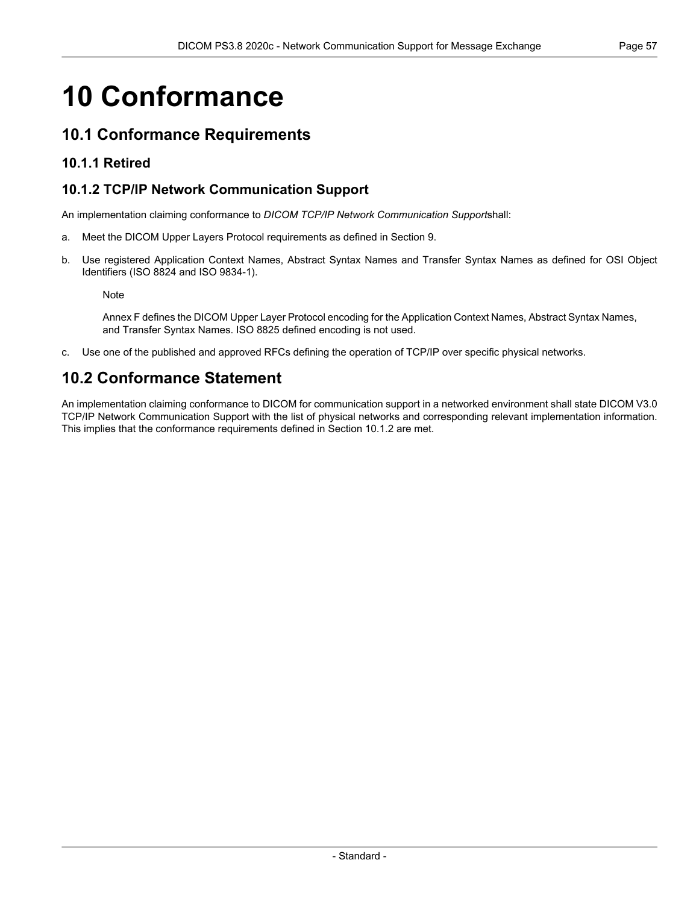# 10 Conformance

## 10.1 Conformance Requirements

### 10.1.1 Retired

### 10.1.2 TCP/IP Network Communication Support

An implementation claiming conformance to *DICOM TCP/IP Network Communication Support*shall:

a. Meet the DICOM Upper Layers Protocol requirements as defined in Section 9.

b. Use registered Application Context Names, Abstract Syntax Names and Transfer Syntax Names as defined for OSI Object Identifiers (ISO 8824 and ISO 9834-1).

   Note

   Annex F defines the DICOM Upper Layer Protocol encoding for the Application Context Names, Abstract Syntax Names, and Transfer Syntax Names. ISO 8825 defined encoding is not used.

c. Use one of the published and approved RFCs defining the operation of TCP/IP over specific physical networks.

## 10.2 Conformance Statement

An implementation claiming conformance to DICOM for communication support in a networked environment shall state DICOM V3.0 TCP/IP Network Communication Support with the list of physical networks and corresponding relevant implementation information. This implies that the conformance requirements defined in Section 10.1.2 are met.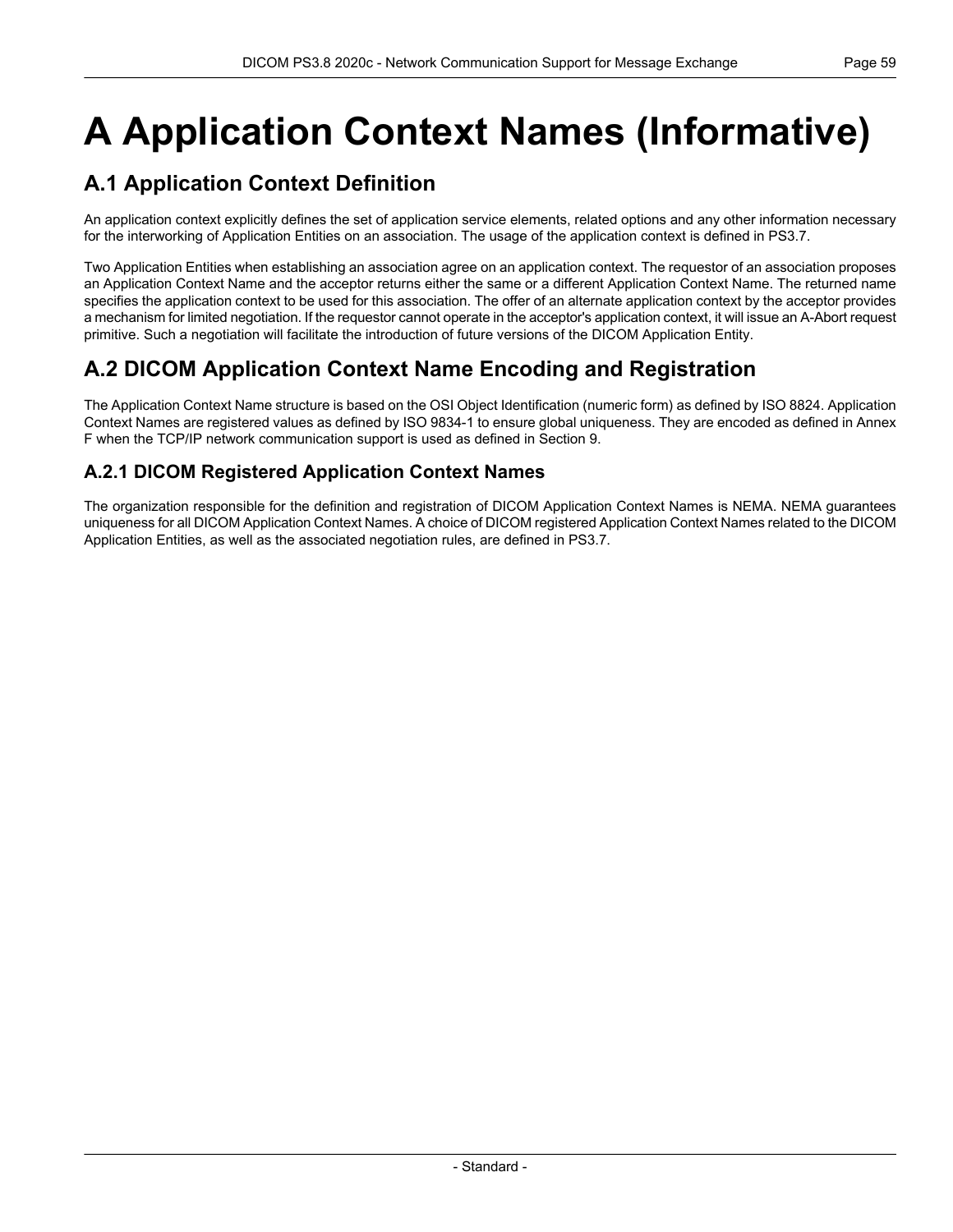# A Application Context Names (Informative)

## A.1 Application Context Definition

An application context explicitly defines the set of application service elements, related options and any other information necessary for the interworking of Application Entities on an association. The usage of the application context is defined in PS3.7.

Two Application Entities when establishing an association agree on an application context. The requestor of an association proposes an Application Context Name and the acceptor returns either the same or a different Application Context Name. The returned name specifies the application context to be used for this association. The offer of an alternate application context by the acceptor provides a mechanism for limited negotiation. If the requestor cannot operate in the acceptor's application context, it will issue an A-Abort request primitive. Such a negotiation will facilitate the introduction of future versions of the DICOM Application Entity.

## A.2 DICOM Application Context Name Encoding and Registration

The Application Context Name structure is based on the OSI Object Identification (numeric form) as defined by ISO 8824. Application Context Names are registered values as defined by ISO 9834-1 to ensure global uniqueness. They are encoded as defined in Annex F when the TCP/IP network communication support is used as defined in Section 9.

### A.2.1 DICOM Registered Application Context Names

The organization responsible for the definition and registration of DICOM Application Context Names is NEMA. NEMA guarantees uniqueness for all DICOM Application Context Names. A choice of DICOM registered Application Context Names related to the DICOM Application Entities, as well as the associated negotiation rules, are defined in PS3.7.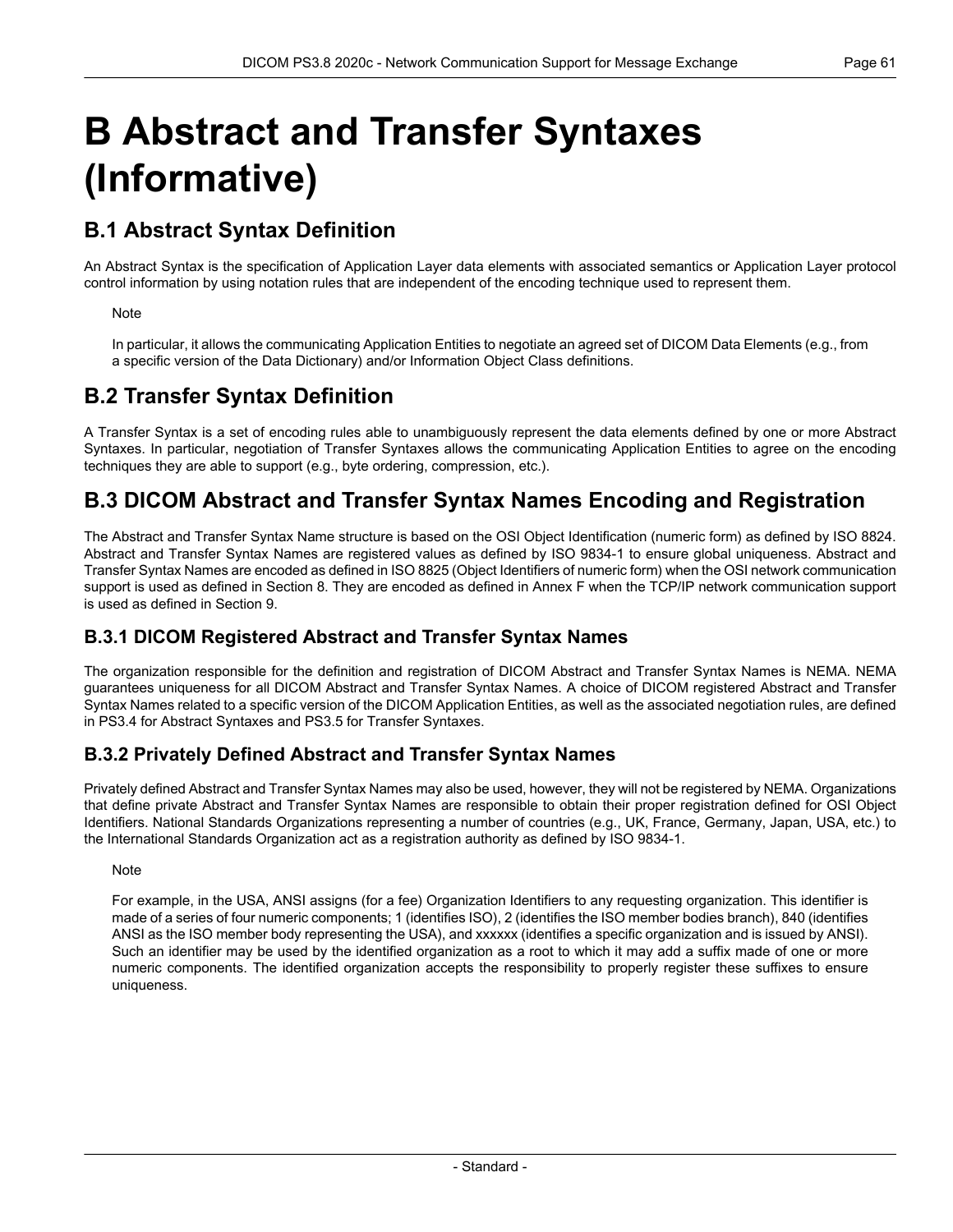# B Abstract and Transfer Syntaxes (Informative)

## B.1 Abstract Syntax Definition

An Abstract Syntax is the specification of Application Layer data elements with associated semantics or Application Layer protocol control information by using notation rules that are independent of the encoding technique used to represent them.

Note

In particular, it allows the communicating Application Entities to negotiate an agreed set of DICOM Data Elements (e.g., from a specific version of the Data Dictionary) and/or Information Object Class definitions.

## B.2 Transfer Syntax Definition

A Transfer Syntax is a set of encoding rules able to unambiguously represent the data elements defined by one or more Abstract Syntaxes. In particular, negotiation of Transfer Syntaxes allows the communicating Application Entities to agree on the encoding techniques they are able to support (e.g., byte ordering, compression, etc.).

## B.3 DICOM Abstract and Transfer Syntax Names Encoding and Registration

The Abstract and Transfer Syntax Name structure is based on the OSI Object Identification (numeric form) as defined by ISO 8824. Abstract and Transfer Syntax Names are registered values as defined by ISO 9834-1 to ensure global uniqueness. Abstract and Transfer Syntax Names are encoded as defined in ISO 8825 (Object Identifiers of numeric form) when the OSI network communication support is used as defined in Section 8. They are encoded as defined in Annex F when the TCP/IP network communication support is used as defined in Section 9.

### B.3.1 DICOM Registered Abstract and Transfer Syntax Names

The organization responsible for the definition and registration of DICOM Abstract and Transfer Syntax Names is NEMA. NEMA guarantees uniqueness for all DICOM Abstract and Transfer Syntax Names. A choice of DICOM registered Abstract and Transfer Syntax Names related to a specific version of the DICOM Application Entities, as well as the associated negotiation rules, are defined in PS3.4 for Abstract Syntaxes and PS3.5 for Transfer Syntaxes.

### B.3.2 Privately Defined Abstract and Transfer Syntax Names

Privately defined Abstract and Transfer Syntax Names may also be used, however, they will not be registered by NEMA. Organizations that define private Abstract and Transfer Syntax Names are responsible to obtain their proper registration defined for OSI Object Identifiers. National Standards Organizations representing a number of countries (e.g., UK, France, Germany, Japan, USA, etc.) to the International Standards Organization act as a registration authority as defined by ISO 9834-1.

Note

For example, in the USA, ANSI assigns (for a fee) Organization Identifiers to any requesting organization. This identifier is made of a series of four numeric components; 1 (identifies ISO), 2 (identifies the ISO member bodies branch), 840 (identifies ANSI as the ISO member body representing the USA), and xxxxxx (identifies a specific organization and is issued by ANSI). Such an identifier may be used by the identified organization as a root to which it may add a suffix made of one or more numeric components. The identified organization accepts the responsibility to properly register these suffixes to ensure uniqueness.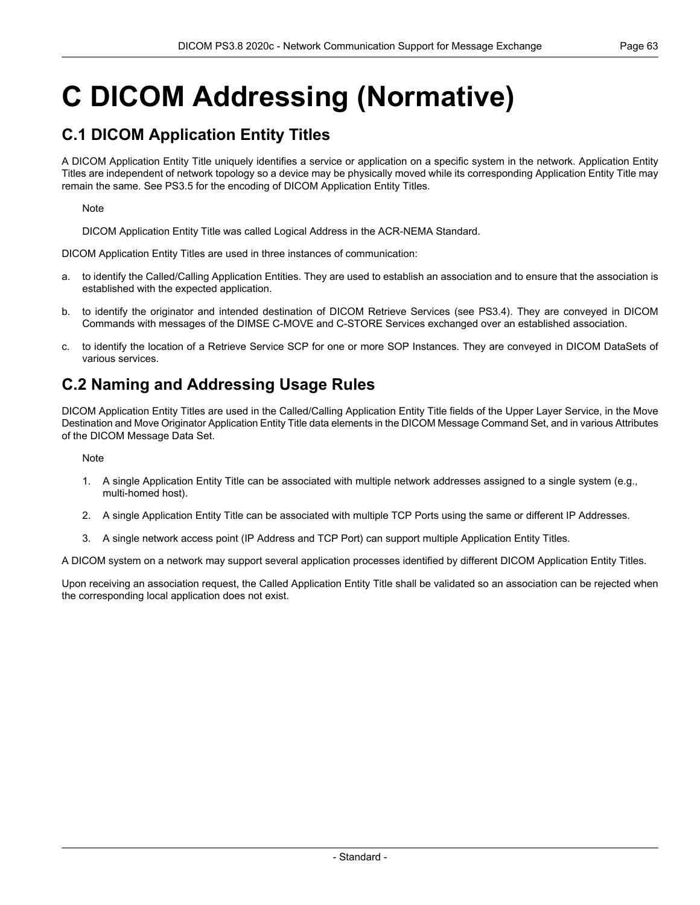# C DICOM Addressing (Normative)

## C.1 DICOM Application Entity Titles

A DICOM Application Entity Title uniquely identifies a service or application on a specific system in the network. Application Entity Titles are independent of network topology so a device may be physically moved while its corresponding Application Entity Title may remain the same. See PS3.5 for the encoding of DICOM Application Entity Titles.

> Note
>
> DICOM Application Entity Title was called Logical Address in the ACR-NEMA Standard.

DICOM Application Entity Titles are used in three instances of communication:

a. to identify the Called/Calling Application Entities. They are used to establish an association and to ensure that the association is established with the expected application.

b. to identify the originator and intended destination of DICOM Retrieve Services (see PS3.4). They are conveyed in DICOM Commands with messages of the DIMSE C-MOVE and C-STORE Services exchanged over an established association.

c. to identify the location of a Retrieve Service SCP for one or more SOP Instances. They are conveyed in DICOM DataSets of various services.

## C.2 Naming and Addressing Usage Rules

DICOM Application Entity Titles are used in the Called/Calling Application Entity Title fields of the Upper Layer Service, in the Move Destination and Move Originator Application Entity Title data elements in the DICOM Message Command Set, and in various Attributes of the DICOM Message Data Set.

> Note
>
> 1. A single Application Entity Title can be associated with multiple network addresses assigned to a single system (e.g., multi-homed host).
> 2. A single Application Entity Title can be associated with multiple TCP Ports using the same or different IP Addresses.
> 3. A single network access point (IP Address and TCP Port) can support multiple Application Entity Titles.

A DICOM system on a network may support several application processes identified by different DICOM Application Entity Titles.

Upon receiving an association request, the Called Application Entity Title shall be validated so an association can be rejected when the corresponding local application does not exist.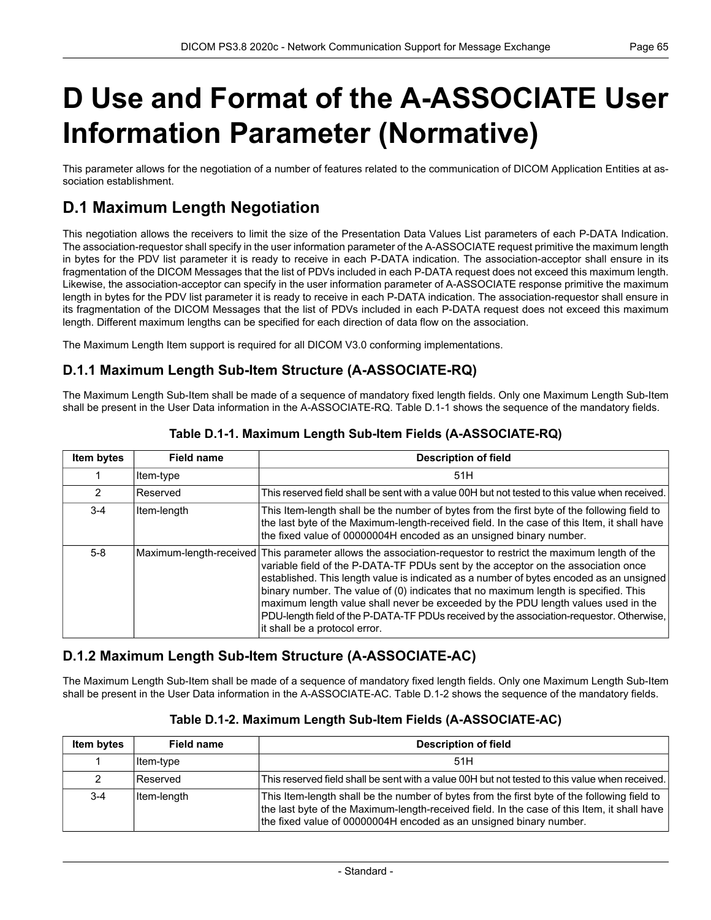# D Use and Format of the A-ASSOCIATE User Information Parameter (Normative)

This parameter allows for the negotiation of a number of features related to the communication of DICOM Application Entities at association establishment.

## D.1 Maximum Length Negotiation

This negotiation allows the receivers to limit the size of the Presentation Data Values List parameters of each P-DATA Indication. The association-requestor shall specify in the user information parameter of the A-ASSOCIATE request primitive the maximum length in bytes for the PDV list parameter it is ready to receive in each P-DATA indication. The association-acceptor shall ensure in its fragmentation of the DICOM Messages that the list of PDVs included in each P-DATA request does not exceed this maximum length. Likewise, the association-acceptor can specify in the user information parameter of A-ASSOCIATE response primitive the maximum length in bytes for the PDV list parameter it is ready to receive in each P-DATA indication. The association-requestor shall ensure in its fragmentation of the DICOM Messages that the list of PDVs included in each P-DATA request does not exceed this maximum length. Different maximum lengths can be specified for each direction of data flow on the association.

The Maximum Length Item support is required for all DICOM V3.0 conforming implementations.

### D.1.1 Maximum Length Sub-Item Structure (A-ASSOCIATE-RQ)

The Maximum Length Sub-Item shall be made of a sequence of mandatory fixed length fields. Only one Maximum Length Sub-Item shall be present in the User Data information in the A-ASSOCIATE-RQ. Table D.1-1 shows the sequence of the mandatory fields.

**Table D.1-1. Maximum Length Sub-Item Fields (A-ASSOCIATE-RQ)**

| Item bytes | Field name | Description of field |
|---|---|---|
| 1 | Item-type | 51H |
| 2 | Reserved | This reserved field shall be sent with a value 00H but not tested to this value when received. |
| 3-4 | Item-length | This Item-length shall be the number of bytes from the first byte of the following field to the last byte of the Maximum-length-received field. In the case of this Item, it shall have the fixed value of 00000004H encoded as an unsigned binary number. |
| 5-8 | Maximum-length-received | This parameter allows the association-requestor to restrict the maximum length of the variable field of the P-DATA-TF PDUs sent by the acceptor on the association once established. This length value is indicated as a number of bytes encoded as an unsigned binary number. The value of (0) indicates that no maximum length is specified. This maximum length value shall never be exceeded by the PDU length values used in the PDU-length field of the P-DATA-TF PDUs received by the association-requestor. Otherwise, it shall be a protocol error. |

### D.1.2 Maximum Length Sub-Item Structure (A-ASSOCIATE-AC)

The Maximum Length Sub-Item shall be made of a sequence of mandatory fixed length fields. Only one Maximum Length Sub-Item shall be present in the User Data information in the A-ASSOCIATE-AC. Table D.1-2 shows the sequence of the mandatory fields.

**Table D.1-2. Maximum Length Sub-Item Fields (A-ASSOCIATE-AC)**

| Item bytes | Field name | Description of field |
|---|---|---|
| 1 | Item-type | 51H |
| 2 | Reserved | This reserved field shall be sent with a value 00H but not tested to this value when received. |
| 3-4 | Item-length | This Item-length shall be the number of bytes from the first byte of the following field to the last byte of the Maximum-length-received field. In the case of this Item, it shall have the fixed value of 00000004H encoded as an unsigned binary number. |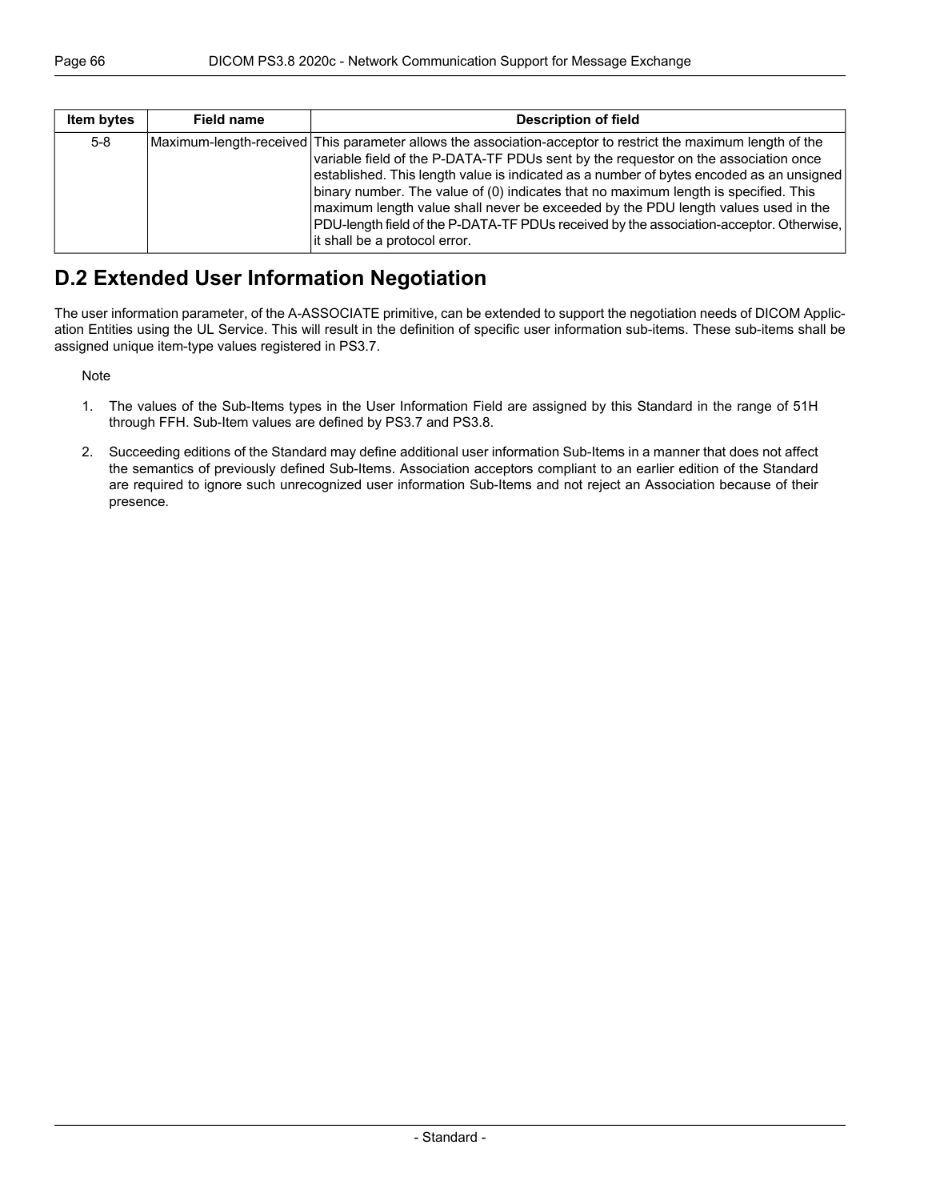| Item bytes | Field name | Description of field |
|---|---|---|
| 5-8 | Maximum-length-received | This parameter allows the association-acceptor to restrict the maximum length of the variable field of the P-DATA-TF PDUs sent by the requestor on the association once established. This length value is indicated as a number of bytes encoded as an unsigned binary number. The value of (0) indicates that no maximum length is specified. This maximum length value shall never be exceeded by the PDU length values used in the PDU-length field of the P-DATA-TF PDUs received by the association-acceptor. Otherwise, it shall be a protocol error. |

## D.2 Extended User Information Negotiation

The user information parameter, of the A-ASSOCIATE primitive, can be extended to support the negotiation needs of DICOM Application Entities using the UL Service. This will result in the definition of specific user information sub-items. These sub-items shall be assigned unique item-type values registered in PS3.7.

Note

1. The values of the Sub-Items types in the User Information Field are assigned by this Standard in the range of 51H through FFH. Sub-Item values are defined by PS3.7 and PS3.8.
2. Succeeding editions of the Standard may define additional user information Sub-Items in a manner that does not affect the semantics of previously defined Sub-Items. Association acceptors compliant to an earlier edition of the Standard are required to ignore such unrecognized user information Sub-Items and not reject an Association because of their presence.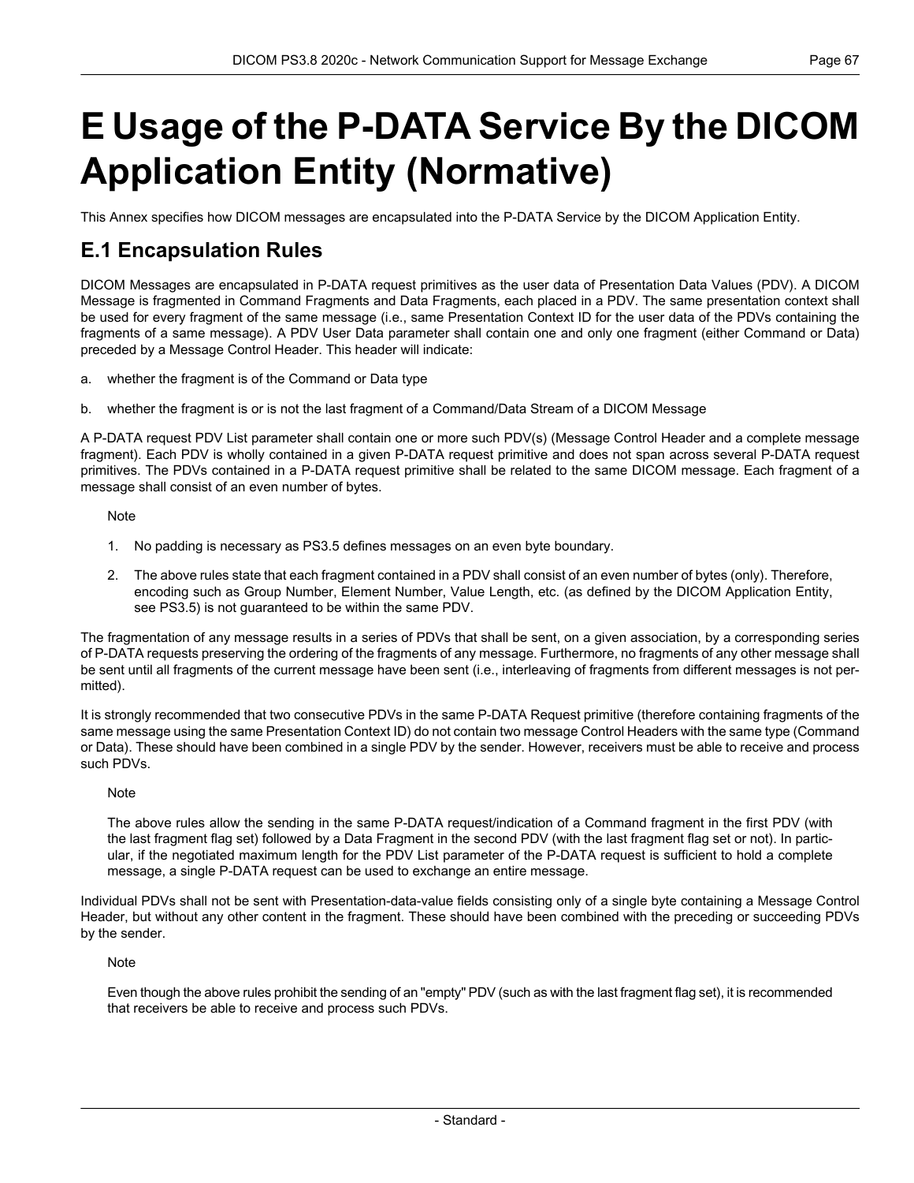# E Usage of the P-DATA Service By the DICOM Application Entity (Normative)

This Annex specifies how DICOM messages are encapsulated into the P-DATA Service by the DICOM Application Entity.

## E.1 Encapsulation Rules

DICOM Messages are encapsulated in P-DATA request primitives as the user data of Presentation Data Values (PDV). A DICOM Message is fragmented in Command Fragments and Data Fragments, each placed in a PDV. The same presentation context shall be used for every fragment of the same message (i.e., same Presentation Context ID for the user data of the PDVs containing the fragments of a same message). A PDV User Data parameter shall contain one and only one fragment (either Command or Data) preceded by a Message Control Header. This header will indicate:

a. whether the fragment is of the Command or Data type

b. whether the fragment is or is not the last fragment of a Command/Data Stream of a DICOM Message

A P-DATA request PDV List parameter shall contain one or more such PDV(s) (Message Control Header and a complete message fragment). Each PDV is wholly contained in a given P-DATA request primitive and does not span across several P-DATA request primitives. The PDVs contained in a P-DATA request primitive shall be related to the same DICOM message. Each fragment of a message shall consist of an even number of bytes.

Note

1. No padding is necessary as PS3.5 defines messages on an even byte boundary.
2. The above rules state that each fragment contained in a PDV shall consist of an even number of bytes (only). Therefore, encoding such as Group Number, Element Number, Value Length, etc. (as defined by the DICOM Application Entity, see PS3.5) is not guaranteed to be within the same PDV.

The fragmentation of any message results in a series of PDVs that shall be sent, on a given association, by a corresponding series of P-DATA requests preserving the ordering of the fragments of any message. Furthermore, no fragments of any other message shall be sent until all fragments of the current message have been sent (i.e., interleaving of fragments from different messages is not permitted).

It is strongly recommended that two consecutive PDVs in the same P-DATA Request primitive (therefore containing fragments of the same message using the same Presentation Context ID) do not contain two message Control Headers with the same type (Command or Data). These should have been combined in a single PDV by the sender. However, receivers must be able to receive and process such PDVs.

Note

The above rules allow the sending in the same P-DATA request/indication of a Command fragment in the first PDV (with the last fragment flag set) followed by a Data Fragment in the second PDV (with the last fragment flag set or not). In particular, if the negotiated maximum length for the PDV List parameter of the P-DATA request is sufficient to hold a complete message, a single P-DATA request can be used to exchange an entire message.

Individual PDVs shall not be sent with Presentation-data-value fields consisting only of a single byte containing a Message Control Header, but without any other content in the fragment. These should have been combined with the preceding or succeeding PDVs by the sender.

Note

Even though the above rules prohibit the sending of an "empty" PDV (such as with the last fragment flag set), it is recommended that receivers be able to receive and process such PDVs.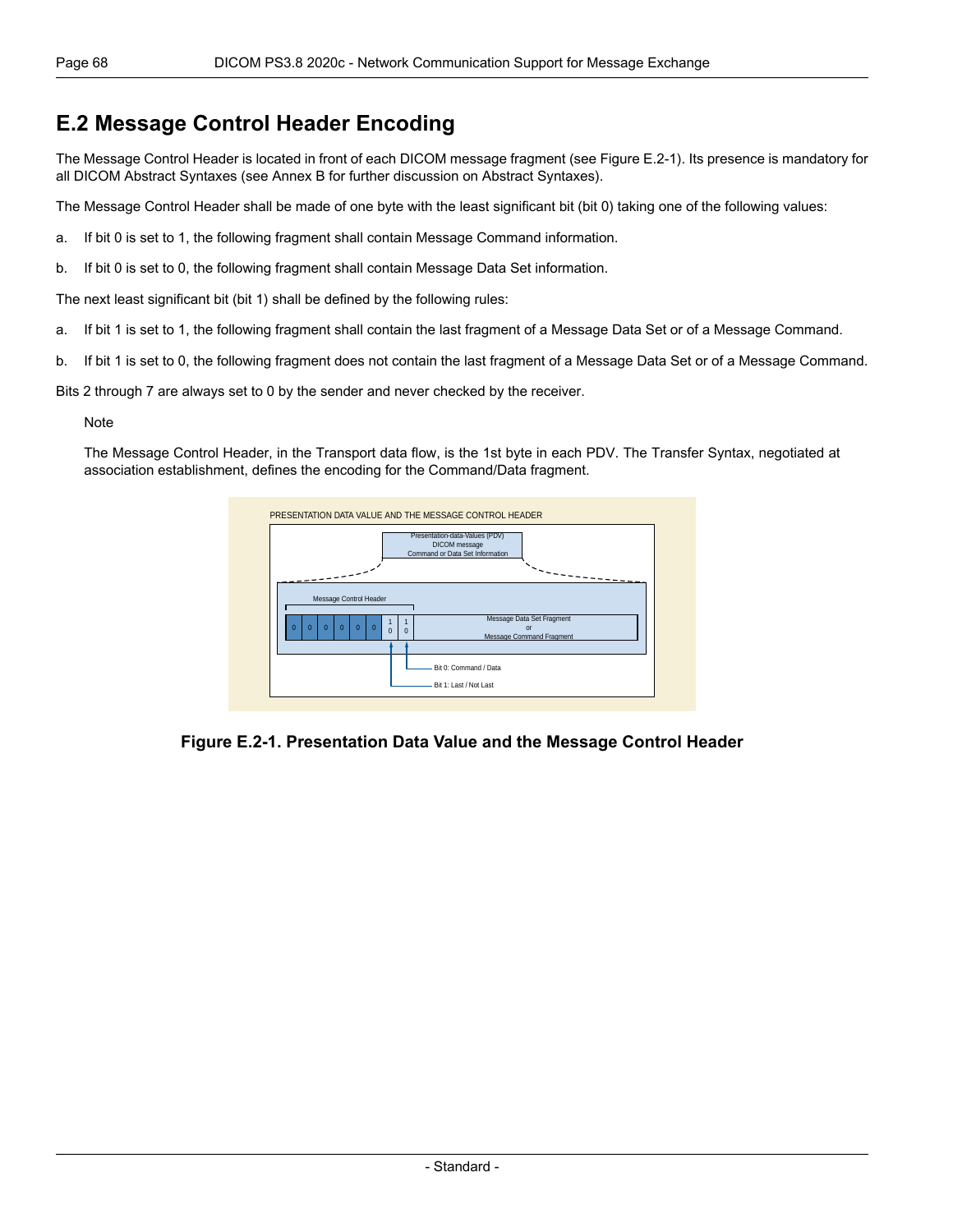## E.2 Message Control Header Encoding

The Message Control Header is located in front of each DICOM message fragment (see Figure E.2-1). Its presence is mandatory for all DICOM Abstract Syntaxes (see Annex B for further discussion on Abstract Syntaxes).

The Message Control Header shall be made of one byte with the least significant bit (bit 0) taking one of the following values:

a. If bit 0 is set to 1, the following fragment shall contain Message Command information.

b. If bit 0 is set to 0, the following fragment shall contain Message Data Set information.

The next least significant bit (bit 1) shall be defined by the following rules:

a. If bit 1 is set to 1, the following fragment shall contain the last fragment of a Message Data Set or of a Message Command.

b. If bit 1 is set to 0, the following fragment does not contain the last fragment of a Message Data Set or of a Message Command.

Bits 2 through 7 are always set to 0 by the sender and never checked by the receiver.

Note

The Message Control Header, in the Transport data flow, is the 1st byte in each PDV. The Transfer Syntax, negotiated at association establishment, defines the encoding for the Command/Data fragment.

PRESENTATION DATA VALUE AND THE MESSAGE CONTROL HEADER

Presentation-data-Values (PDV)
DICOM message
Command or Data Set Information

Message Control Header

| 0 | 0 | 0 | 0 | 0 | 0 | 1<br>0 | 1<br>0 | Message Data Set Fragment<br>or<br>Message Command Fragment |
|---|---|---|---|---|---|---|---|---|

Bit 0: Command / Data

Bit 1: Last / Not Last

**Figure E.2-1. Presentation Data Value and the Message Control Header**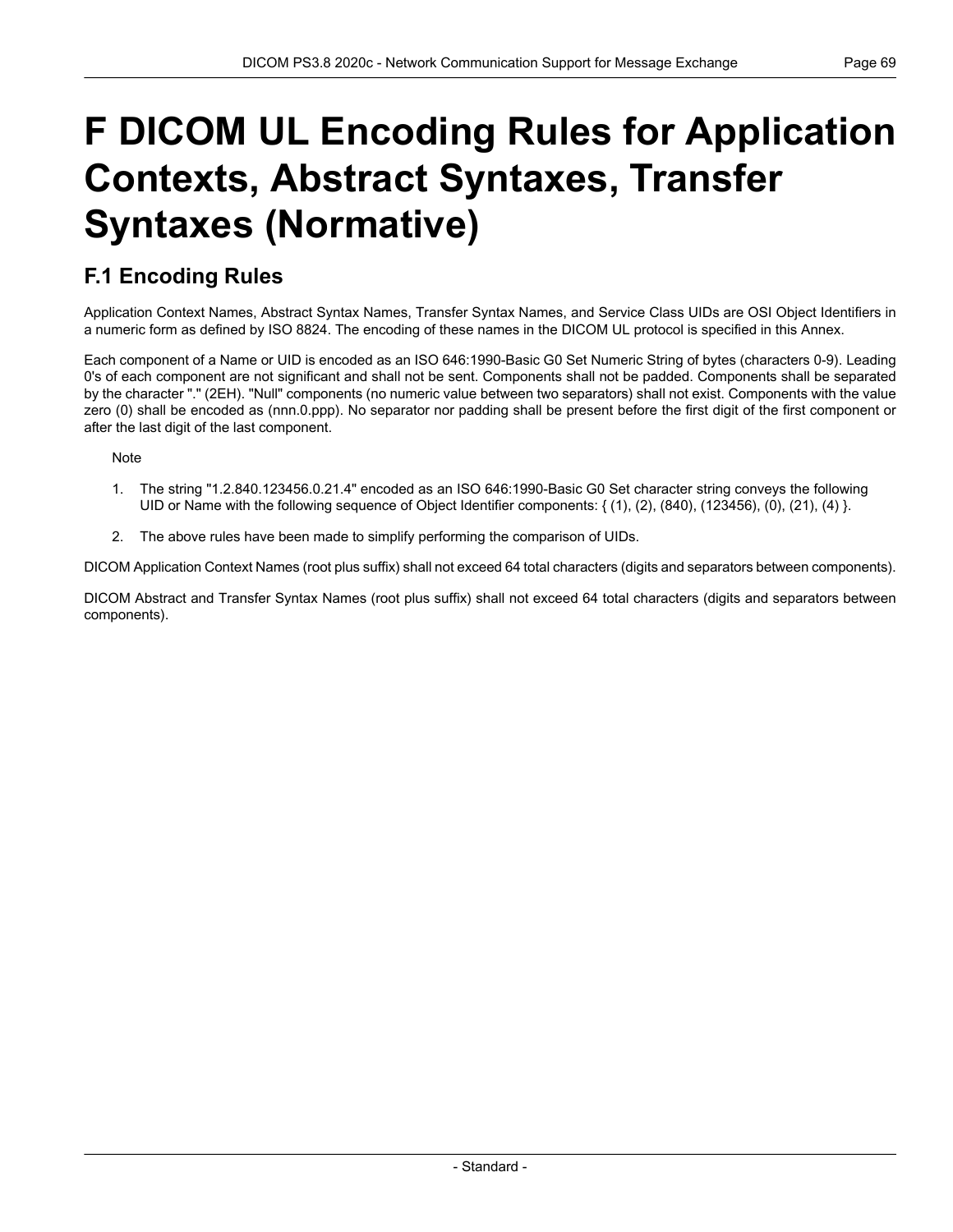# F DICOM UL Encoding Rules for Application Contexts, Abstract Syntaxes, Transfer Syntaxes (Normative)

## F.1 Encoding Rules

Application Context Names, Abstract Syntax Names, Transfer Syntax Names, and Service Class UIDs are OSI Object Identifiers in a numeric form as defined by ISO 8824. The encoding of these names in the DICOM UL protocol is specified in this Annex.

Each component of a Name or UID is encoded as an ISO 646:1990-Basic G0 Set Numeric String of bytes (characters 0-9). Leading 0's of each component are not significant and shall not be sent. Components shall not be padded. Components shall be separated by the character "." (2EH). "Null" components (no numeric value between two separators) shall not exist. Components with the value zero (0) shall be encoded as (nnn.0.ppp). No separator nor padding shall be present before the first digit of the first component or after the last digit of the last component.

Note

1. The string "1.2.840.123456.0.21.4" encoded as an ISO 646:1990-Basic G0 Set character string conveys the following UID or Name with the following sequence of Object Identifier components: { (1), (2), (840), (123456), (0), (21), (4) }.
2. The above rules have been made to simplify performing the comparison of UIDs.

DICOM Application Context Names (root plus suffix) shall not exceed 64 total characters (digits and separators between components).

DICOM Abstract and Transfer Syntax Names (root plus suffix) shall not exceed 64 total characters (digits and separators between components).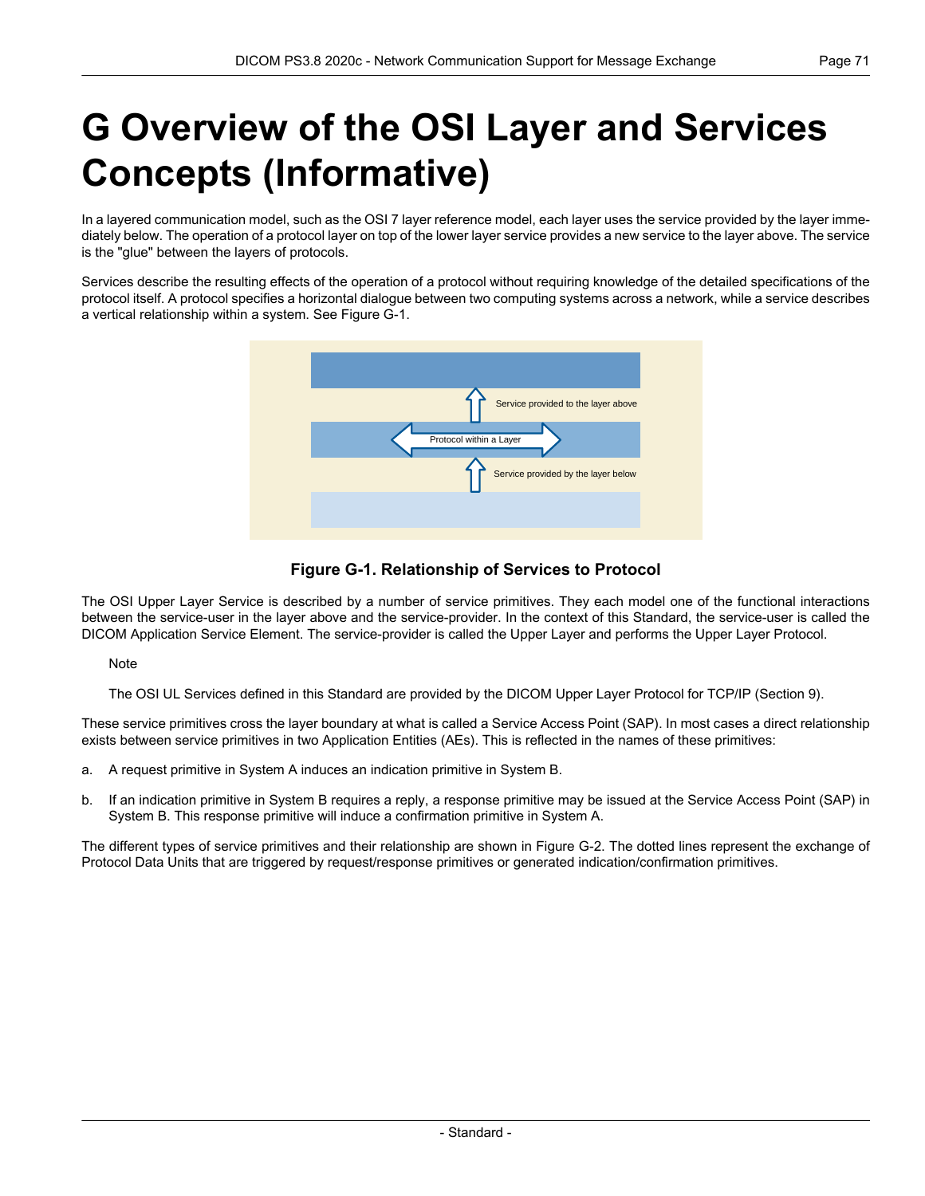# G Overview of the OSI Layer and Services Concepts (Informative)

In a layered communication model, such as the OSI 7 layer reference model, each layer uses the service provided by the layer immediately below. The operation of a protocol layer on top of the lower layer service provides a new service to the layer above. The service is the "glue" between the layers of protocols.

Services describe the resulting effects of the operation of a protocol without requiring knowledge of the detailed specifications of the protocol itself. A protocol specifies a horizontal dialogue between two computing systems across a network, while a service describes a vertical relationship within a system. See Figure G-1.

Service provided to the layer above

Protocol within a Layer

Service provided by the layer below

**Figure G-1. Relationship of Services to Protocol**

The OSI Upper Layer Service is described by a number of service primitives. They each model one of the functional interactions between the service-user in the layer above and the service-provider. In the context of this Standard, the service-user is called the DICOM Application Service Element. The service-provider is called the Upper Layer and performs the Upper Layer Protocol.

Note

The OSI UL Services defined in this Standard are provided by the DICOM Upper Layer Protocol for TCP/IP (Section 9).

These service primitives cross the layer boundary at what is called a Service Access Point (SAP). In most cases a direct relationship exists between service primitives in two Application Entities (AEs). This is reflected in the names of these primitives:

a. A request primitive in System A induces an indication primitive in System B.

b. If an indication primitive in System B requires a reply, a response primitive may be issued at the Service Access Point (SAP) in System B. This response primitive will induce a confirmation primitive in System A.

The different types of service primitives and their relationship are shown in Figure G-2. The dotted lines represent the exchange of Protocol Data Units that are triggered by request/response primitives or generated indication/confirmation primitives.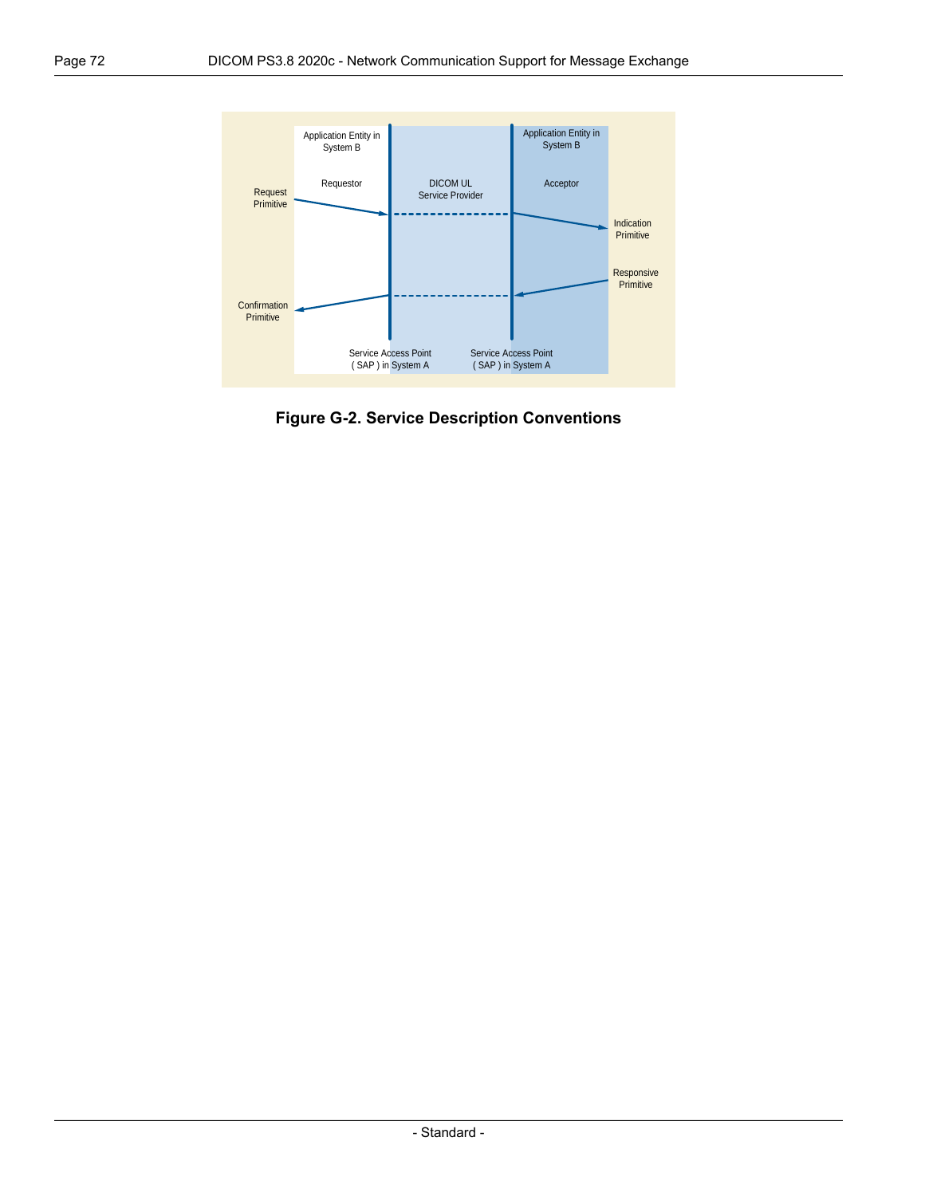Application Entity in System B

Requestor

DICOM UL Service Provider

Application Entity in System B

Acceptor

Request Primitive

Indication Primitive

Responsive Primitive

Confirmation Primitive

Service Access Point ( SAP ) in System A

Service Access Point ( SAP ) in System A

**Figure G-2. Service Description Conventions**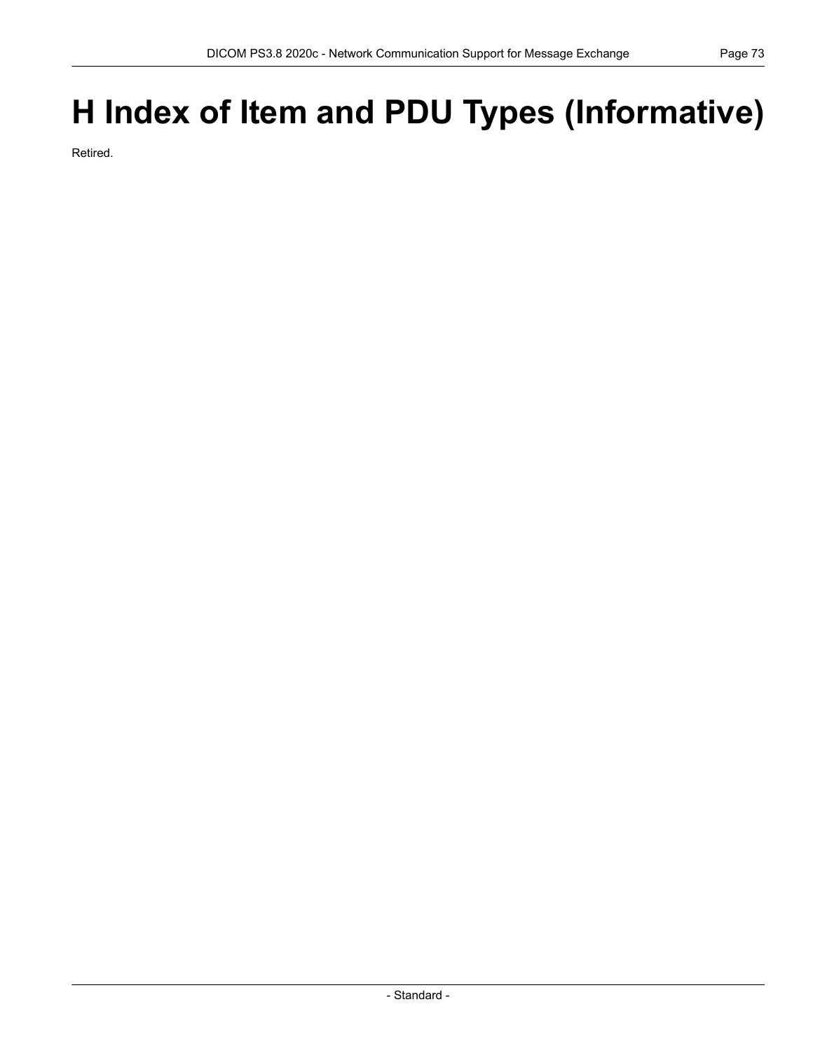# H Index of Item and PDU Types (Informative)

Retired.